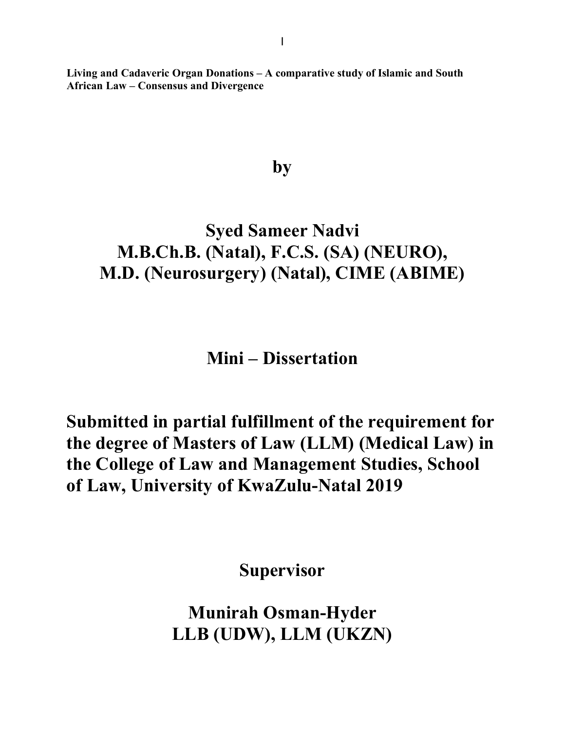**Living and Cadaveric Organ Donations – A comparative study of Islamic and South African Law – Consensus and Divergence**

# by

# Syed Sameer Nadvi
# M.B.Ch.B. (Natal), F.C.S. (SA) (NEURO), M.D. (Neurosurgery) (Natal), CIME (ABIME)

# Mini – Dissertation

# Submitted in partial fulfillment of the requirement for the degree of Masters of Law (LLM) (Medical Law) in the College of Law and Management Studies, School of Law, University of KwaZulu-Natal 2019

# Supervisor

# Munirah Osman-Hyder
# LLB (UDW), LLM (UKZN)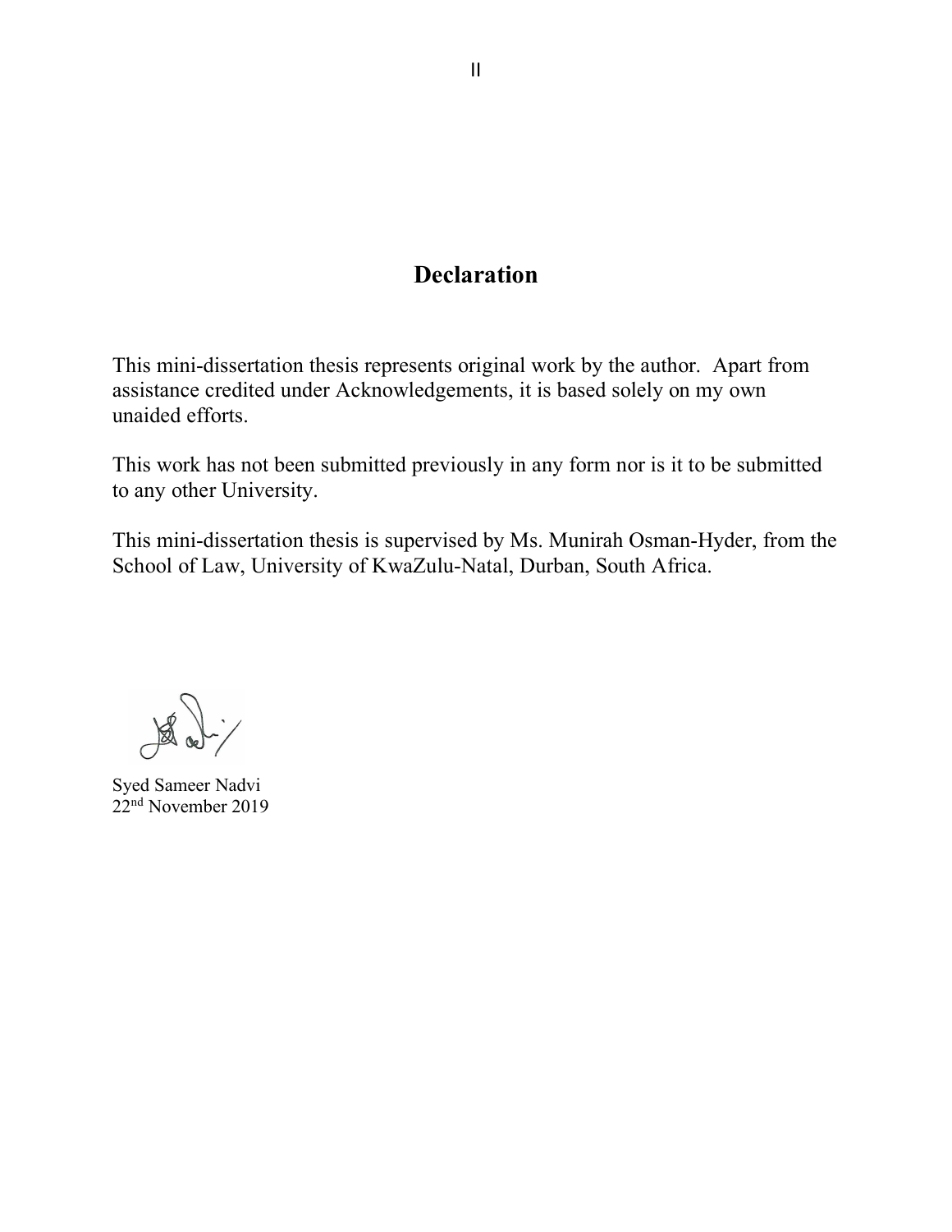# Declaration

This mini-dissertation thesis represents original work by the author. Apart from assistance credited under Acknowledgements, it is based solely on my own unaided efforts.

This work has not been submitted previously in any form nor is it to be submitted to any other University.

This mini-dissertation thesis is supervised by Ms. Munirah Osman-Hyder, from the School of Law, University of KwaZulu-Natal, Durban, South Africa.

Syed Sameer Nadvi
22nd November 2019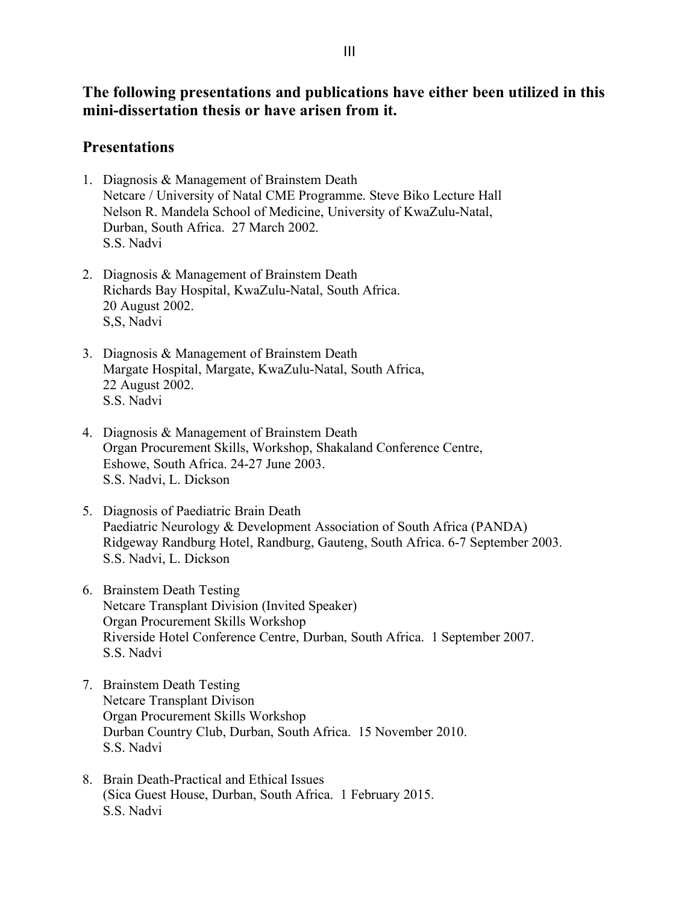**The following presentations and publications have either been utilized in this mini-dissertation thesis or have arisen from it.**

## Presentations

1. Diagnosis & Management of Brainstem Death
   Netcare / University of Natal CME Programme. Steve Biko Lecture Hall
   Nelson R. Mandela School of Medicine, University of KwaZulu-Natal,
   Durban, South Africa. 27 March 2002.
   S.S. Nadvi

2. Diagnosis & Management of Brainstem Death
   Richards Bay Hospital, KwaZulu-Natal, South Africa.
   20 August 2002.
   S,S, Nadvi

3. Diagnosis & Management of Brainstem Death
   Margate Hospital, Margate, KwaZulu-Natal, South Africa,
   22 August 2002.
   S.S. Nadvi

4. Diagnosis & Management of Brainstem Death
   Organ Procurement Skills, Workshop, Shakaland Conference Centre,
   Eshowe, South Africa. 24-27 June 2003.
   S.S. Nadvi, L. Dickson

5. Diagnosis of Paediatric Brain Death
   Paediatric Neurology & Development Association of South Africa (PANDA)
   Ridgeway Randburg Hotel, Randburg, Gauteng, South Africa. 6-7 September 2003.
   S.S. Nadvi, L. Dickson

6. Brainstem Death Testing
   Netcare Transplant Division (Invited Speaker)
   Organ Procurement Skills Workshop
   Riverside Hotel Conference Centre, Durban, South Africa. 1 September 2007.
   S.S. Nadvi

7. Brainstem Death Testing
   Netcare Transplant Divison
   Organ Procurement Skills Workshop
   Durban Country Club, Durban, South Africa. 15 November 2010.
   S.S. Nadvi

8. Brain Death-Practical and Ethical Issues
   (Sica Guest House, Durban, South Africa. 1 February 2015.
   S.S. Nadvi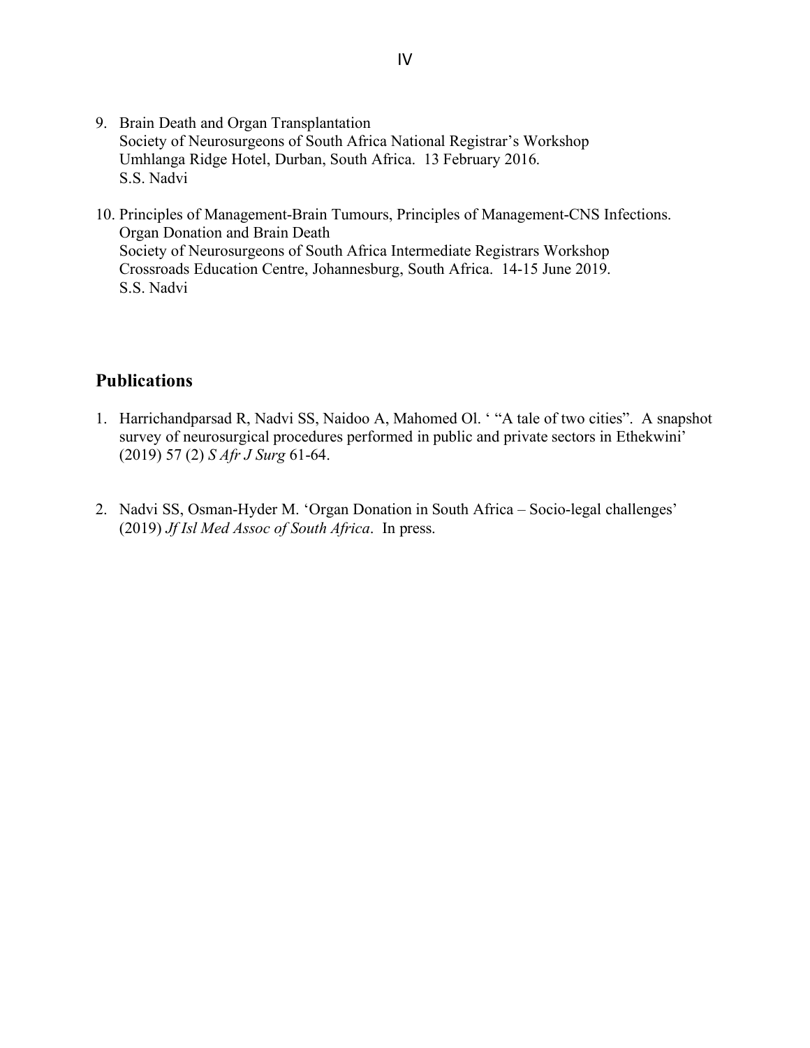9. Brain Death and Organ Transplantation
   Society of Neurosurgeons of South Africa National Registrar's Workshop
   Umhlanga Ridge Hotel, Durban, South Africa. 13 February 2016.
   S.S. Nadvi

10. Principles of Management-Brain Tumours, Principles of Management-CNS Infections. Organ Donation and Brain Death
    Society of Neurosurgeons of South Africa Intermediate Registrars Workshop
    Crossroads Education Centre, Johannesburg, South Africa. 14-15 June 2019.
    S.S. Nadvi

## Publications

1. Harrichandparsad R, Nadvi SS, Naidoo A, Mahomed Ol. ' "A tale of two cities". A snapshot survey of neurosurgical procedures performed in public and private sectors in Ethekwini' (2019) 57 (2) *S Afr J Surg* 61-64.

2. Nadvi SS, Osman-Hyder M. 'Organ Donation in South Africa – Socio-legal challenges' (2019) *Jf Isl Med Assoc of South Africa*. In press.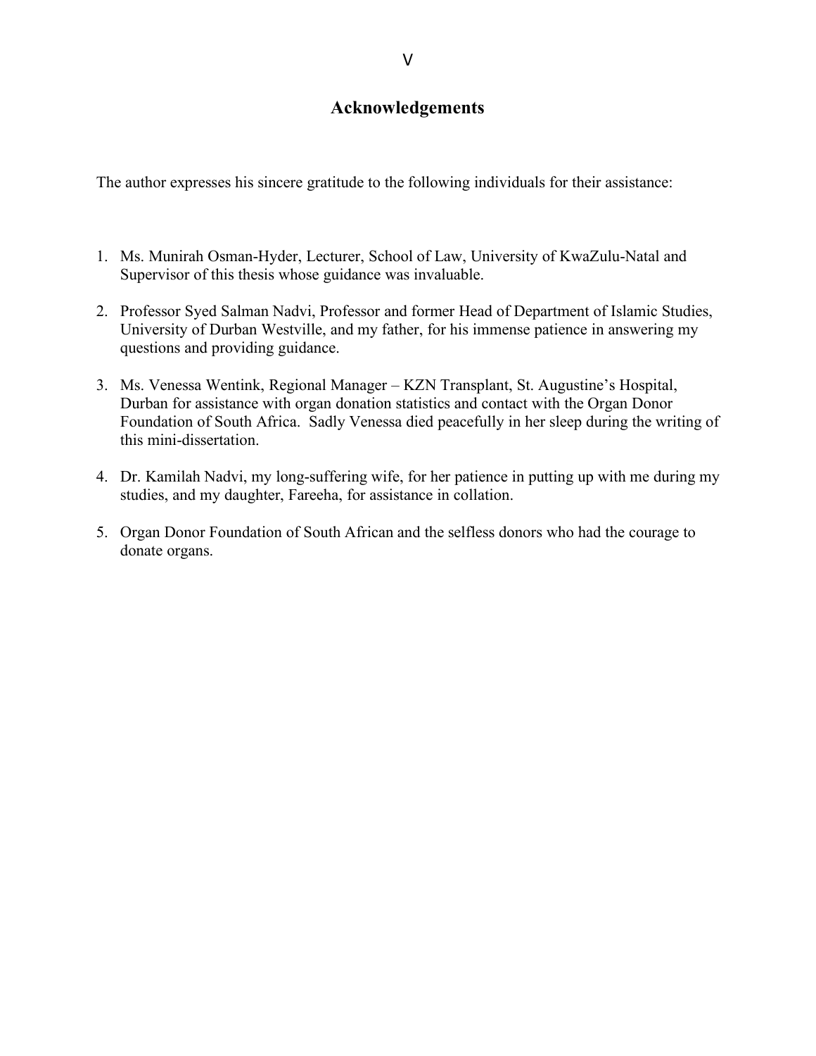# Acknowledgements

The author expresses his sincere gratitude to the following individuals for their assistance:

1. Ms. Munirah Osman-Hyder, Lecturer, School of Law, University of KwaZulu-Natal and Supervisor of this thesis whose guidance was invaluable.

2. Professor Syed Salman Nadvi, Professor and former Head of Department of Islamic Studies, University of Durban Westville, and my father, for his immense patience in answering my questions and providing guidance.

3. Ms. Venessa Wentink, Regional Manager – KZN Transplant, St. Augustine's Hospital, Durban for assistance with organ donation statistics and contact with the Organ Donor Foundation of South Africa. Sadly Venessa died peacefully in her sleep during the writing of this mini-dissertation.

4. Dr. Kamilah Nadvi, my long-suffering wife, for her patience in putting up with me during my studies, and my daughter, Fareeha, for assistance in collation.

5. Organ Donor Foundation of South African and the selfless donors who had the courage to donate organs.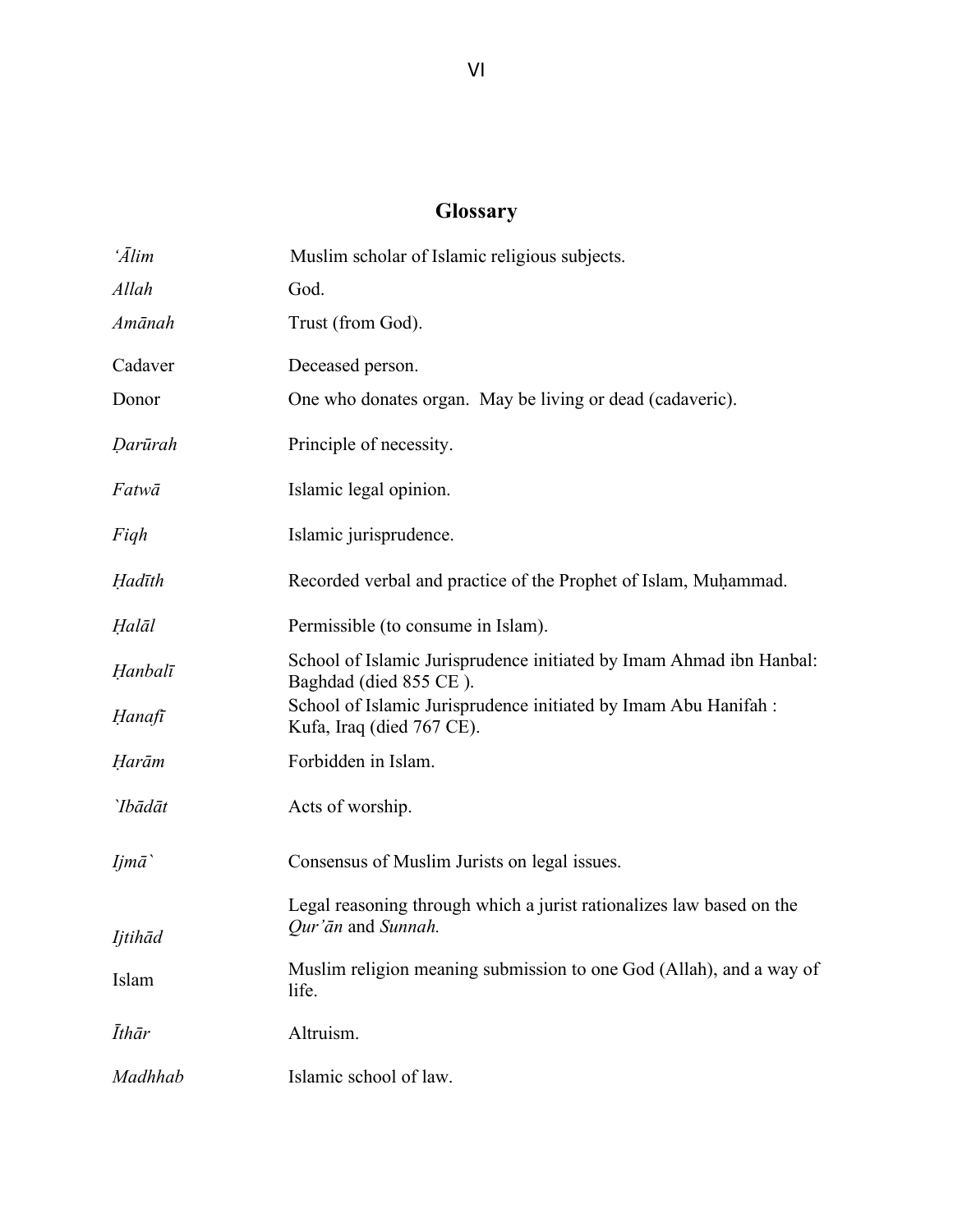## Glossary

| | |
|---|---|
| *'Ālim* | Muslim scholar of Islamic religious subjects. |
| *Allah* | God. |
| *Amānah* | Trust (from God). |
| Cadaver | Deceased person. |
| Donor | One who donates organ. May be living or dead (cadaveric). |
| *Ḍarūrah* | Principle of necessity. |
| *Fatwā* | Islamic legal opinion. |
| *Fiqh* | Islamic jurisprudence. |
| *Ḥadīth* | Recorded verbal and practice of the Prophet of Islam, Muḥammad. |
| *Ḥalāl* | Permissible (to consume in Islam). |
| *Ḥanbalī* | School of Islamic Jurisprudence initiated by Imam Ahmad ibn Hanbal: Baghdad (died 855 CE ). |
| *Ḥanafī* | School of Islamic Jurisprudence initiated by Imam Abu Hanifah : Kufa, Iraq (died 767 CE). |
| *Ḥarām* | Forbidden in Islam. |
| *`Ibādāt* | Acts of worship. |
| *Ijmā`* | Consensus of Muslim Jurists on legal issues. |
| *Ijtihād* | Legal reasoning through which a jurist rationalizes law based on the *Qur'ān* and *Sunnah.* |
| Islam | Muslim religion meaning submission to one God (Allah), and a way of life. |
| *Īthār* | Altruism. |
| *Madhhab* | Islamic school of law. |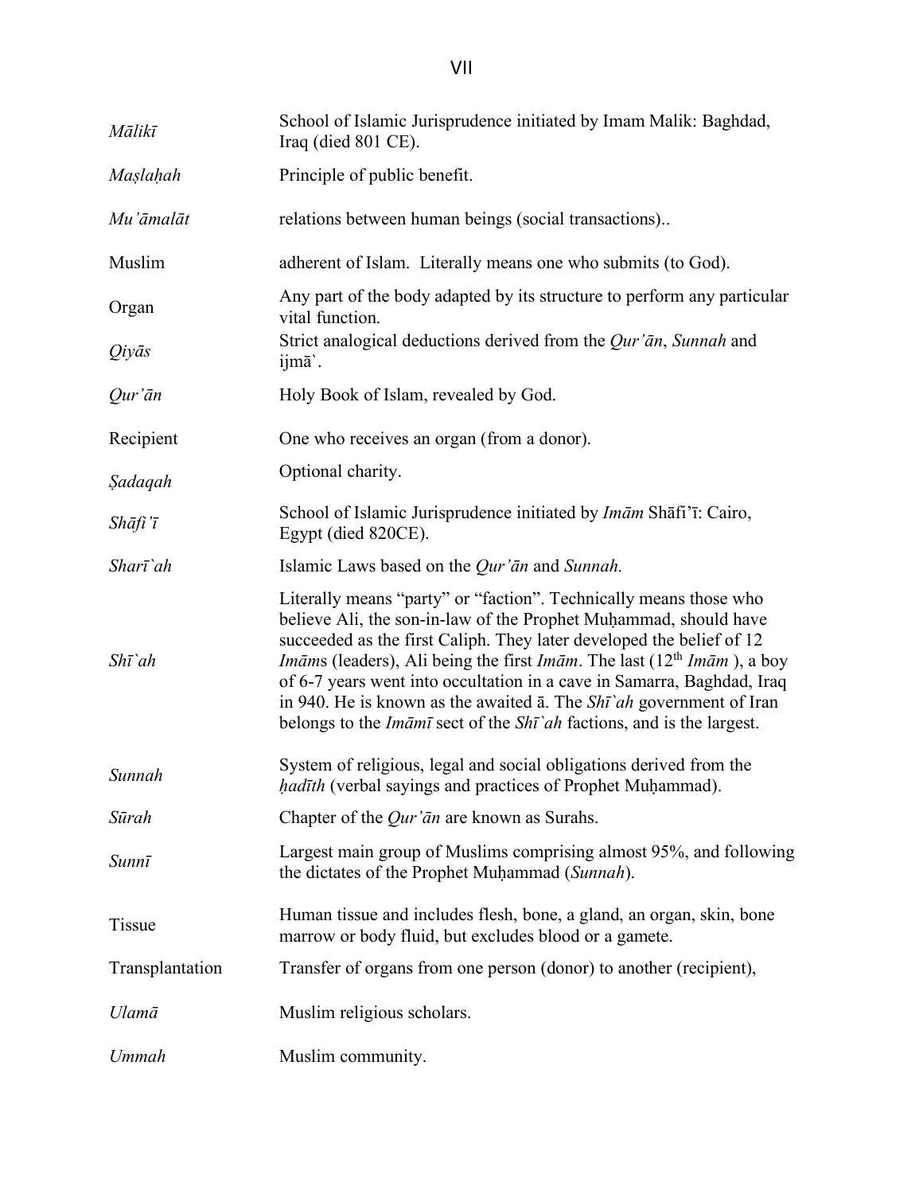| | |
|---|---|
| *Mālikī* | School of Islamic Jurisprudence initiated by Imam Malik: Baghdad, Iraq (died 801 CE). |
| *Maṣlaḥah* | Principle of public benefit. |
| *Mu'āmalāt* | relations between human beings (social transactions).. |
| Muslim | adherent of Islam. Literally means one who submits (to God). |
| Organ | Any part of the body adapted by its structure to perform any particular vital function. |
| *Qiyās* | Strict analogical deductions derived from the *Qur'ān*, *Sunnah* and ijmā`. |
| *Qur'ān* | Holy Book of Islam, revealed by God. |
| Recipient | One who receives an organ (from a donor). |
| *Ṣadaqah* | Optional charity. |
| *Shāfi'ī* | School of Islamic Jurisprudence initiated by *Imām* Shāfi'ī: Cairo, Egypt (died 820CE). |
| *Sharī`ah* | Islamic Laws based on the *Qur'ān* and *Sunnah.* |
| *Shī`ah* | Literally means "party" or "faction". Technically means those who believe Ali, the son-in-law of the Prophet Muḥammad, should have succeeded as the first Caliph. They later developed the belief of 12 *Imāms* (leaders), Ali being the first *Imām*. The last (12th *Imām* ), a boy of 6-7 years went into occultation in a cave in Samarra, Baghdad, Iraq in 940. He is known as the awaited ā. The *Shī`ah* government of Iran belongs to the *Imāmī* sect of the *Shī`ah* factions, and is the largest. |
| *Sunnah* | System of religious, legal and social obligations derived from the *ḥadīth* (verbal sayings and practices of Prophet Muḥammad). |
| *Sūrah* | Chapter of the *Qur'ān* are known as Surahs. |
| *Sunnī* | Largest main group of Muslims comprising almost 95%, and following the dictates of the Prophet Muḥammad (*Sunnah*). |
| Tissue | Human tissue and includes flesh, bone, a gland, an organ, skin, bone marrow or body fluid, but excludes blood or a gamete. |
| Transplantation | Transfer of organs from one person (donor) to another (recipient), |
| *Ulamā* | Muslim religious scholars. |
| *Ummah* | Muslim community. |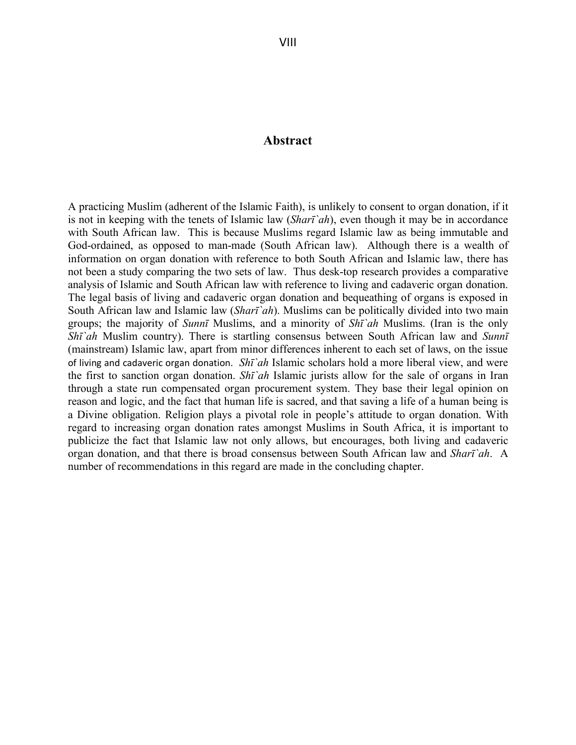## Abstract

A practicing Muslim (adherent of the Islamic Faith), is unlikely to consent to organ donation, if it is not in keeping with the tenets of Islamic law (*Sharī`ah*), even though it may be in accordance with South African law. This is because Muslims regard Islamic law as being immutable and God-ordained, as opposed to man-made (South African law). Although there is a wealth of information on organ donation with reference to both South African and Islamic law, there has not been a study comparing the two sets of law. Thus desk-top research provides a comparative analysis of Islamic and South African law with reference to living and cadaveric organ donation. The legal basis of living and cadaveric organ donation and bequeathing of organs is exposed in South African law and Islamic law (*Sharī`ah*). Muslims can be politically divided into two main groups; the majority of *Sunnī* Muslims, and a minority of *Shī`ah* Muslims. (Iran is the only *Shī`ah* Muslim country). There is startling consensus between South African law and *Sunnī* (mainstream) Islamic law, apart from minor differences inherent to each set of laws, on the issue of living and cadaveric organ donation. *Shī`ah* Islamic scholars hold a more liberal view, and were the first to sanction organ donation. *Shī`ah* Islamic jurists allow for the sale of organs in Iran through a state run compensated organ procurement system. They base their legal opinion on reason and logic, and the fact that human life is sacred, and that saving a life of a human being is a Divine obligation. Religion plays a pivotal role in people's attitude to organ donation. With regard to increasing organ donation rates amongst Muslims in South Africa, it is important to publicize the fact that Islamic law not only allows, but encourages, both living and cadaveric organ donation, and that there is broad consensus between South African law and *Sharī`ah*. A number of recommendations in this regard are made in the concluding chapter.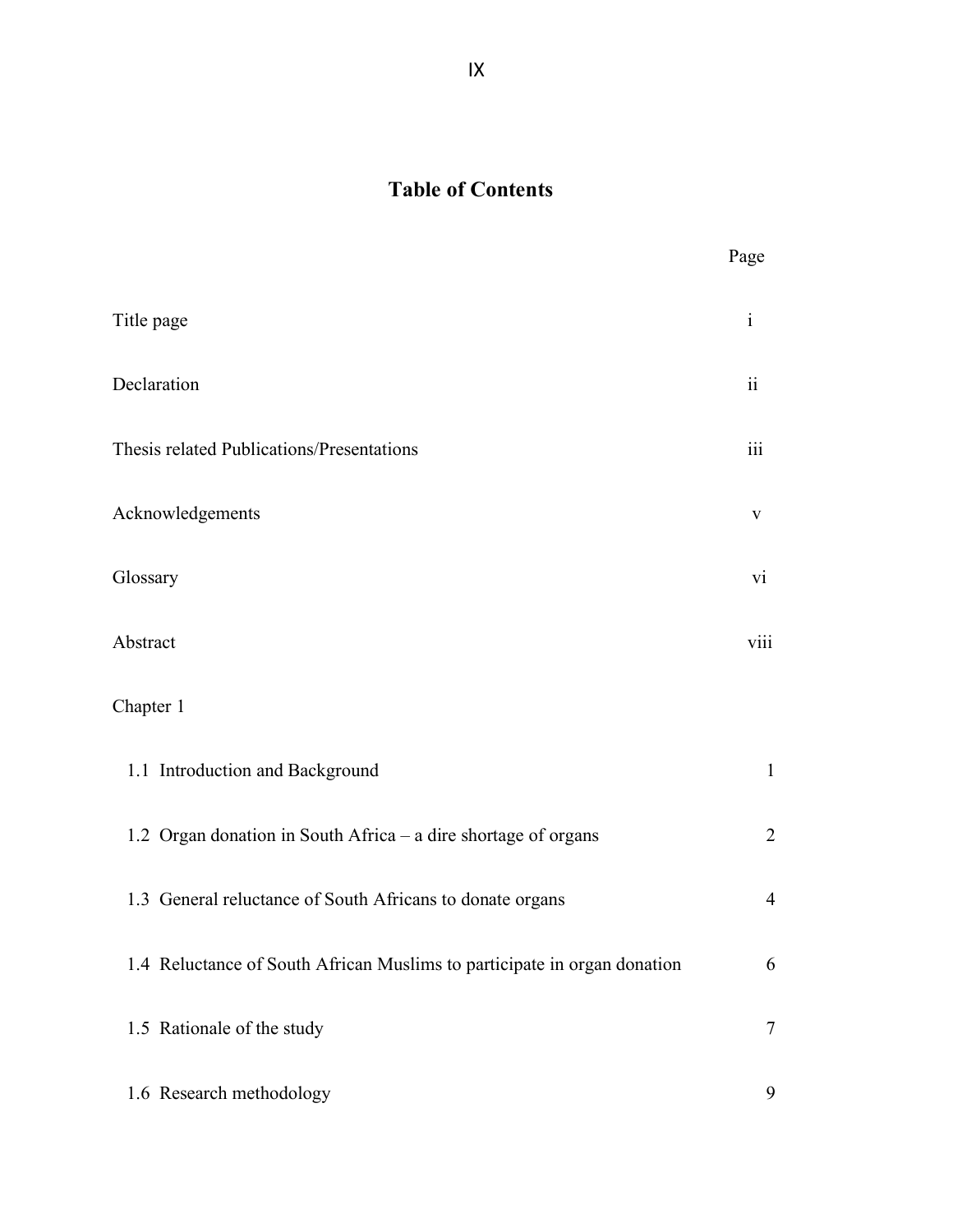# Table of Contents

| | Page |
|---|---|
| Title page | i |
| Declaration | ii |
| Thesis related Publications/Presentations | iii |
| Acknowledgements | v |
| Glossary | vi |
| Abstract | viii |
| Chapter 1 | |
| 1.1 Introduction and Background | 1 |
| 1.2 Organ donation in South Africa – a dire shortage of organs | 2 |
| 1.3 General reluctance of South Africans to donate organs | 4 |
| 1.4 Reluctance of South African Muslims to participate in organ donation | 6 |
| 1.5 Rationale of the study | 7 |
| 1.6 Research methodology | 9 |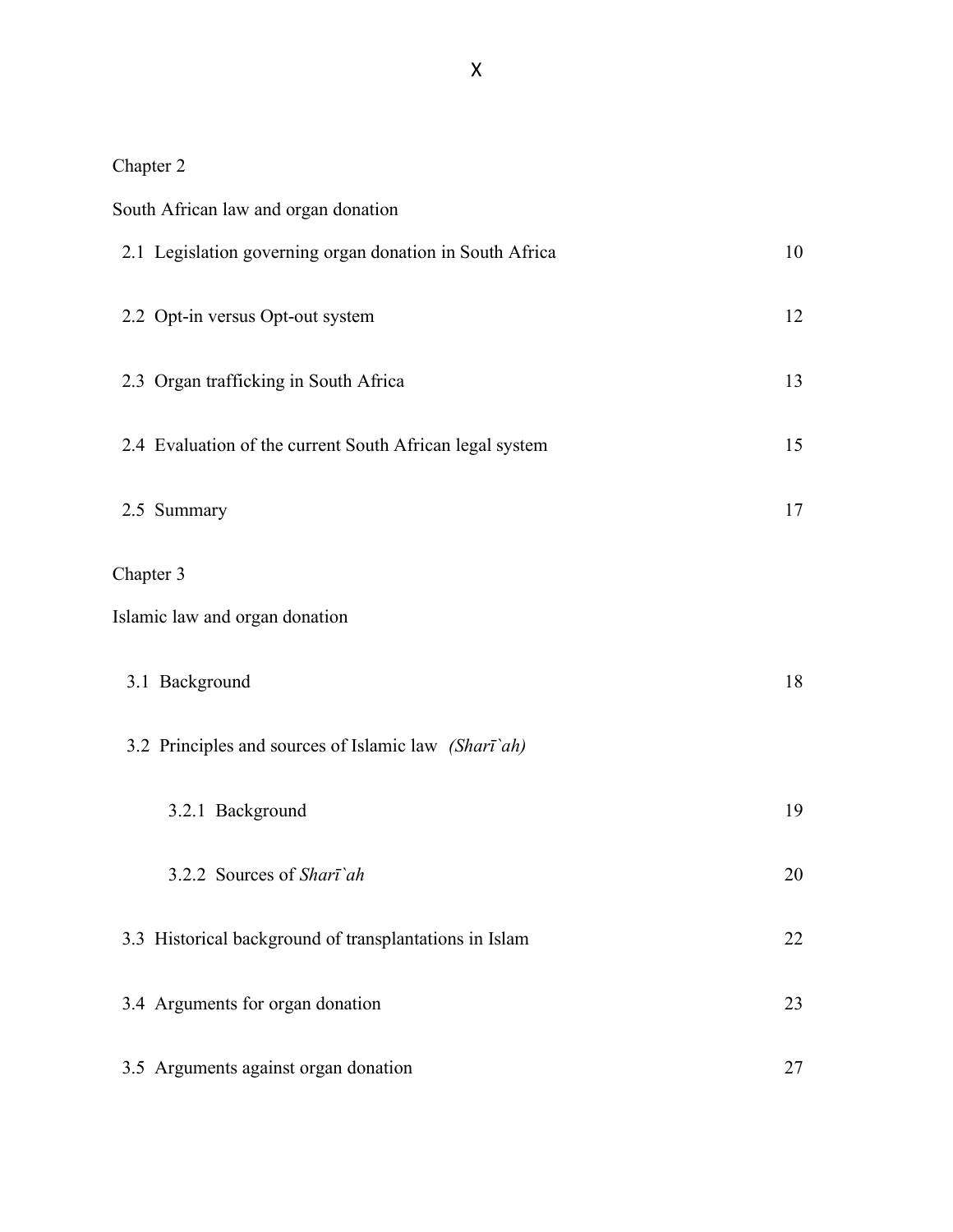Chapter 2

South African law and organ donation

| | |
|---|---|
| 2.1 Legislation governing organ donation in South Africa | 10 |
| 2.2 Opt-in versus Opt-out system | 12 |
| 2.3 Organ trafficking in South Africa | 13 |
| 2.4 Evaluation of the current South African legal system | 15 |
| 2.5 Summary | 17 |

Chapter 3

Islamic law and organ donation

| | |
|---|---|
| 3.1 Background | 18 |
| 3.2 Principles and sources of Islamic law *(Sharī`ah)* | |
| 3.2.1 Background | 19 |
| 3.2.2 Sources of *Sharī`ah* | 20 |
| 3.3 Historical background of transplantations in Islam | 22 |
| 3.4 Arguments for organ donation | 23 |
| 3.5 Arguments against organ donation | 27 |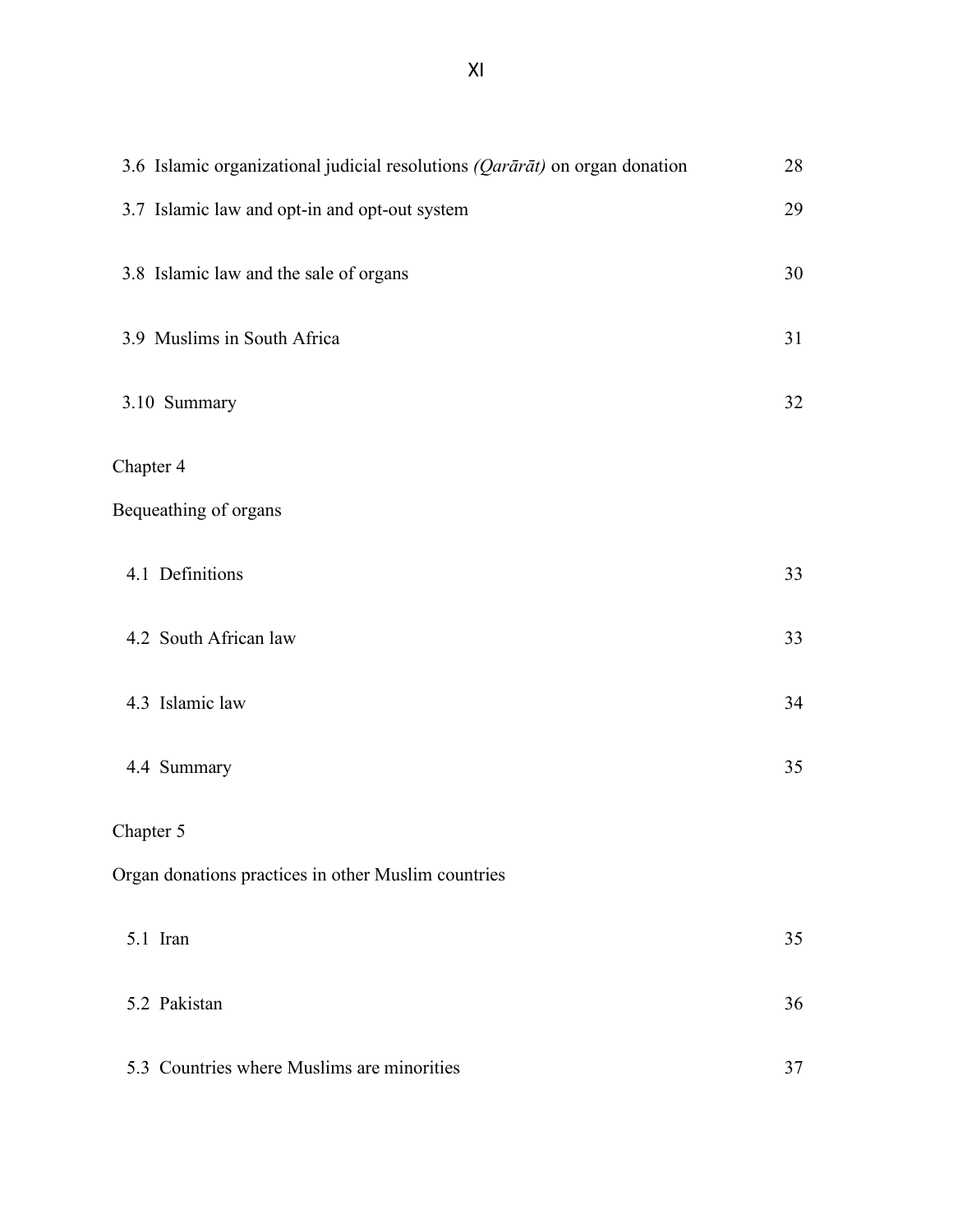| | |
|---|---|
| 3.6 Islamic organizational judicial resolutions *(Qarārāt)* on organ donation | 28 |
| 3.7 Islamic law and opt-in and opt-out system | 29 |
| 3.8 Islamic law and the sale of organs | 30 |
| 3.9 Muslims in South Africa | 31 |
| 3.10 Summary | 32 |

Chapter 4

Bequeathing of organs

| | |
|---|---|
| 4.1 Definitions | 33 |
| 4.2 South African law | 33 |
| 4.3 Islamic law | 34 |
| 4.4 Summary | 35 |

Chapter 5

Organ donations practices in other Muslim countries

| | |
|---|---|
| 5.1 Iran | 35 |
| 5.2 Pakistan | 36 |
| 5.3 Countries where Muslims are minorities | 37 |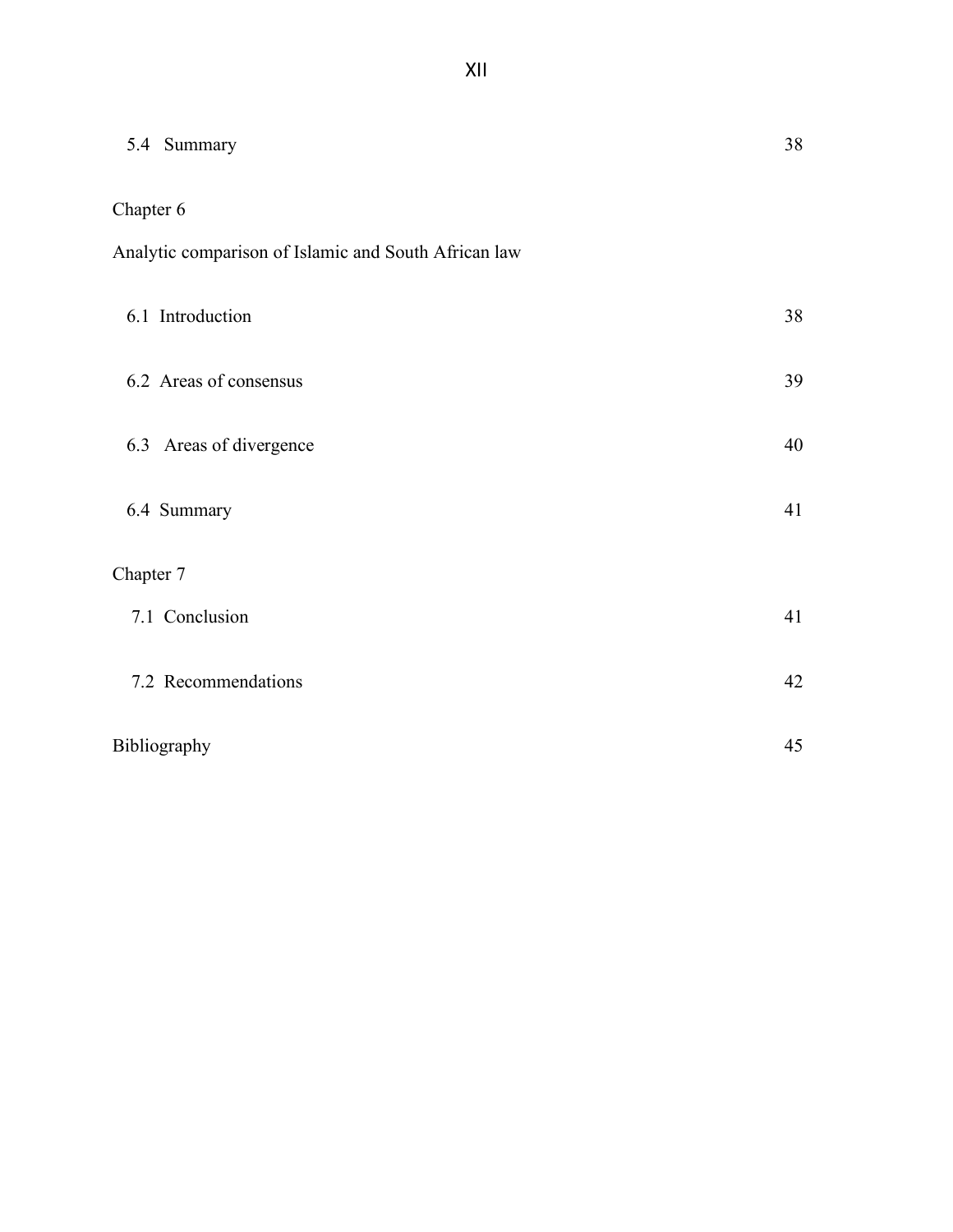5.4 Summary 38

Chapter 6

Analytic comparison of Islamic and South African law

6.1 Introduction 38

6.2 Areas of consensus 39

6.3 Areas of divergence 40

6.4 Summary 41

Chapter 7

7.1 Conclusion 41

7.2 Recommendations 42

Bibliography 45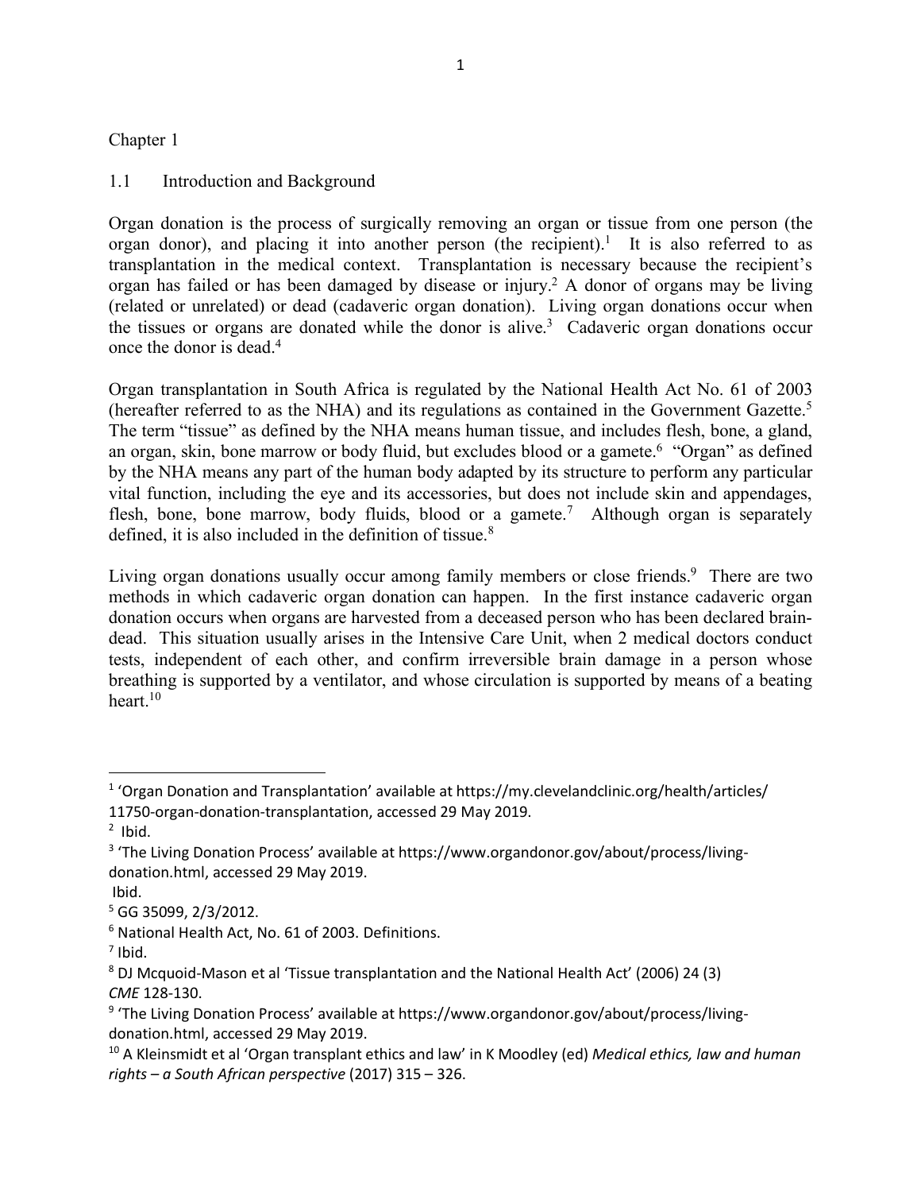# Chapter 1

## 1.1 Introduction and Background

Organ donation is the process of surgically removing an organ or tissue from one person (the organ donor), and placing it into another person (the recipient).[1] It is also referred to as transplantation in the medical context. Transplantation is necessary because the recipient's organ has failed or has been damaged by disease or injury.[2] A donor of organs may be living (related or unrelated) or dead (cadaveric organ donation). Living organ donations occur when the tissues or organs are donated while the donor is alive.[3] Cadaveric organ donations occur once the donor is dead.[4]

Organ transplantation in South Africa is regulated by the National Health Act No. 61 of 2003 (hereafter referred to as the NHA) and its regulations as contained in the Government Gazette.[5] The term "tissue" as defined by the NHA means human tissue, and includes flesh, bone, a gland, an organ, skin, bone marrow or body fluid, but excludes blood or a gamete.[6] "Organ" as defined by the NHA means any part of the human body adapted by its structure to perform any particular vital function, including the eye and its accessories, but does not include skin and appendages, flesh, bone, bone marrow, body fluids, blood or a gamete.[7] Although organ is separately defined, it is also included in the definition of tissue.[8]

Living organ donations usually occur among family members or close friends.[9] There are two methods in which cadaveric organ donation can happen. In the first instance cadaveric organ donation occurs when organs are harvested from a deceased person who has been declared brain-dead. This situation usually arises in the Intensive Care Unit, when 2 medical doctors conduct tests, independent of each other, and confirm irreversible brain damage in a person whose breathing is supported by a ventilator, and whose circulation is supported by means of a beating heart.[10]

---

[1] 'Organ Donation and Transplantation' available at https://my.clevelandclinic.org/health/articles/11750-organ-donation-transplantation, accessed 29 May 2019.

[2] Ibid.

[3] 'The Living Donation Process' available at https://www.organdonor.gov/about/process/living-donation.html, accessed 29 May 2019.

Ibid.

[5] GG 35099, 2/3/2012.

[6] National Health Act, No. 61 of 2003. Definitions.

[7] Ibid.

[8] DJ Mcquoid-Mason et al 'Tissue transplantation and the National Health Act' (2006) 24 (3) *CME* 128-130.

[9] 'The Living Donation Process' available at https://www.organdonor.gov/about/process/living-donation.html, accessed 29 May 2019.

[10] A Kleinsmidt et al 'Organ transplant ethics and law' in K Moodley (ed) *Medical ethics, law and human rights – a South African perspective* (2017) 315 – 326.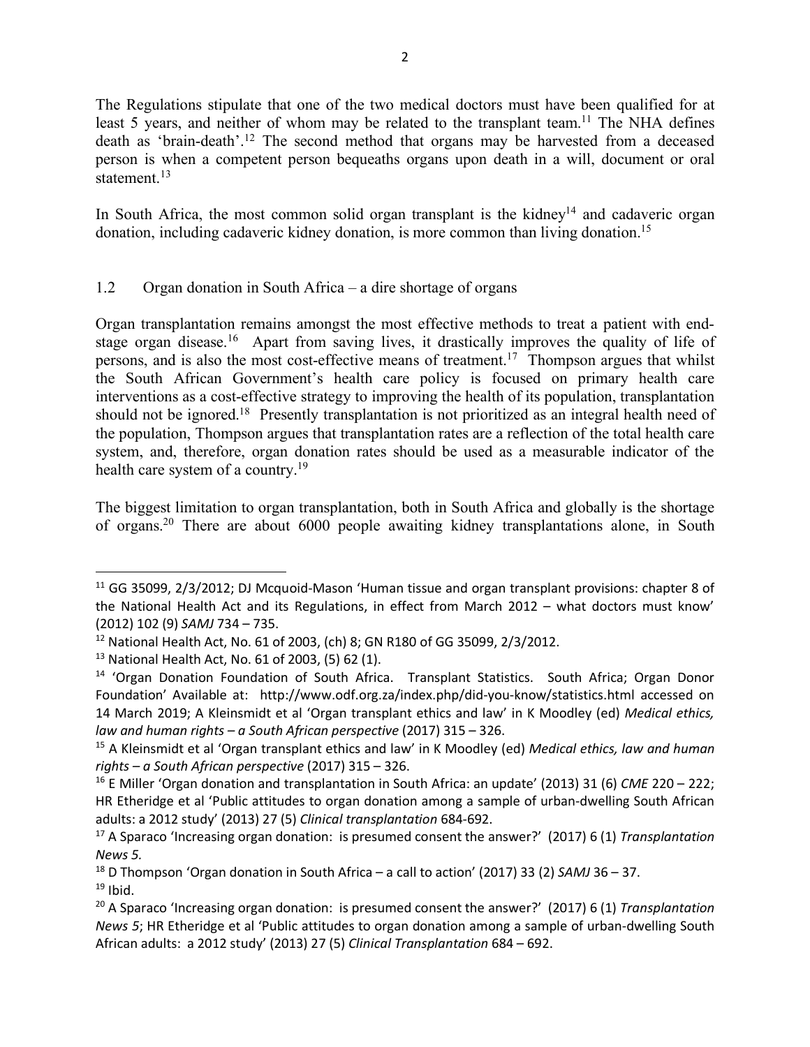The Regulations stipulate that one of the two medical doctors must have been qualified for at least 5 years, and neither of whom may be related to the transplant team.[11] The NHA defines death as 'brain-death'.[12] The second method that organs may be harvested from a deceased person is when a competent person bequeaths organs upon death in a will, document or oral statement.[13]

In South Africa, the most common solid organ transplant is the kidney[14] and cadaveric organ donation, including cadaveric kidney donation, is more common than living donation.[15]

## 1.2 Organ donation in South Africa – a dire shortage of organs

Organ transplantation remains amongst the most effective methods to treat a patient with end-stage organ disease.[16] Apart from saving lives, it drastically improves the quality of life of persons, and is also the most cost-effective means of treatment.[17] Thompson argues that whilst the South African Government's health care policy is focused on primary health care interventions as a cost-effective strategy to improving the health of its population, transplantation should not be ignored.[18] Presently transplantation is not prioritized as an integral health need of the population, Thompson argues that transplantation rates are a reflection of the total health care system, and, therefore, organ donation rates should be used as a measurable indicator of the health care system of a country.[19]

The biggest limitation to organ transplantation, both in South Africa and globally is the shortage of organs.[20] There are about 6000 people awaiting kidney transplantations alone, in South

---

[11] GG 35099, 2/3/2012; DJ Mcquoid-Mason 'Human tissue and organ transplant provisions: chapter 8 of the National Health Act and its Regulations, in effect from March 2012 – what doctors must know' (2012) 102 (9) *SAMJ* 734 – 735.

[12] National Health Act, No. 61 of 2003, (ch) 8; GN R180 of GG 35099, 2/3/2012.

[13] National Health Act, No. 61 of 2003, (5) 62 (1).

[14] 'Organ Donation Foundation of South Africa. Transplant Statistics. South Africa; Organ Donor Foundation' Available at: http://www.odf.org.za/index.php/did-you-know/statistics.html accessed on 14 March 2019; A Kleinsmidt et al 'Organ transplant ethics and law' in K Moodley (ed) *Medical ethics, law and human rights – a South African perspective* (2017) 315 – 326.

[15] A Kleinsmidt et al 'Organ transplant ethics and law' in K Moodley (ed) *Medical ethics, law and human rights – a South African perspective* (2017) 315 – 326.

[16] E Miller 'Organ donation and transplantation in South Africa: an update' (2013) 31 (6) *CME* 220 – 222; HR Etheridge et al 'Public attitudes to organ donation among a sample of urban-dwelling South African adults: a 2012 study' (2013) 27 (5) *Clinical transplantation* 684-692.

[17] A Sparaco 'Increasing organ donation: is presumed consent the answer?' (2017) 6 (1) *Transplantation News 5.*

[18] D Thompson 'Organ donation in South Africa – a call to action' (2017) 33 (2) *SAMJ* 36 – 37.

[19] Ibid.

[20] A Sparaco 'Increasing organ donation: is presumed consent the answer?' (2017) 6 (1) *Transplantation News 5*; HR Etheridge et al 'Public attitudes to organ donation among a sample of urban-dwelling South African adults: a 2012 study' (2013) 27 (5) *Clinical Transplantation* 684 – 692.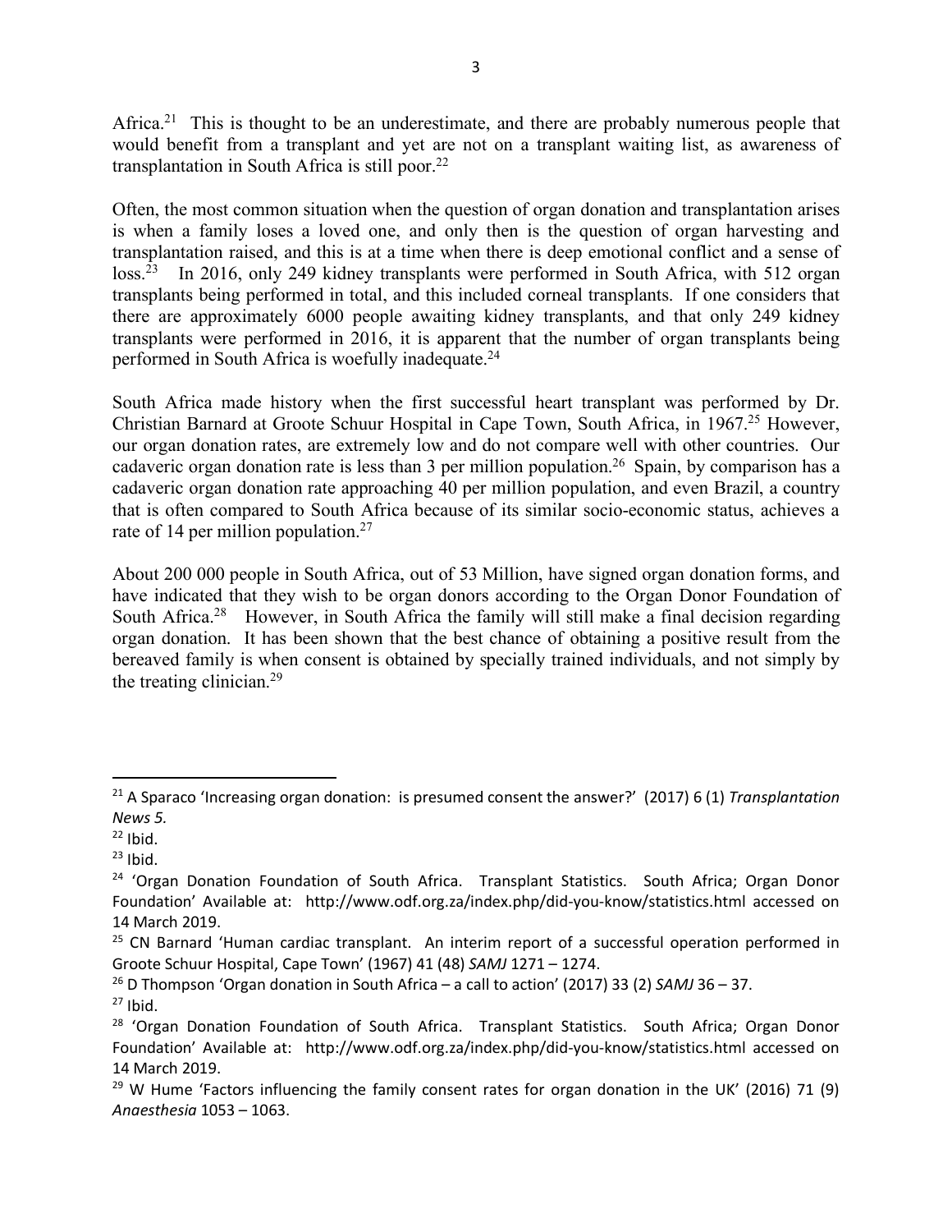Africa.[21] This is thought to be an underestimate, and there are probably numerous people that would benefit from a transplant and yet are not on a transplant waiting list, as awareness of transplantation in South Africa is still poor.[22]

Often, the most common situation when the question of organ donation and transplantation arises is when a family loses a loved one, and only then is the question of organ harvesting and transplantation raised, and this is at a time when there is deep emotional conflict and a sense of loss.[23] In 2016, only 249 kidney transplants were performed in South Africa, with 512 organ transplants being performed in total, and this included corneal transplants. If one considers that there are approximately 6000 people awaiting kidney transplants, and that only 249 kidney transplants were performed in 2016, it is apparent that the number of organ transplants being performed in South Africa is woefully inadequate.[24]

South Africa made history when the first successful heart transplant was performed by Dr. Christian Barnard at Groote Schuur Hospital in Cape Town, South Africa, in 1967.[25] However, our organ donation rates, are extremely low and do not compare well with other countries. Our cadaveric organ donation rate is less than 3 per million population.[26] Spain, by comparison has a cadaveric organ donation rate approaching 40 per million population, and even Brazil, a country that is often compared to South Africa because of its similar socio-economic status, achieves a rate of 14 per million population.[27]

About 200 000 people in South Africa, out of 53 Million, have signed organ donation forms, and have indicated that they wish to be organ donors according to the Organ Donor Foundation of South Africa.[28] However, in South Africa the family will still make a final decision regarding organ donation. It has been shown that the best chance of obtaining a positive result from the bereaved family is when consent is obtained by specially trained individuals, and not simply by the treating clinician.[29]

---

[21] A Sparaco 'Increasing organ donation: is presumed consent the answer?' (2017) 6 (1) *Transplantation News 5.*

[22] Ibid.

[23] Ibid.

[24] 'Organ Donation Foundation of South Africa. Transplant Statistics. South Africa; Organ Donor Foundation' Available at: http://www.odf.org.za/index.php/did-you-know/statistics.html accessed on 14 March 2019.

[25] CN Barnard 'Human cardiac transplant. An interim report of a successful operation performed in Groote Schuur Hospital, Cape Town' (1967) 41 (48) *SAMJ* 1271 – 1274.

[26] D Thompson 'Organ donation in South Africa – a call to action' (2017) 33 (2) *SAMJ* 36 – 37.

[27] Ibid.

[28] 'Organ Donation Foundation of South Africa. Transplant Statistics. South Africa; Organ Donor Foundation' Available at: http://www.odf.org.za/index.php/did-you-know/statistics.html accessed on 14 March 2019.

[29] W Hume 'Factors influencing the family consent rates for organ donation in the UK' (2016) 71 (9) *Anaesthesia* 1053 – 1063.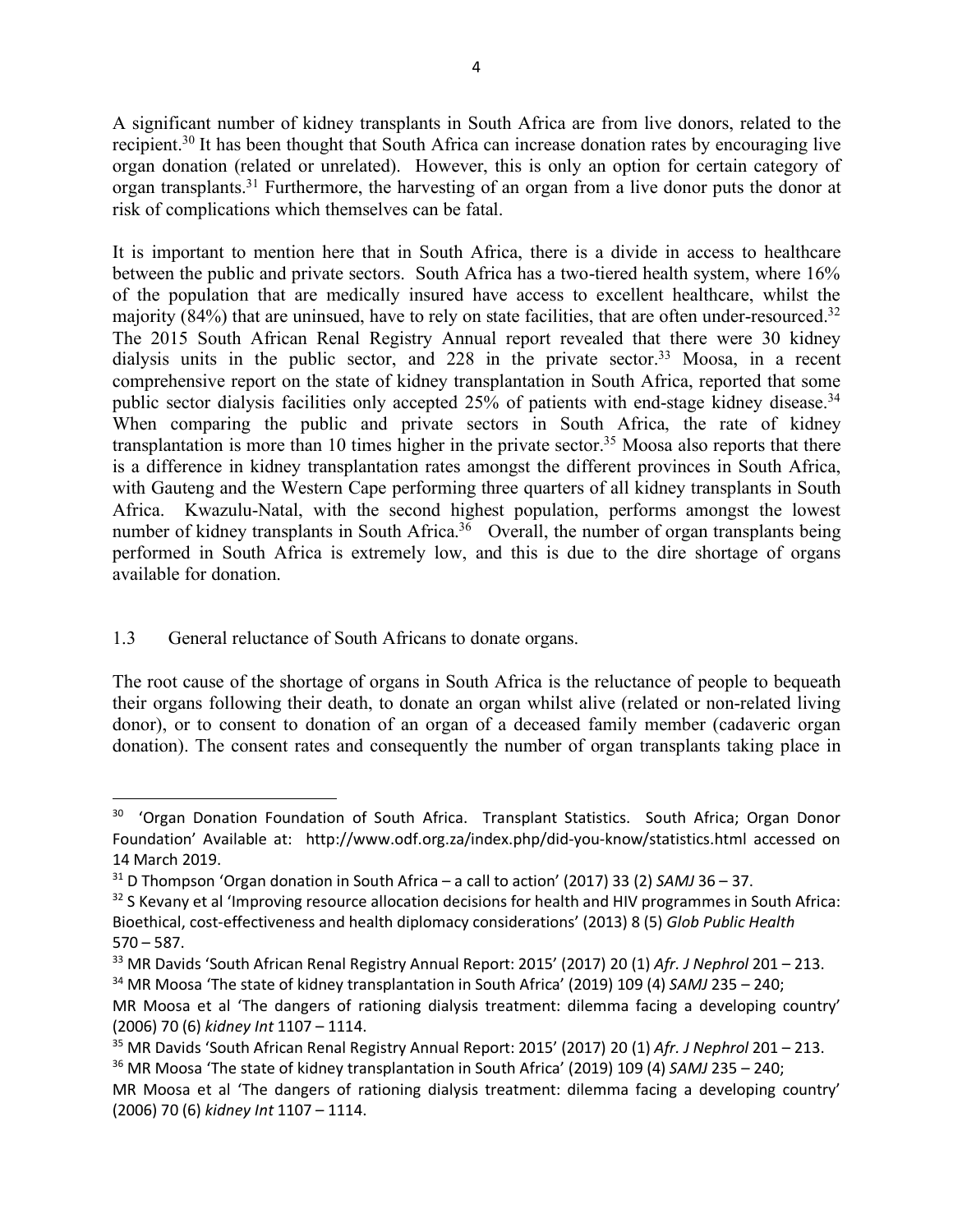A significant number of kidney transplants in South Africa are from live donors, related to the recipient.[30] It has been thought that South Africa can increase donation rates by encouraging live organ donation (related or unrelated). However, this is only an option for certain category of organ transplants.[31] Furthermore, the harvesting of an organ from a live donor puts the donor at risk of complications which themselves can be fatal.

It is important to mention here that in South Africa, there is a divide in access to healthcare between the public and private sectors. South Africa has a two-tiered health system, where 16% of the population that are medically insured have access to excellent healthcare, whilst the majority (84%) that are uninsued, have to rely on state facilities, that are often under-resourced.[32] The 2015 South African Renal Registry Annual report revealed that there were 30 kidney dialysis units in the public sector, and 228 in the private sector.[33] Moosa, in a recent comprehensive report on the state of kidney transplantation in South Africa, reported that some public sector dialysis facilities only accepted 25% of patients with end-stage kidney disease.[34] When comparing the public and private sectors in South Africa, the rate of kidney transplantation is more than 10 times higher in the private sector.[35] Moosa also reports that there is a difference in kidney transplantation rates amongst the different provinces in South Africa, with Gauteng and the Western Cape performing three quarters of all kidney transplants in South Africa. Kwazulu-Natal, with the second highest population, performs amongst the lowest number of kidney transplants in South Africa.[36] Overall, the number of organ transplants being performed in South Africa is extremely low, and this is due to the dire shortage of organs available for donation.

### 1.3 General reluctance of South Africans to donate organs.

The root cause of the shortage of organs in South Africa is the reluctance of people to bequeath their organs following their death, to donate an organ whilst alive (related or non-related living donor), or to consent to donation of an organ of a deceased family member (cadaveric organ donation). The consent rates and consequently the number of organ transplants taking place in

---

[30] 'Organ Donation Foundation of South Africa. Transplant Statistics. South Africa; Organ Donor Foundation' Available at: http://www.odf.org.za/index.php/did-you-know/statistics.html accessed on 14 March 2019.

[31] D Thompson 'Organ donation in South Africa – a call to action' (2017) 33 (2) *SAMJ* 36 – 37.

[32] S Kevany et al 'Improving resource allocation decisions for health and HIV programmes in South Africa: Bioethical, cost-effectiveness and health diplomacy considerations' (2013) 8 (5) *Glob Public Health* 570 – 587.

[33] MR Davids 'South African Renal Registry Annual Report: 2015' (2017) 20 (1) *Afr. J Nephrol* 201 – 213.

[34] MR Moosa 'The state of kidney transplantation in South Africa' (2019) 109 (4) *SAMJ* 235 – 240; MR Moosa et al 'The dangers of rationing dialysis treatment: dilemma facing a developing country' (2006) 70 (6) *kidney Int* 1107 – 1114.

[35] MR Davids 'South African Renal Registry Annual Report: 2015' (2017) 20 (1) *Afr. J Nephrol* 201 – 213.

[36] MR Moosa 'The state of kidney transplantation in South Africa' (2019) 109 (4) *SAMJ* 235 – 240; MR Moosa et al 'The dangers of rationing dialysis treatment: dilemma facing a developing country' (2006) 70 (6) *kidney Int* 1107 – 1114.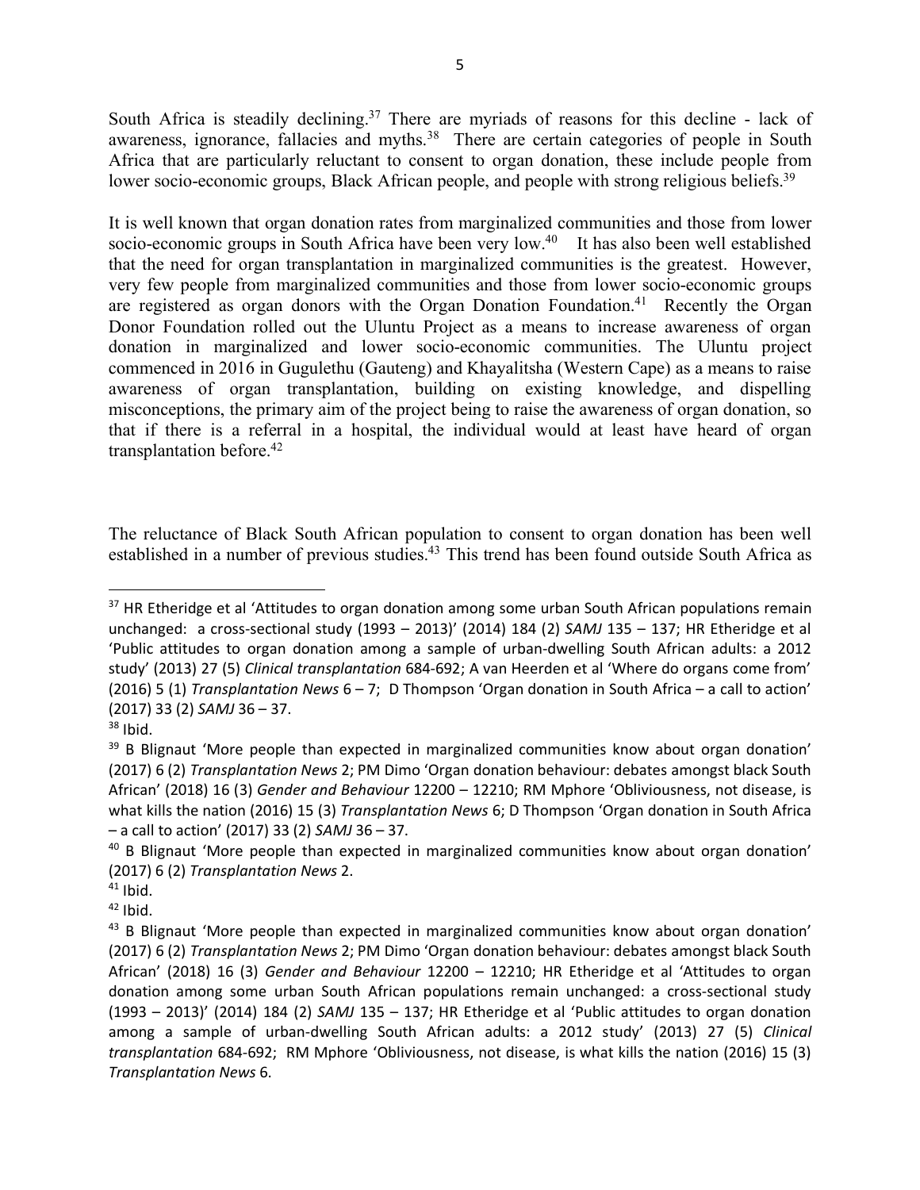South Africa is steadily declining.[37] There are myriads of reasons for this decline - lack of awareness, ignorance, fallacies and myths.[38] There are certain categories of people in South Africa that are particularly reluctant to consent to organ donation, these include people from lower socio-economic groups, Black African people, and people with strong religious beliefs.[39]

It is well known that organ donation rates from marginalized communities and those from lower socio-economic groups in South Africa have been very low.[40] It has also been well established that the need for organ transplantation in marginalized communities is the greatest. However, very few people from marginalized communities and those from lower socio-economic groups are registered as organ donors with the Organ Donation Foundation.[41] Recently the Organ Donor Foundation rolled out the Uluntu Project as a means to increase awareness of organ donation in marginalized and lower socio-economic communities. The Uluntu project commenced in 2016 in Gugulethu (Gauteng) and Khayalitsha (Western Cape) as a means to raise awareness of organ transplantation, building on existing knowledge, and dispelling misconceptions, the primary aim of the project being to raise the awareness of organ donation, so that if there is a referral in a hospital, the individual would at least have heard of organ transplantation before.[42]

The reluctance of Black South African population to consent to organ donation has been well established in a number of previous studies.[43] This trend has been found outside South Africa as

---

[37] HR Etheridge et al 'Attitudes to organ donation among some urban South African populations remain unchanged: a cross-sectional study (1993 – 2013)' (2014) 184 (2) *SAMJ* 135 – 137; HR Etheridge et al 'Public attitudes to organ donation among a sample of urban-dwelling South African adults: a 2012 study' (2013) 27 (5) *Clinical transplantation* 684-692; A van Heerden et al 'Where do organs come from' (2016) 5 (1) *Transplantation News* 6 – 7; D Thompson 'Organ donation in South Africa – a call to action' (2017) 33 (2) *SAMJ* 36 – 37.

[38] Ibid.

[39] B Blignaut 'More people than expected in marginalized communities know about organ donation' (2017) 6 (2) *Transplantation News* 2; PM Dimo 'Organ donation behaviour: debates amongst black South African' (2018) 16 (3) *Gender and Behaviour* 12200 – 12210; RM Mphore 'Obliviousness, not disease, is what kills the nation (2016) 15 (3) *Transplantation News* 6; D Thompson 'Organ donation in South Africa – a call to action' (2017) 33 (2) *SAMJ* 36 – 37.

[40] B Blignaut 'More people than expected in marginalized communities know about organ donation' (2017) 6 (2) *Transplantation News* 2.

[41] Ibid.

[42] Ibid.

[43] B Blignaut 'More people than expected in marginalized communities know about organ donation' (2017) 6 (2) *Transplantation News* 2; PM Dimo 'Organ donation behaviour: debates amongst black South African' (2018) 16 (3) *Gender and Behaviour* 12200 – 12210; HR Etheridge et al 'Attitudes to organ donation among some urban South African populations remain unchanged: a cross-sectional study (1993 – 2013)' (2014) 184 (2) *SAMJ* 135 – 137; HR Etheridge et al 'Public attitudes to organ donation among a sample of urban-dwelling South African adults: a 2012 study' (2013) 27 (5) *Clinical transplantation* 684-692; RM Mphore 'Obliviousness, not disease, is what kills the nation (2016) 15 (3) *Transplantation News* 6.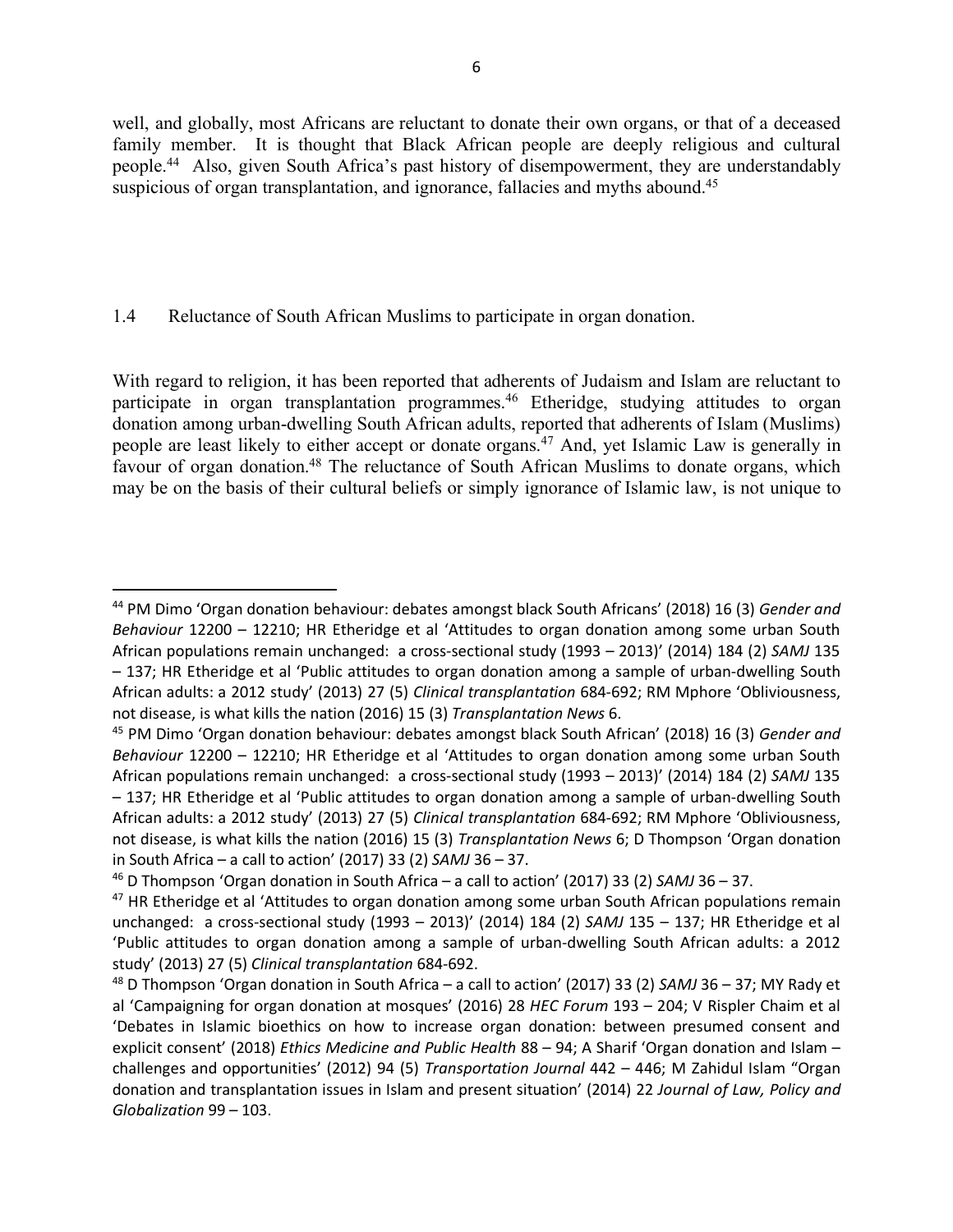well, and globally, most Africans are reluctant to donate their own organs, or that of a deceased family member. It is thought that Black African people are deeply religious and cultural people.[44] Also, given South Africa's past history of disempowerment, they are understandably suspicious of organ transplantation, and ignorance, fallacies and myths abound.[45]

## 1.4 Reluctance of South African Muslims to participate in organ donation.

With regard to religion, it has been reported that adherents of Judaism and Islam are reluctant to participate in organ transplantation programmes.[46] Etheridge, studying attitudes to organ donation among urban-dwelling South African adults, reported that adherents of Islam (Muslims) people are least likely to either accept or donate organs.[47] And, yet Islamic Law is generally in favour of organ donation.[48] The reluctance of South African Muslims to donate organs, which may be on the basis of their cultural beliefs or simply ignorance of Islamic law, is not unique to

---

[44] PM Dimo 'Organ donation behaviour: debates amongst black South Africans' (2018) 16 (3) *Gender and Behaviour* 12200 – 12210; HR Etheridge et al 'Attitudes to organ donation among some urban South African populations remain unchanged: a cross-sectional study (1993 – 2013)' (2014) 184 (2) *SAMJ* 135 – 137; HR Etheridge et al 'Public attitudes to organ donation among a sample of urban-dwelling South African adults: a 2012 study' (2013) 27 (5) *Clinical transplantation* 684-692; RM Mphore 'Obliviousness, not disease, is what kills the nation (2016) 15 (3) *Transplantation News* 6.

[45] PM Dimo 'Organ donation behaviour: debates amongst black South African' (2018) 16 (3) *Gender and Behaviour* 12200 – 12210; HR Etheridge et al 'Attitudes to organ donation among some urban South African populations remain unchanged: a cross-sectional study (1993 – 2013)' (2014) 184 (2) *SAMJ* 135 – 137; HR Etheridge et al 'Public attitudes to organ donation among a sample of urban-dwelling South African adults: a 2012 study' (2013) 27 (5) *Clinical transplantation* 684-692; RM Mphore 'Obliviousness, not disease, is what kills the nation (2016) 15 (3) *Transplantation News* 6; D Thompson 'Organ donation in South Africa – a call to action' (2017) 33 (2) *SAMJ* 36 – 37.

[46] D Thompson 'Organ donation in South Africa – a call to action' (2017) 33 (2) *SAMJ* 36 – 37.

[47] HR Etheridge et al 'Attitudes to organ donation among some urban South African populations remain unchanged: a cross-sectional study (1993 – 2013)' (2014) 184 (2) *SAMJ* 135 – 137; HR Etheridge et al 'Public attitudes to organ donation among a sample of urban-dwelling South African adults: a 2012 study' (2013) 27 (5) *Clinical transplantation* 684-692.

[48] D Thompson 'Organ donation in South Africa – a call to action' (2017) 33 (2) *SAMJ* 36 – 37; MY Rady et al 'Campaigning for organ donation at mosques' (2016) 28 *HEC Forum* 193 – 204; V Rispler Chaim et al 'Debates in Islamic bioethics on how to increase organ donation: between presumed consent and explicit consent' (2018) *Ethics Medicine and Public Health* 88 – 94; A Sharif 'Organ donation and Islam – challenges and opportunities' (2012) 94 (5) *Transportation Journal* 442 – 446; M Zahidul Islam "Organ donation and transplantation issues in Islam and present situation' (2014) 22 *Journal of Law, Policy and Globalization* 99 – 103.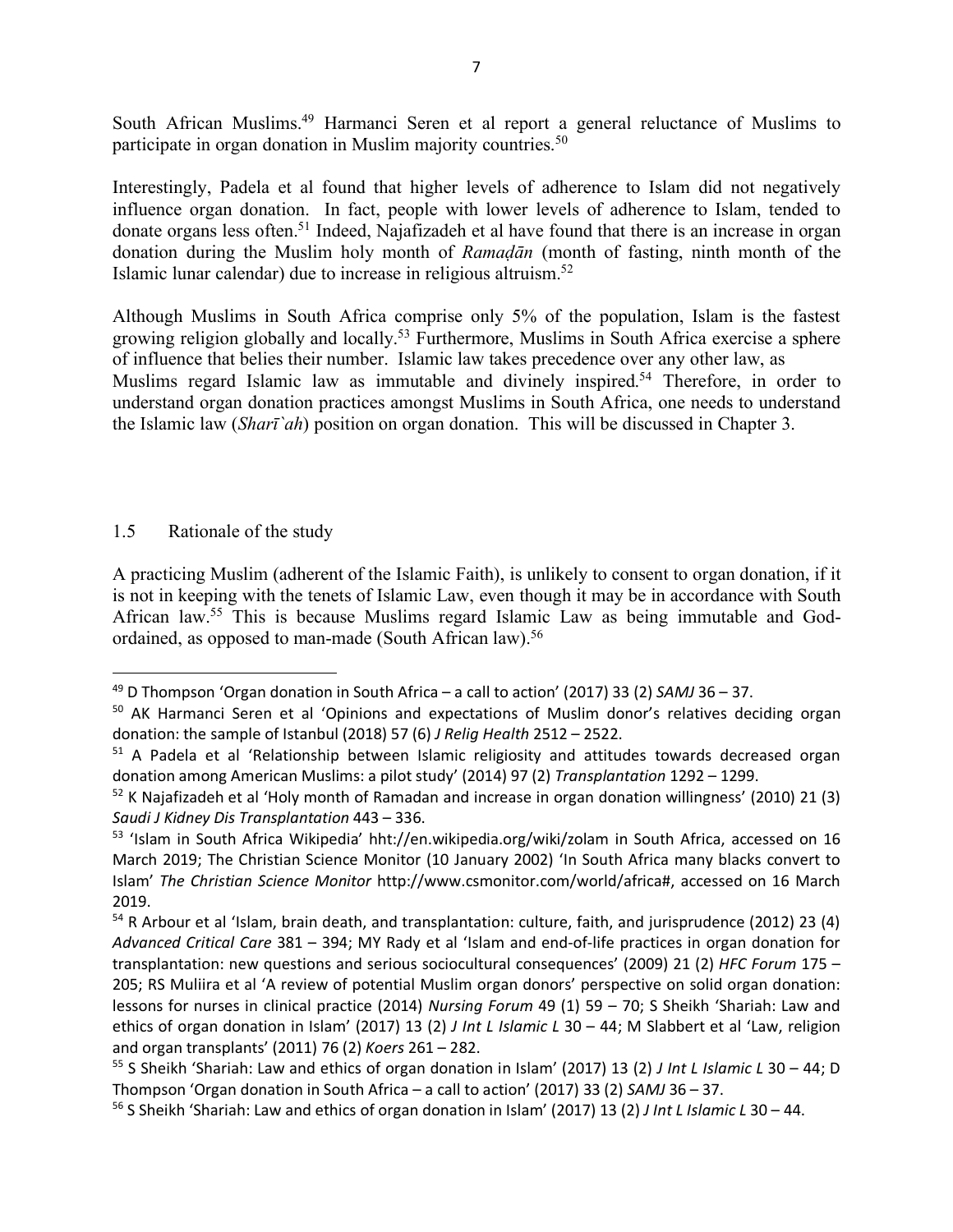South African Muslims.[49] Harmanci Seren et al report a general reluctance of Muslims to participate in organ donation in Muslim majority countries.[50]

Interestingly, Padela et al found that higher levels of adherence to Islam did not negatively influence organ donation. In fact, people with lower levels of adherence to Islam, tended to donate organs less often.[51] Indeed, Najafizadeh et al have found that there is an increase in organ donation during the Muslim holy month of *Ramaḍān* (month of fasting, ninth month of the Islamic lunar calendar) due to increase in religious altruism.[52]

Although Muslims in South Africa comprise only 5% of the population, Islam is the fastest growing religion globally and locally.[53] Furthermore, Muslims in South Africa exercise a sphere of influence that belies their number. Islamic law takes precedence over any other law, as Muslims regard Islamic law as immutable and divinely inspired.[54] Therefore, in order to understand organ donation practices amongst Muslims in South Africa, one needs to understand the Islamic law (*Sharī`ah*) position on organ donation. This will be discussed in Chapter 3.

## 1.5 Rationale of the study

A practicing Muslim (adherent of the Islamic Faith), is unlikely to consent to organ donation, if it is not in keeping with the tenets of Islamic Law, even though it may be in accordance with South African law.[55] This is because Muslims regard Islamic Law as being immutable and God-ordained, as opposed to man-made (South African law).[56]

---

[49] D Thompson 'Organ donation in South Africa – a call to action' (2017) 33 (2) *SAMJ* 36 – 37.

[50] AK Harmanci Seren et al 'Opinions and expectations of Muslim donor's relatives deciding organ donation: the sample of Istanbul (2018) 57 (6) *J Relig Health* 2512 – 2522.

[51] A Padela et al 'Relationship between Islamic religiosity and attitudes towards decreased organ donation among American Muslims: a pilot study' (2014) 97 (2) *Transplantation* 1292 – 1299.

[52] K Najafizadeh et al 'Holy month of Ramadan and increase in organ donation willingness' (2010) 21 (3) *Saudi J Kidney Dis Transplantation* 443 – 336.

[53] 'Islam in South Africa Wikipedia' hht://en.wikipedia.org/wiki/zolam in South Africa, accessed on 16 March 2019; The Christian Science Monitor (10 January 2002) 'In South Africa many blacks convert to Islam' *The Christian Science Monitor* http://www.csmonitor.com/world/africa#, accessed on 16 March 2019.

[54] R Arbour et al 'Islam, brain death, and transplantation: culture, faith, and jurisprudence (2012) 23 (4) *Advanced Critical Care* 381 – 394; MY Rady et al 'Islam and end-of-life practices in organ donation for transplantation: new questions and serious sociocultural consequences' (2009) 21 (2) *HFC Forum* 175 – 205; RS Muliira et al 'A review of potential Muslim organ donors' perspective on solid organ donation: lessons for nurses in clinical practice (2014) *Nursing Forum* 49 (1) 59 – 70; S Sheikh 'Shariah: Law and ethics of organ donation in Islam' (2017) 13 (2) *J Int L Islamic L* 30 – 44; M Slabbert et al 'Law, religion and organ transplants' (2011) 76 (2) *Koers* 261 – 282.

[55] S Sheikh 'Shariah: Law and ethics of organ donation in Islam' (2017) 13 (2) *J Int L Islamic L* 30 – 44; D Thompson 'Organ donation in South Africa – a call to action' (2017) 33 (2) *SAMJ* 36 – 37.

[56] S Sheikh 'Shariah: Law and ethics of organ donation in Islam' (2017) 13 (2) *J Int L Islamic L* 30 – 44.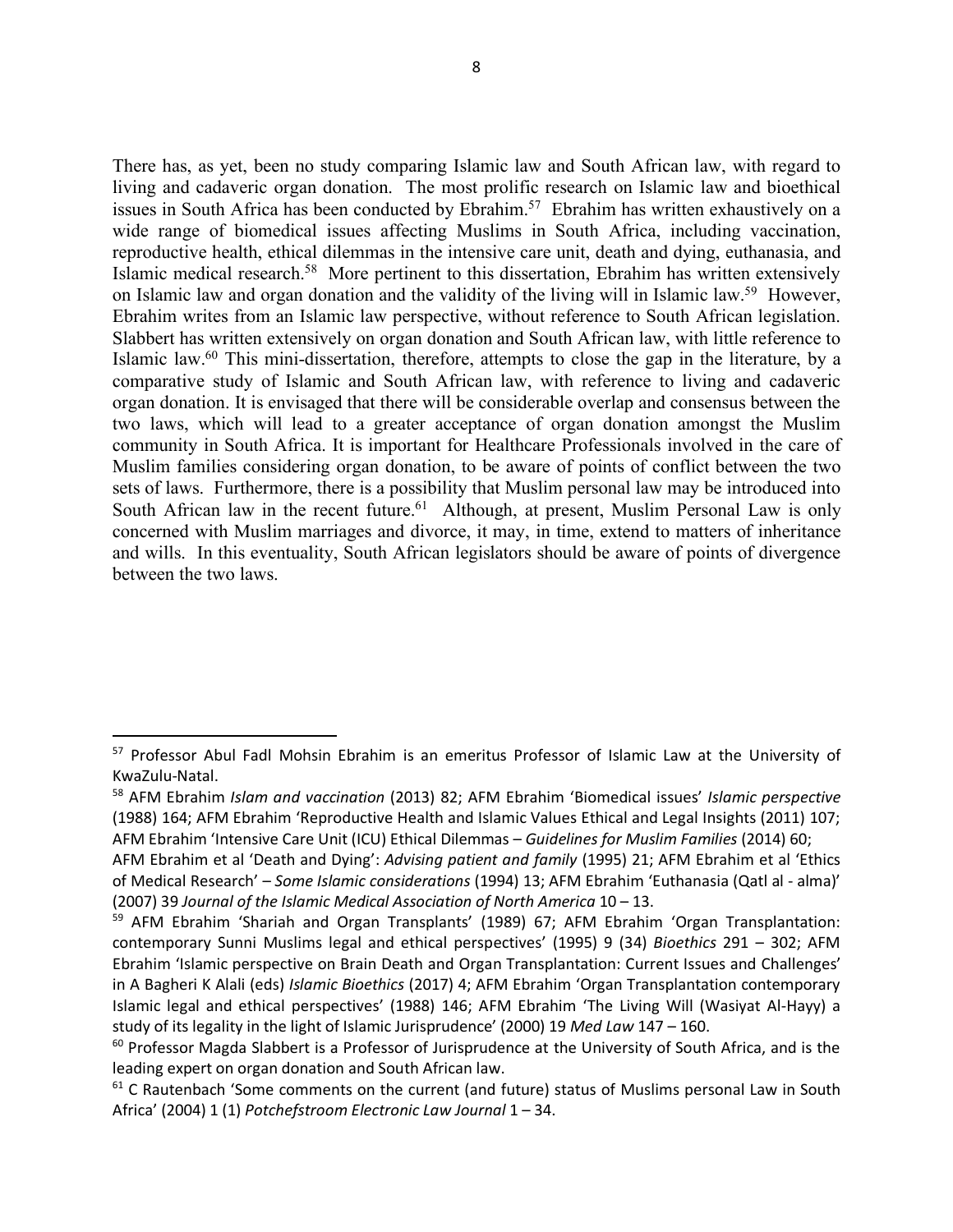There has, as yet, been no study comparing Islamic law and South African law, with regard to living and cadaveric organ donation. The most prolific research on Islamic law and bioethical issues in South Africa has been conducted by Ebrahim.[57] Ebrahim has written exhaustively on a wide range of biomedical issues affecting Muslims in South Africa, including vaccination, reproductive health, ethical dilemmas in the intensive care unit, death and dying, euthanasia, and Islamic medical research.[58] More pertinent to this dissertation, Ebrahim has written extensively on Islamic law and organ donation and the validity of the living will in Islamic law.[59] However, Ebrahim writes from an Islamic law perspective, without reference to South African legislation. Slabbert has written extensively on organ donation and South African law, with little reference to Islamic law.[60] This mini-dissertation, therefore, attempts to close the gap in the literature, by a comparative study of Islamic and South African law, with reference to living and cadaveric organ donation. It is envisaged that there will be considerable overlap and consensus between the two laws, which will lead to a greater acceptance of organ donation amongst the Muslim community in South Africa. It is important for Healthcare Professionals involved in the care of Muslim families considering organ donation, to be aware of points of conflict between the two sets of laws. Furthermore, there is a possibility that Muslim personal law may be introduced into South African law in the recent future.[61] Although, at present, Muslim Personal Law is only concerned with Muslim marriages and divorce, it may, in time, extend to matters of inheritance and wills. In this eventuality, South African legislators should be aware of points of divergence between the two laws.

---

[57] Professor Abul Fadl Mohsin Ebrahim is an emeritus Professor of Islamic Law at the University of KwaZulu-Natal.

[58] AFM Ebrahim *Islam and vaccination* (2013) 82; AFM Ebrahim 'Biomedical issues' *Islamic perspective* (1988) 164; AFM Ebrahim 'Reproductive Health and Islamic Values Ethical and Legal Insights (2011) 107; AFM Ebrahim 'Intensive Care Unit (ICU) Ethical Dilemmas – *Guidelines for Muslim Families* (2014) 60; AFM Ebrahim et al 'Death and Dying': *Advising patient and family* (1995) 21; AFM Ebrahim et al 'Ethics of Medical Research' – *Some Islamic considerations* (1994) 13; AFM Ebrahim 'Euthanasia (Qatl al - alma)' (2007) 39 *Journal of the Islamic Medical Association of North America* 10 – 13.

[59] AFM Ebrahim 'Shariah and Organ Transplants' (1989) 67; AFM Ebrahim 'Organ Transplantation: contemporary Sunni Muslims legal and ethical perspectives' (1995) 9 (34) *Bioethics* 291 – 302; AFM Ebrahim 'Islamic perspective on Brain Death and Organ Transplantation: Current Issues and Challenges' in A Bagheri K Alali (eds) *Islamic Bioethics* (2017) 4; AFM Ebrahim 'Organ Transplantation contemporary Islamic legal and ethical perspectives' (1988) 146; AFM Ebrahim 'The Living Will (Wasiyat Al-Hayy) a study of its legality in the light of Islamic Jurisprudence' (2000) 19 *Med Law* 147 – 160.

[60] Professor Magda Slabbert is a Professor of Jurisprudence at the University of South Africa, and is the leading expert on organ donation and South African law.

[61] C Rautenbach 'Some comments on the current (and future) status of Muslims personal Law in South Africa' (2004) 1 (1) *Potchefstroom Electronic Law Journal* 1 – 34.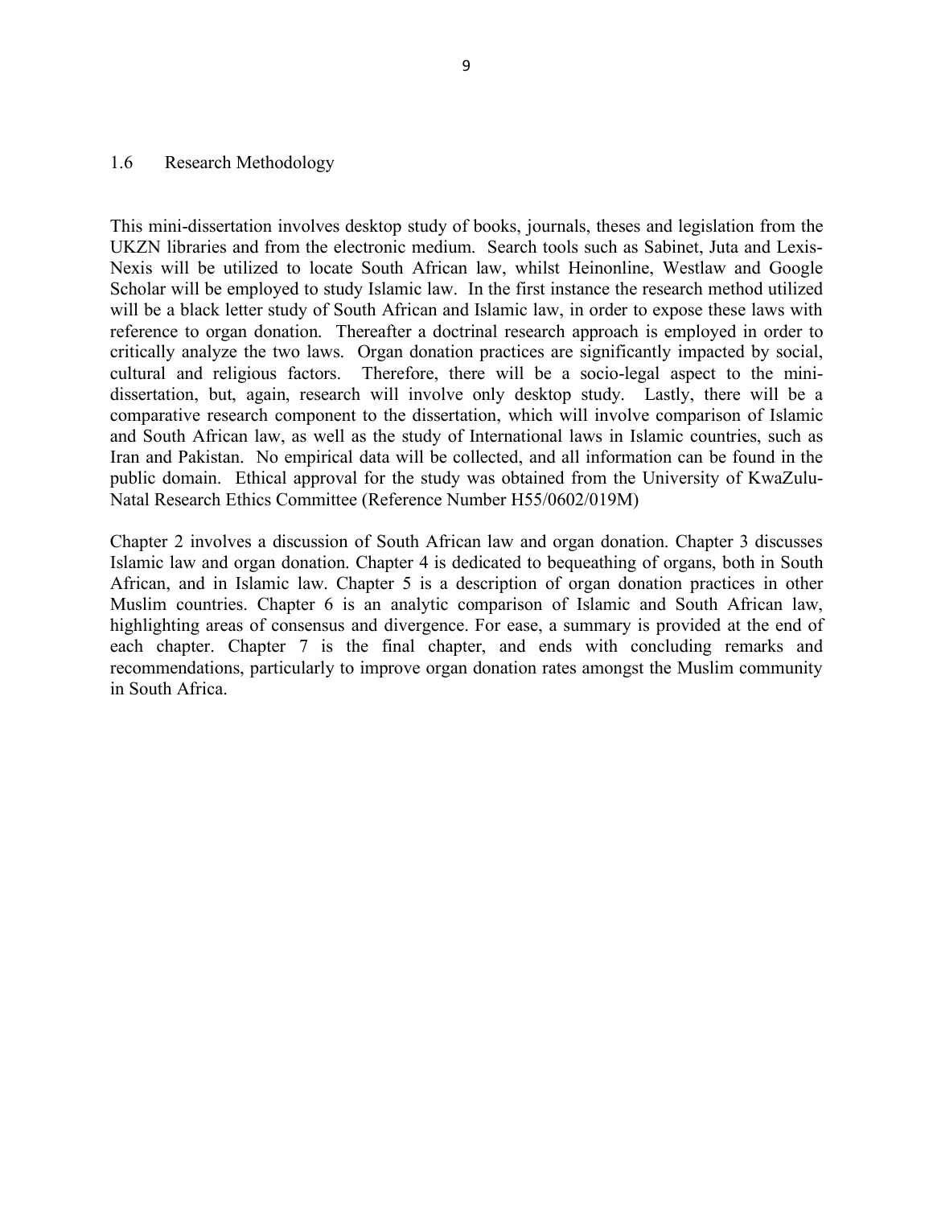## 1.6 Research Methodology

This mini-dissertation involves desktop study of books, journals, theses and legislation from the UKZN libraries and from the electronic medium. Search tools such as Sabinet, Juta and Lexis-Nexis will be utilized to locate South African law, whilst Heinonline, Westlaw and Google Scholar will be employed to study Islamic law. In the first instance the research method utilized will be a black letter study of South African and Islamic law, in order to expose these laws with reference to organ donation. Thereafter a doctrinal research approach is employed in order to critically analyze the two laws. Organ donation practices are significantly impacted by social, cultural and religious factors. Therefore, there will be a socio-legal aspect to the mini-dissertation, but, again, research will involve only desktop study. Lastly, there will be a comparative research component to the dissertation, which will involve comparison of Islamic and South African law, as well as the study of International laws in Islamic countries, such as Iran and Pakistan. No empirical data will be collected, and all information can be found in the public domain. Ethical approval for the study was obtained from the University of KwaZulu-Natal Research Ethics Committee (Reference Number H55/0602/019M)

Chapter 2 involves a discussion of South African law and organ donation. Chapter 3 discusses Islamic law and organ donation. Chapter 4 is dedicated to bequeathing of organs, both in South African, and in Islamic law. Chapter 5 is a description of organ donation practices in other Muslim countries. Chapter 6 is an analytic comparison of Islamic and South African law, highlighting areas of consensus and divergence. For ease, a summary is provided at the end of each chapter. Chapter 7 is the final chapter, and ends with concluding remarks and recommendations, particularly to improve organ donation rates amongst the Muslim community in South Africa.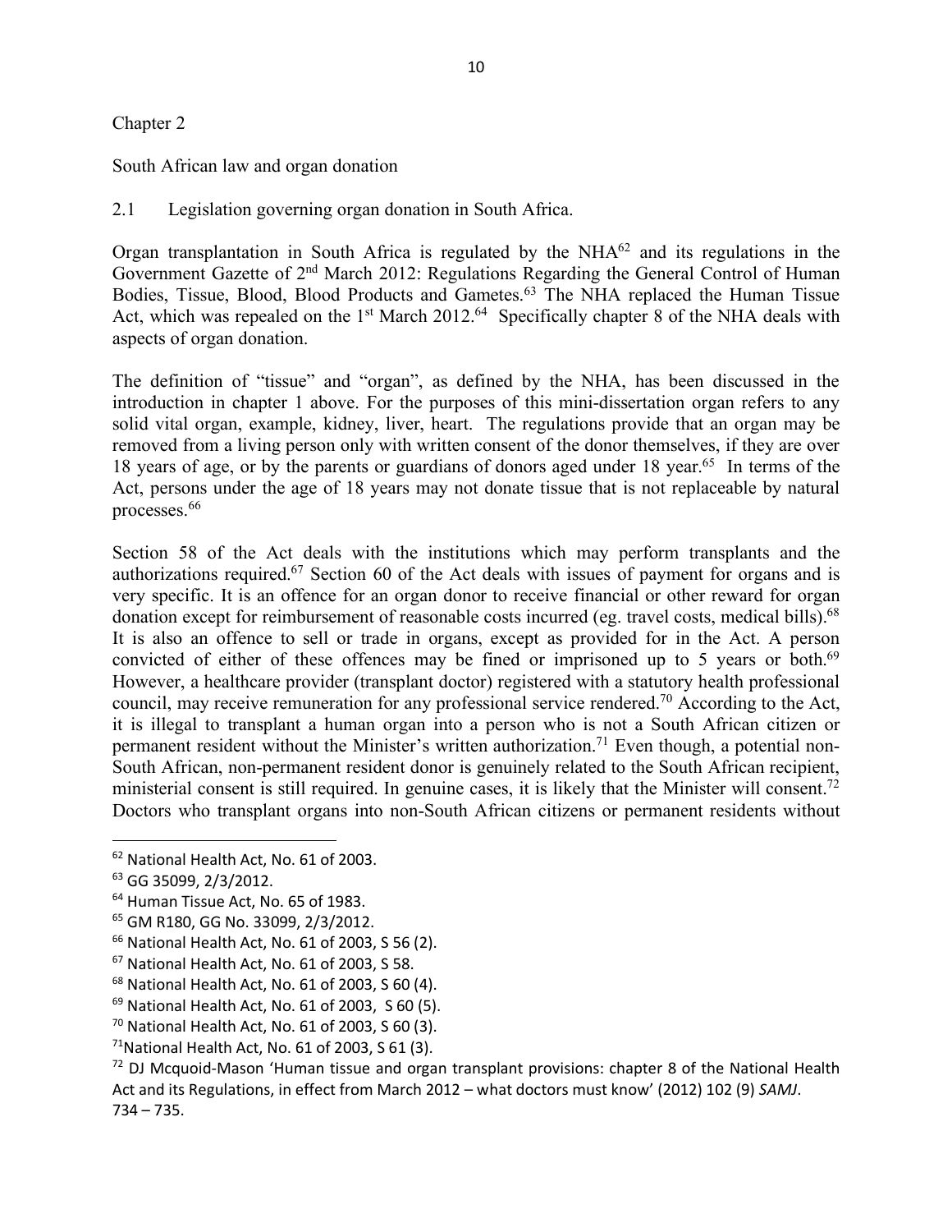Chapter 2

South African law and organ donation

2.1 Legislation governing organ donation in South Africa.

Organ transplantation in South Africa is regulated by the NHA[62] and its regulations in the Government Gazette of 2nd March 2012: Regulations Regarding the General Control of Human Bodies, Tissue, Blood, Blood Products and Gametes.[63] The NHA replaced the Human Tissue Act, which was repealed on the 1st March 2012.[64] Specifically chapter 8 of the NHA deals with aspects of organ donation.

The definition of "tissue" and "organ", as defined by the NHA, has been discussed in the introduction in chapter 1 above. For the purposes of this mini-dissertation organ refers to any solid vital organ, example, kidney, liver, heart. The regulations provide that an organ may be removed from a living person only with written consent of the donor themselves, if they are over 18 years of age, or by the parents or guardians of donors aged under 18 year.[65] In terms of the Act, persons under the age of 18 years may not donate tissue that is not replaceable by natural processes.[66]

Section 58 of the Act deals with the institutions which may perform transplants and the authorizations required.[67] Section 60 of the Act deals with issues of payment for organs and is very specific. It is an offence for an organ donor to receive financial or other reward for organ donation except for reimbursement of reasonable costs incurred (eg. travel costs, medical bills).[68] It is also an offence to sell or trade in organs, except as provided for in the Act. A person convicted of either of these offences may be fined or imprisoned up to 5 years or both.[69] However, a healthcare provider (transplant doctor) registered with a statutory health professional council, may receive remuneration for any professional service rendered.[70] According to the Act, it is illegal to transplant a human organ into a person who is not a South African citizen or permanent resident without the Minister's written authorization.[71] Even though, a potential non-South African, non-permanent resident donor is genuinely related to the South African recipient, ministerial consent is still required. In genuine cases, it is likely that the Minister will consent.[72] Doctors who transplant organs into non-South African citizens or permanent residents without

---

[62] National Health Act, No. 61 of 2003.

[63] GG 35099, 2/3/2012.

[64] Human Tissue Act, No. 65 of 1983.

[65] GM R180, GG No. 33099, 2/3/2012.

[66] National Health Act, No. 61 of 2003, S 56 (2).

[67] National Health Act, No. 61 of 2003, S 58.

[68] National Health Act, No. 61 of 2003, S 60 (4).

[69] National Health Act, No. 61 of 2003, S 60 (5).

[70] National Health Act, No. 61 of 2003, S 60 (3).

[71] National Health Act, No. 61 of 2003, S 61 (3).

[72] DJ Mcquoid-Mason 'Human tissue and organ transplant provisions: chapter 8 of the National Health Act and its Regulations, in effect from March 2012 – what doctors must know' (2012) 102 (9) *SAMJ*. 734 – 735.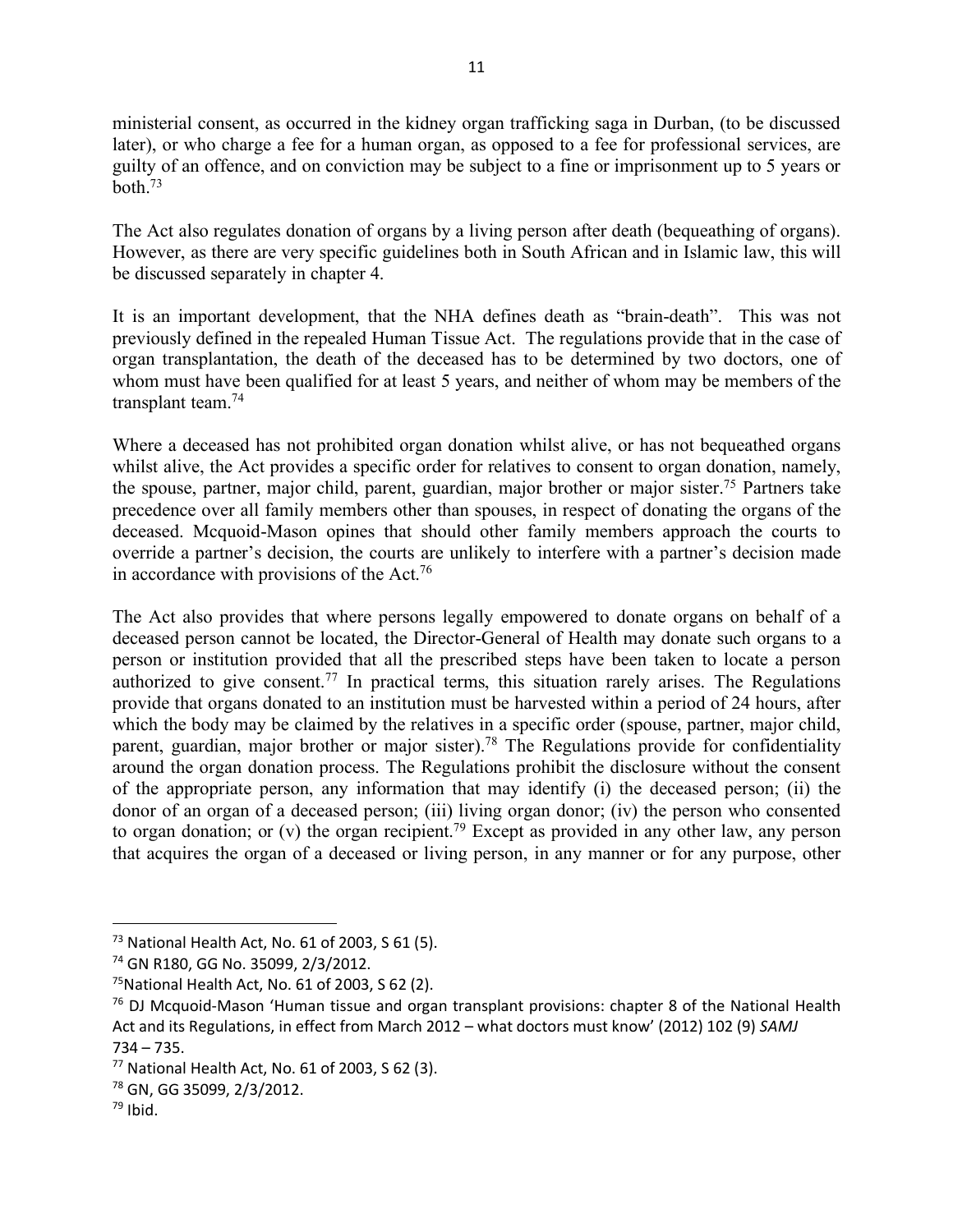ministerial consent, as occurred in the kidney organ trafficking saga in Durban, (to be discussed later), or who charge a fee for a human organ, as opposed to a fee for professional services, are guilty of an offence, and on conviction may be subject to a fine or imprisonment up to 5 years or both.[73]

The Act also regulates donation of organs by a living person after death (bequeathing of organs). However, as there are very specific guidelines both in South African and in Islamic law, this will be discussed separately in chapter 4.

It is an important development, that the NHA defines death as "brain-death". This was not previously defined in the repealed Human Tissue Act. The regulations provide that in the case of organ transplantation, the death of the deceased has to be determined by two doctors, one of whom must have been qualified for at least 5 years, and neither of whom may be members of the transplant team.[74]

Where a deceased has not prohibited organ donation whilst alive, or has not bequeathed organs whilst alive, the Act provides a specific order for relatives to consent to organ donation, namely, the spouse, partner, major child, parent, guardian, major brother or major sister.[75] Partners take precedence over all family members other than spouses, in respect of donating the organs of the deceased. Mcquoid-Mason opines that should other family members approach the courts to override a partner's decision, the courts are unlikely to interfere with a partner's decision made in accordance with provisions of the Act.[76]

The Act also provides that where persons legally empowered to donate organs on behalf of a deceased person cannot be located, the Director-General of Health may donate such organs to a person or institution provided that all the prescribed steps have been taken to locate a person authorized to give consent.[77] In practical terms, this situation rarely arises. The Regulations provide that organs donated to an institution must be harvested within a period of 24 hours, after which the body may be claimed by the relatives in a specific order (spouse, partner, major child, parent, guardian, major brother or major sister).[78] The Regulations provide for confidentiality around the organ donation process. The Regulations prohibit the disclosure without the consent of the appropriate person, any information that may identify (i) the deceased person; (ii) the donor of an organ of a deceased person; (iii) living organ donor; (iv) the person who consented to organ donation; or (v) the organ recipient.[79] Except as provided in any other law, any person that acquires the organ of a deceased or living person, in any manner or for any purpose, other

---

[73] National Health Act, No. 61 of 2003, S 61 (5).

[74] GN R180, GG No. 35099, 2/3/2012.

[75] National Health Act, No. 61 of 2003, S 62 (2).

[76] DJ Mcquoid-Mason 'Human tissue and organ transplant provisions: chapter 8 of the National Health Act and its Regulations, in effect from March 2012 – what doctors must know' (2012) 102 (9) *SAMJ* 734 – 735.

[77] National Health Act, No. 61 of 2003, S 62 (3).

[78] GN, GG 35099, 2/3/2012.

[79] Ibid.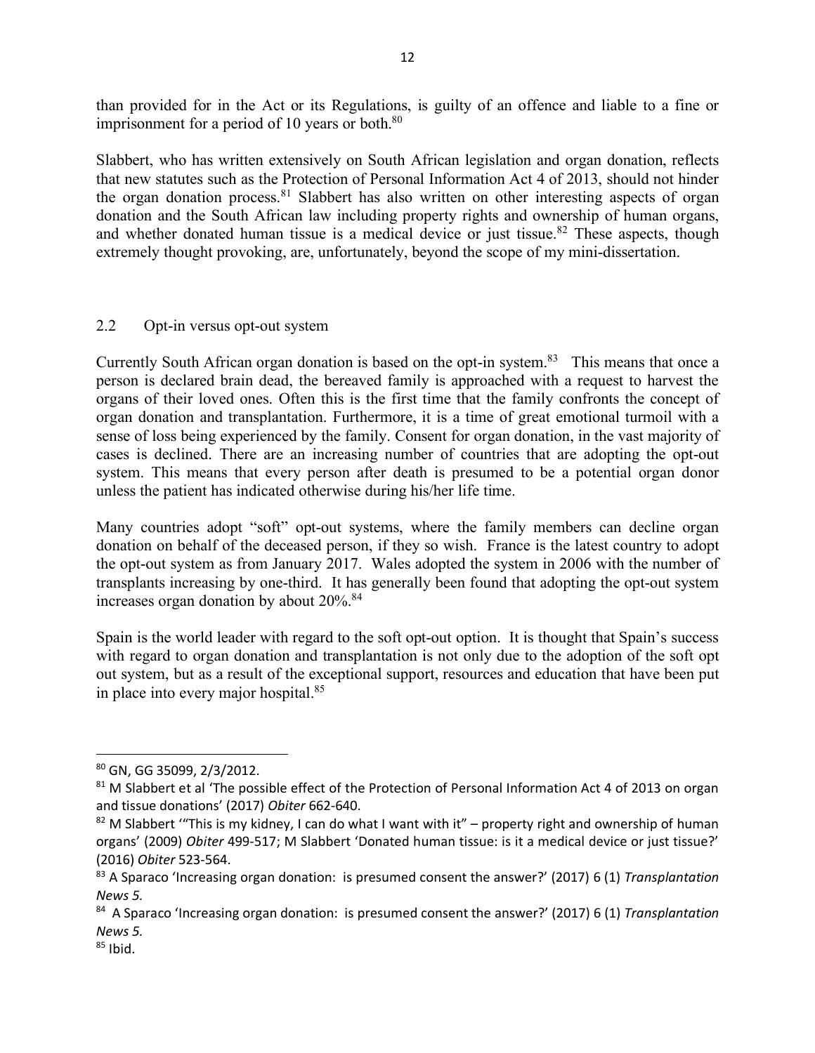than provided for in the Act or its Regulations, is guilty of an offence and liable to a fine or imprisonment for a period of 10 years or both.[80]

Slabbert, who has written extensively on South African legislation and organ donation, reflects that new statutes such as the Protection of Personal Information Act 4 of 2013, should not hinder the organ donation process.[81] Slabbert has also written on other interesting aspects of organ donation and the South African law including property rights and ownership of human organs, and whether donated human tissue is a medical device or just tissue.[82] These aspects, though extremely thought provoking, are, unfortunately, beyond the scope of my mini-dissertation.

## 2.2 Opt-in versus opt-out system

Currently South African organ donation is based on the opt-in system.[83] This means that once a person is declared brain dead, the bereaved family is approached with a request to harvest the organs of their loved ones. Often this is the first time that the family confronts the concept of organ donation and transplantation. Furthermore, it is a time of great emotional turmoil with a sense of loss being experienced by the family. Consent for organ donation, in the vast majority of cases is declined. There are an increasing number of countries that are adopting the opt-out system. This means that every person after death is presumed to be a potential organ donor unless the patient has indicated otherwise during his/her life time.

Many countries adopt "soft" opt-out systems, where the family members can decline organ donation on behalf of the deceased person, if they so wish. France is the latest country to adopt the opt-out system as from January 2017. Wales adopted the system in 2006 with the number of transplants increasing by one-third. It has generally been found that adopting the opt-out system increases organ donation by about 20%.[84]

Spain is the world leader with regard to the soft opt-out option. It is thought that Spain's success with regard to organ donation and transplantation is not only due to the adoption of the soft opt out system, but as a result of the exceptional support, resources and education that have been put in place into every major hospital.[85]

---

[80] GN, GG 35099, 2/3/2012.

[81] M Slabbert et al 'The possible effect of the Protection of Personal Information Act 4 of 2013 on organ and tissue donations' (2017) *Obiter* 662-640.

[82] M Slabbert '"This is my kidney, I can do what I want with it" – property right and ownership of human organs' (2009) *Obiter* 499-517; M Slabbert 'Donated human tissue: is it a medical device or just tissue?' (2016) *Obiter* 523-564.

[83] A Sparaco 'Increasing organ donation: is presumed consent the answer?' (2017) 6 (1) *Transplantation News 5.*

[84] A Sparaco 'Increasing organ donation: is presumed consent the answer?' (2017) 6 (1) *Transplantation News 5.*

[85] Ibid.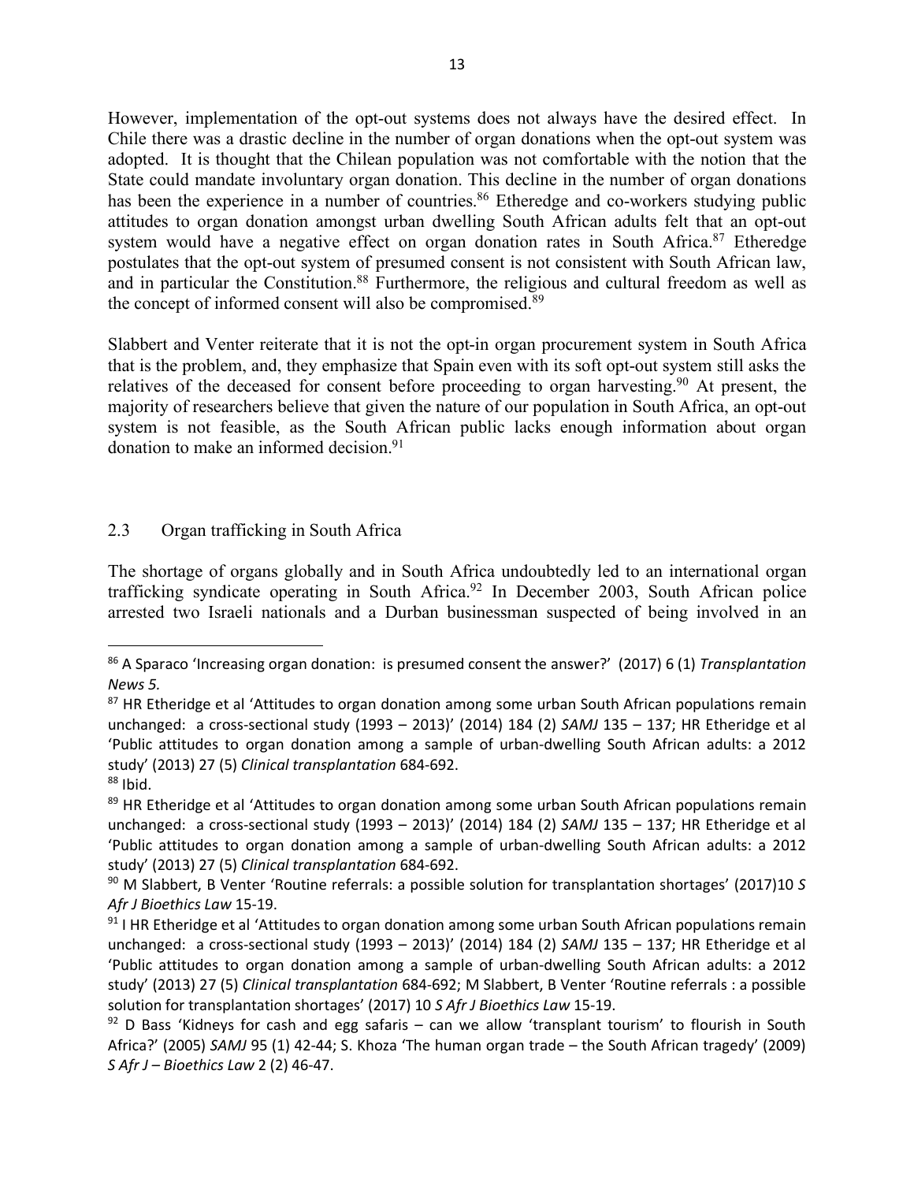However, implementation of the opt-out systems does not always have the desired effect. In Chile there was a drastic decline in the number of organ donations when the opt-out system was adopted. It is thought that the Chilean population was not comfortable with the notion that the State could mandate involuntary organ donation. This decline in the number of organ donations has been the experience in a number of countries.[86] Etheredge and co-workers studying public attitudes to organ donation amongst urban dwelling South African adults felt that an opt-out system would have a negative effect on organ donation rates in South Africa.[87] Etheredge postulates that the opt-out system of presumed consent is not consistent with South African law, and in particular the Constitution.[88] Furthermore, the religious and cultural freedom as well as the concept of informed consent will also be compromised.[89]

Slabbert and Venter reiterate that it is not the opt-in organ procurement system in South Africa that is the problem, and, they emphasize that Spain even with its soft opt-out system still asks the relatives of the deceased for consent before proceeding to organ harvesting.[90] At present, the majority of researchers believe that given the nature of our population in South Africa, an opt-out system is not feasible, as the South African public lacks enough information about organ donation to make an informed decision.[91]

## 2.3 Organ trafficking in South Africa

The shortage of organs globally and in South Africa undoubtedly led to an international organ trafficking syndicate operating in South Africa.[92] In December 2003, South African police arrested two Israeli nationals and a Durban businessman suspected of being involved in an

---

[86] A Sparaco 'Increasing organ donation: is presumed consent the answer?' (2017) 6 (1) *Transplantation News 5.*

[87] HR Etheridge et al 'Attitudes to organ donation among some urban South African populations remain unchanged: a cross-sectional study (1993 – 2013)' (2014) 184 (2) *SAMJ* 135 – 137; HR Etheridge et al 'Public attitudes to organ donation among a sample of urban-dwelling South African adults: a 2012 study' (2013) 27 (5) *Clinical transplantation* 684-692.

[88] Ibid.

[89] HR Etheridge et al 'Attitudes to organ donation among some urban South African populations remain unchanged: a cross-sectional study (1993 – 2013)' (2014) 184 (2) *SAMJ* 135 – 137; HR Etheridge et al 'Public attitudes to organ donation among a sample of urban-dwelling South African adults: a 2012 study' (2013) 27 (5) *Clinical transplantation* 684-692.

[90] M Slabbert, B Venter 'Routine referrals: a possible solution for transplantation shortages' (2017)10 *S Afr J Bioethics Law* 15-19.

[91] I HR Etheridge et al 'Attitudes to organ donation among some urban South African populations remain unchanged: a cross-sectional study (1993 – 2013)' (2014) 184 (2) *SAMJ* 135 – 137; HR Etheridge et al 'Public attitudes to organ donation among a sample of urban-dwelling South African adults: a 2012 study' (2013) 27 (5) *Clinical transplantation* 684-692; M Slabbert, B Venter 'Routine referrals : a possible solution for transplantation shortages' (2017) 10 *S Afr J Bioethics Law* 15-19.

[92] D Bass 'Kidneys for cash and egg safaris – can we allow 'transplant tourism' to flourish in South Africa?' (2005) *SAMJ* 95 (1) 42-44; S. Khoza 'The human organ trade – the South African tragedy' (2009) *S Afr J – Bioethics Law* 2 (2) 46-47.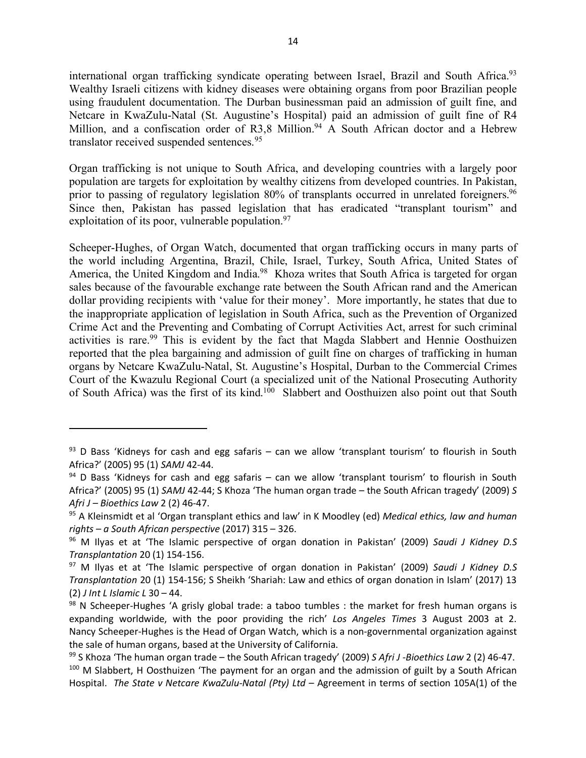international organ trafficking syndicate operating between Israel, Brazil and South Africa.[93] Wealthy Israeli citizens with kidney diseases were obtaining organs from poor Brazilian people using fraudulent documentation. The Durban businessman paid an admission of guilt fine, and Netcare in KwaZulu-Natal (St. Augustine's Hospital) paid an admission of guilt fine of R4 Million, and a confiscation order of R3,8 Million.[94] A South African doctor and a Hebrew translator received suspended sentences.[95]

Organ trafficking is not unique to South Africa, and developing countries with a largely poor population are targets for exploitation by wealthy citizens from developed countries. In Pakistan, prior to passing of regulatory legislation 80% of transplants occurred in unrelated foreigners.[96] Since then, Pakistan has passed legislation that has eradicated "transplant tourism" and exploitation of its poor, vulnerable population.[97]

Scheeper-Hughes, of Organ Watch, documented that organ trafficking occurs in many parts of the world including Argentina, Brazil, Chile, Israel, Turkey, South Africa, United States of America, the United Kingdom and India.[98] Khoza writes that South Africa is targeted for organ sales because of the favourable exchange rate between the South African rand and the American dollar providing recipients with 'value for their money'. More importantly, he states that due to the inappropriate application of legislation in South Africa, such as the Prevention of Organized Crime Act and the Preventing and Combating of Corrupt Activities Act, arrest for such criminal activities is rare.[99] This is evident by the fact that Magda Slabbert and Hennie Oosthuizen reported that the plea bargaining and admission of guilt fine on charges of trafficking in human organs by Netcare KwaZulu-Natal, St. Augustine's Hospital, Durban to the Commercial Crimes Court of the Kwazulu Regional Court (a specialized unit of the National Prosecuting Authority of South Africa) was the first of its kind.[100] Slabbert and Oosthuizen also point out that South

---

[93] D Bass 'Kidneys for cash and egg safaris – can we allow 'transplant tourism' to flourish in South Africa?' (2005) 95 (1) *SAMJ* 42-44.

[94] D Bass 'Kidneys for cash and egg safaris – can we allow 'transplant tourism' to flourish in South Africa?' (2005) 95 (1) *SAMJ* 42-44; S Khoza 'The human organ trade – the South African tragedy' (2009) *S Afri J – Bioethics Law* 2 (2) 46-47.

[95] A Kleinsmidt et al 'Organ transplant ethics and law' in K Moodley (ed) *Medical ethics, law and human rights – a South African perspective* (2017) 315 – 326.

[96] M Ilyas et at 'The Islamic perspective of organ donation in Pakistan' (2009) *Saudi J Kidney D.S Transplantation* 20 (1) 154-156.

[97] M Ilyas et at 'The Islamic perspective of organ donation in Pakistan' (2009) *Saudi J Kidney D.S Transplantation* 20 (1) 154-156; S Sheikh 'Shariah: Law and ethics of organ donation in Islam' (2017) 13 (2) *J Int L Islamic L* 30 – 44.

[98] N Scheeper-Hughes 'A grisly global trade: a taboo tumbles : the market for fresh human organs is expanding worldwide, with the poor providing the rich' *Los Angeles Times* 3 August 2003 at 2. Nancy Scheeper-Hughes is the Head of Organ Watch, which is a non-governmental organization against the sale of human organs, based at the University of California.

[99] S Khoza 'The human organ trade – the South African tragedy' (2009) *S Afri J -Bioethics Law* 2 (2) 46-47.

[100] M Slabbert, H Oosthuizen 'The payment for an organ and the admission of guilt by a South African Hospital. *The State v Netcare KwaZulu-Natal (Pty) Ltd* – Agreement in terms of section 105A(1) of the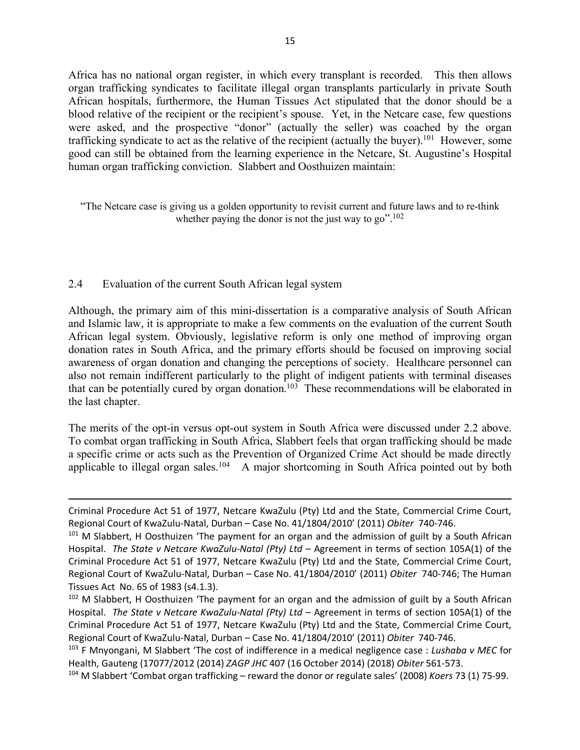Africa has no national organ register, in which every transplant is recorded. This then allows organ trafficking syndicates to facilitate illegal organ transplants particularly in private South African hospitals, furthermore, the Human Tissues Act stipulated that the donor should be a blood relative of the recipient or the recipient's spouse. Yet, in the Netcare case, few questions were asked, and the prospective "donor" (actually the seller) was coached by the organ trafficking syndicate to act as the relative of the recipient (actually the buyer).[101] However, some good can still be obtained from the learning experience in the Netcare, St. Augustine's Hospital human organ trafficking conviction. Slabbert and Oosthuizen maintain:

> "The Netcare case is giving us a golden opportunity to revisit current and future laws and to re-think whether paying the donor is not the just way to go".[102]

## 2.4 Evaluation of the current South African legal system

Although, the primary aim of this mini-dissertation is a comparative analysis of South African and Islamic law, it is appropriate to make a few comments on the evaluation of the current South African legal system. Obviously, legislative reform is only one method of improving organ donation rates in South Africa, and the primary efforts should be focused on improving social awareness of organ donation and changing the perceptions of society. Healthcare personnel can also not remain indifferent particularly to the plight of indigent patients with terminal diseases that can be potentially cured by organ donation.[103] These recommendations will be elaborated in the last chapter.

The merits of the opt-in versus opt-out system in South Africa were discussed under 2.2 above. To combat organ trafficking in South Africa, Slabbert feels that organ trafficking should be made a specific crime or acts such as the Prevention of Organized Crime Act should be made directly applicable to illegal organ sales.[104] A major shortcoming in South Africa pointed out by both

---

Criminal Procedure Act 51 of 1977, Netcare KwaZulu (Pty) Ltd and the State, Commercial Crime Court, Regional Court of KwaZulu-Natal, Durban – Case No. 41/1804/2010' (2011) *Obiter* 740-746.

[101] M Slabbert, H Oosthuizen 'The payment for an organ and the admission of guilt by a South African Hospital. *The State v Netcare KwaZulu-Natal (Pty) Ltd* – Agreement in terms of section 105A(1) of the Criminal Procedure Act 51 of 1977, Netcare KwaZulu (Pty) Ltd and the State, Commercial Crime Court, Regional Court of KwaZulu-Natal, Durban – Case No. 41/1804/2010' (2011) *Obiter* 740-746; The Human Tissues Act No. 65 of 1983 (s4.1.3).

[102] M Slabbert, H Oosthuizen 'The payment for an organ and the admission of guilt by a South African Hospital. *The State v Netcare KwaZulu-Natal (Pty) Ltd* – Agreement in terms of section 105A(1) of the Criminal Procedure Act 51 of 1977, Netcare KwaZulu (Pty) Ltd and the State, Commercial Crime Court, Regional Court of KwaZulu-Natal, Durban – Case No. 41/1804/2010' (2011) *Obiter* 740-746.

[103] F Mnyongani, M Slabbert 'The cost of indifference in a medical negligence case : *Lushaba v MEC* for Health, Gauteng (17077/2012 (2014) *ZAGP JHC* 407 (16 October 2014) (2018) *Obiter* 561-573.

[104] M Slabbert 'Combat organ trafficking – reward the donor or regulate sales' (2008) *Koers* 73 (1) 75-99.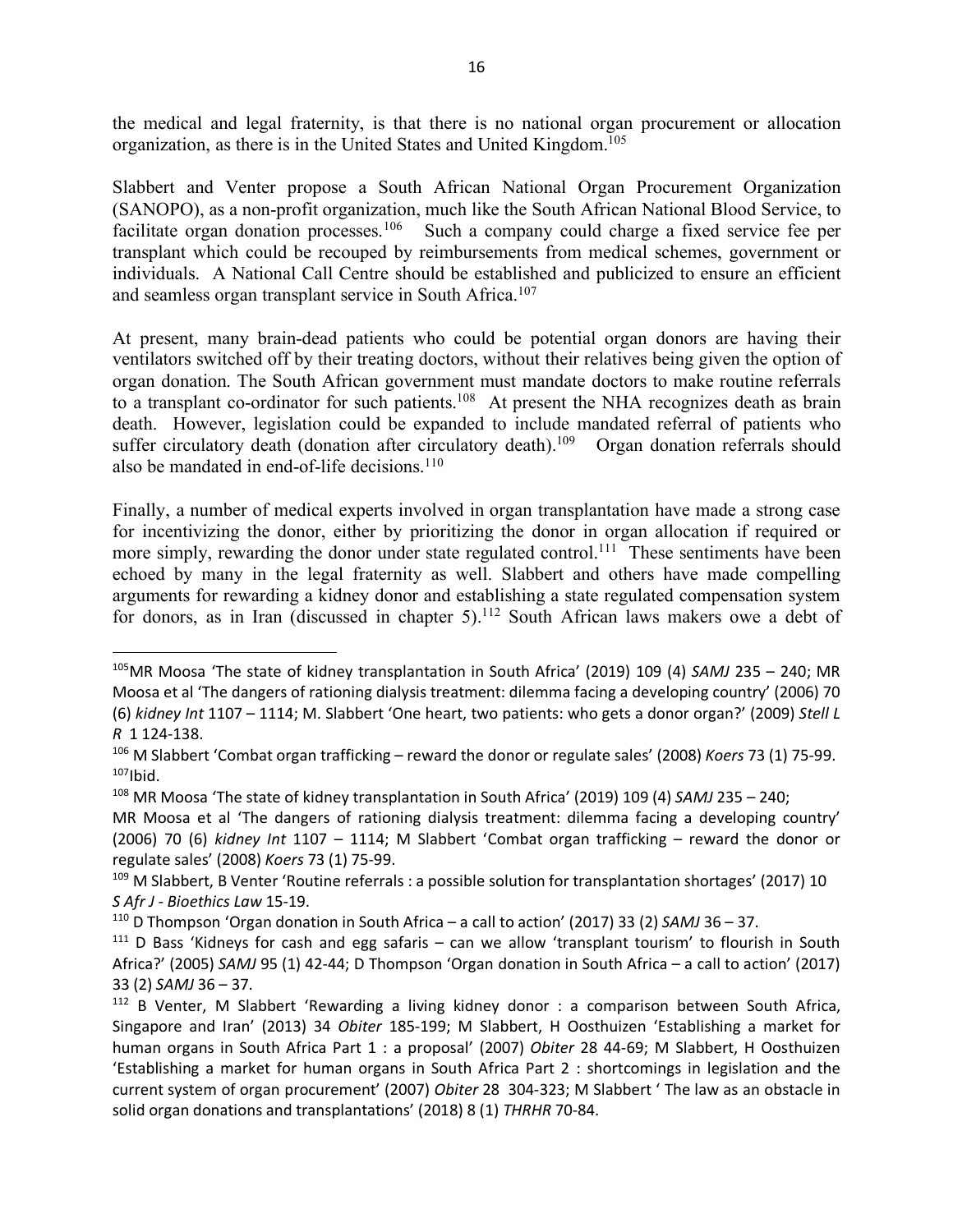the medical and legal fraternity, is that there is no national organ procurement or allocation organization, as there is in the United States and United Kingdom.[105]

Slabbert and Venter propose a South African National Organ Procurement Organization (SANOPO), as a non-profit organization, much like the South African National Blood Service, to facilitate organ donation processes.[106] Such a company could charge a fixed service fee per transplant which could be recouped by reimbursements from medical schemes, government or individuals. A National Call Centre should be established and publicized to ensure an efficient and seamless organ transplant service in South Africa.[107]

At present, many brain-dead patients who could be potential organ donors are having their ventilators switched off by their treating doctors, without their relatives being given the option of organ donation. The South African government must mandate doctors to make routine referrals to a transplant co-ordinator for such patients.[108] At present the NHA recognizes death as brain death. However, legislation could be expanded to include mandated referral of patients who suffer circulatory death (donation after circulatory death).[109] Organ donation referrals should also be mandated in end-of-life decisions.[110]

Finally, a number of medical experts involved in organ transplantation have made a strong case for incentivizing the donor, either by prioritizing the donor in organ allocation if required or more simply, rewarding the donor under state regulated control.[111] These sentiments have been echoed by many in the legal fraternity as well. Slabbert and others have made compelling arguments for rewarding a kidney donor and establishing a state regulated compensation system for donors, as in Iran (discussed in chapter 5).[112] South African laws makers owe a debt of

---

[105] MR Moosa 'The state of kidney transplantation in South Africa' (2019) 109 (4) *SAMJ* 235 – 240; MR Moosa et al 'The dangers of rationing dialysis treatment: dilemma facing a developing country' (2006) 70 (6) *kidney Int* 1107 – 1114; M. Slabbert 'One heart, two patients: who gets a donor organ?' (2009) *Stell L R* 1 124-138.

[106] M Slabbert 'Combat organ trafficking – reward the donor or regulate sales' (2008) *Koers* 73 (1) 75-99.

[107] Ibid.

[108] MR Moosa 'The state of kidney transplantation in South Africa' (2019) 109 (4) *SAMJ* 235 – 240; MR Moosa et al 'The dangers of rationing dialysis treatment: dilemma facing a developing country' (2006) 70 (6) *kidney Int* 1107 – 1114; M Slabbert 'Combat organ trafficking – reward the donor or regulate sales' (2008) *Koers* 73 (1) 75-99.

[109] M Slabbert, B Venter 'Routine referrals : a possible solution for transplantation shortages' (2017) 10 *S Afr J - Bioethics Law* 15-19.

[110] D Thompson 'Organ donation in South Africa – a call to action' (2017) 33 (2) *SAMJ* 36 – 37.

[111] D Bass 'Kidneys for cash and egg safaris – can we allow 'transplant tourism' to flourish in South Africa?' (2005) *SAMJ* 95 (1) 42-44; D Thompson 'Organ donation in South Africa – a call to action' (2017) 33 (2) *SAMJ* 36 – 37.

[112] B Venter, M Slabbert 'Rewarding a living kidney donor : a comparison between South Africa, Singapore and Iran' (2013) 34 *Obiter* 185-199; M Slabbert, H Oosthuizen 'Establishing a market for human organs in South Africa Part 1 : a proposal' (2007) *Obiter* 28 44-69; M Slabbert, H Oosthuizen 'Establishing a market for human organs in South Africa Part 2 : shortcomings in legislation and the current system of organ procurement' (2007) *Obiter* 28 304-323; M Slabbert ' The law as an obstacle in solid organ donations and transplantations' (2018) 8 (1) *THRHR* 70-84.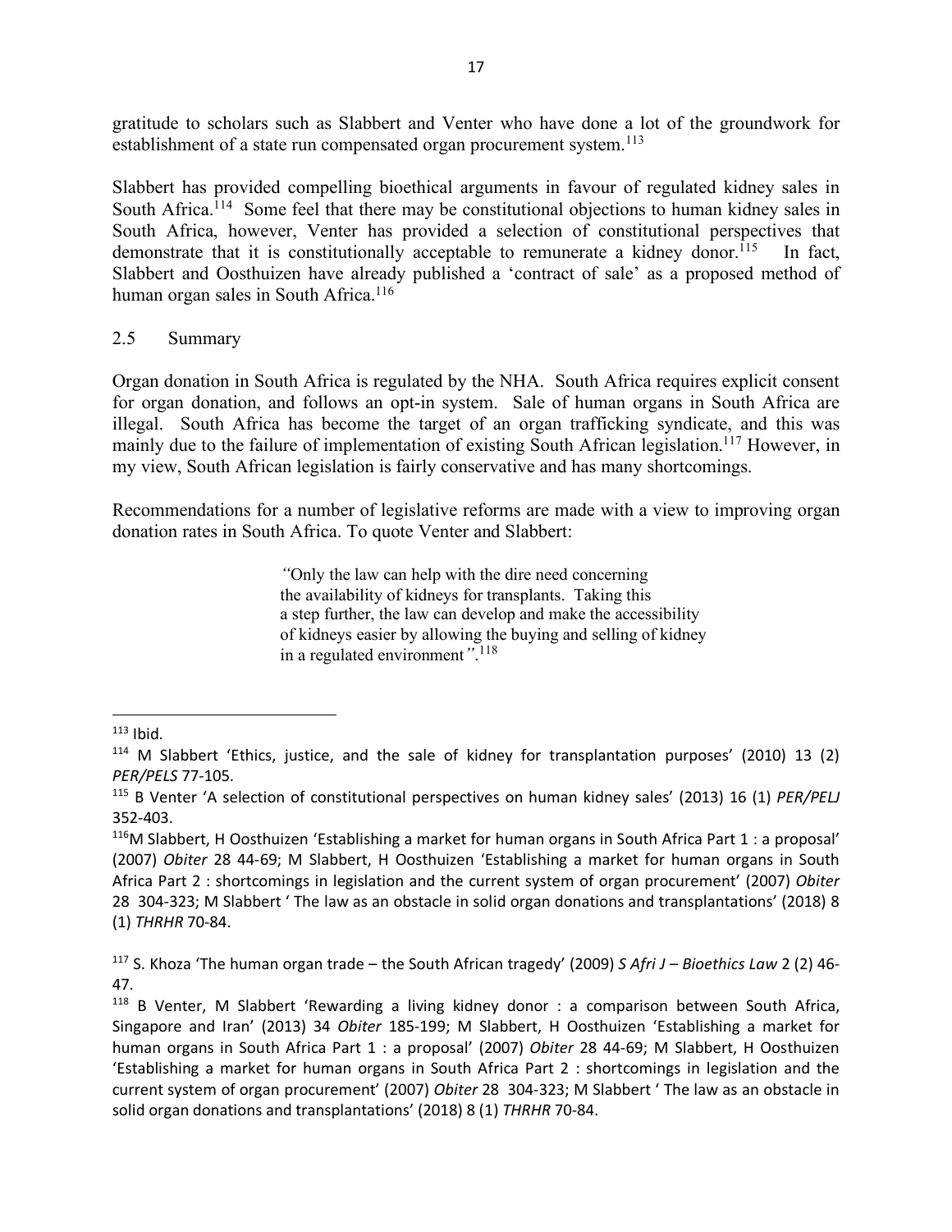gratitude to scholars such as Slabbert and Venter who have done a lot of the groundwork for establishment of a state run compensated organ procurement system.[113]

Slabbert has provided compelling bioethical arguments in favour of regulated kidney sales in South Africa.[114] Some feel that there may be constitutional objections to human kidney sales in South Africa, however, Venter has provided a selection of constitutional perspectives that demonstrate that it is constitutionally acceptable to remunerate a kidney donor.[115] In fact, Slabbert and Oosthuizen have already published a 'contract of sale' as a proposed method of human organ sales in South Africa.[116]

## 2.5 Summary

Organ donation in South Africa is regulated by the NHA. South Africa requires explicit consent for organ donation, and follows an opt-in system. Sale of human organs in South Africa are illegal. South Africa has become the target of an organ trafficking syndicate, and this was mainly due to the failure of implementation of existing South African legislation.[117] However, in my view, South African legislation is fairly conservative and has many shortcomings.

Recommendations for a number of legislative reforms are made with a view to improving organ donation rates in South Africa. To quote Venter and Slabbert:

> *"*Only the law can help with the dire need concerning the availability of kidneys for transplants. Taking this a step further, the law can develop and make the accessibility of kidneys easier by allowing the buying and selling of kidney in a regulated environment*"*.[118]

---

[113] Ibid.

[114] M Slabbert 'Ethics, justice, and the sale of kidney for transplantation purposes' (2010) 13 (2) *PER/PELS* 77-105.

[115] B Venter 'A selection of constitutional perspectives on human kidney sales' (2013) 16 (1) *PER/PELJ* 352-403.

[116] M Slabbert, H Oosthuizen 'Establishing a market for human organs in South Africa Part 1 : a proposal' (2007) *Obiter* 28 44-69; M Slabbert, H Oosthuizen 'Establishing a market for human organs in South Africa Part 2 : shortcomings in legislation and the current system of organ procurement' (2007) *Obiter* 28 304-323; M Slabbert ' The law as an obstacle in solid organ donations and transplantations' (2018) 8 (1) *THRHR* 70-84.

[117] S. Khoza 'The human organ trade – the South African tragedy' (2009) *S Afri J – Bioethics Law* 2 (2) 46-47.

[118] B Venter, M Slabbert 'Rewarding a living kidney donor : a comparison between South Africa, Singapore and Iran' (2013) 34 *Obiter* 185-199; M Slabbert, H Oosthuizen 'Establishing a market for human organs in South Africa Part 1 : a proposal' (2007) *Obiter* 28 44-69; M Slabbert, H Oosthuizen 'Establishing a market for human organs in South Africa Part 2 : shortcomings in legislation and the current system of organ procurement' (2007) *Obiter* 28 304-323; M Slabbert ' The law as an obstacle in solid organ donations and transplantations' (2018) 8 (1) *THRHR* 70-84.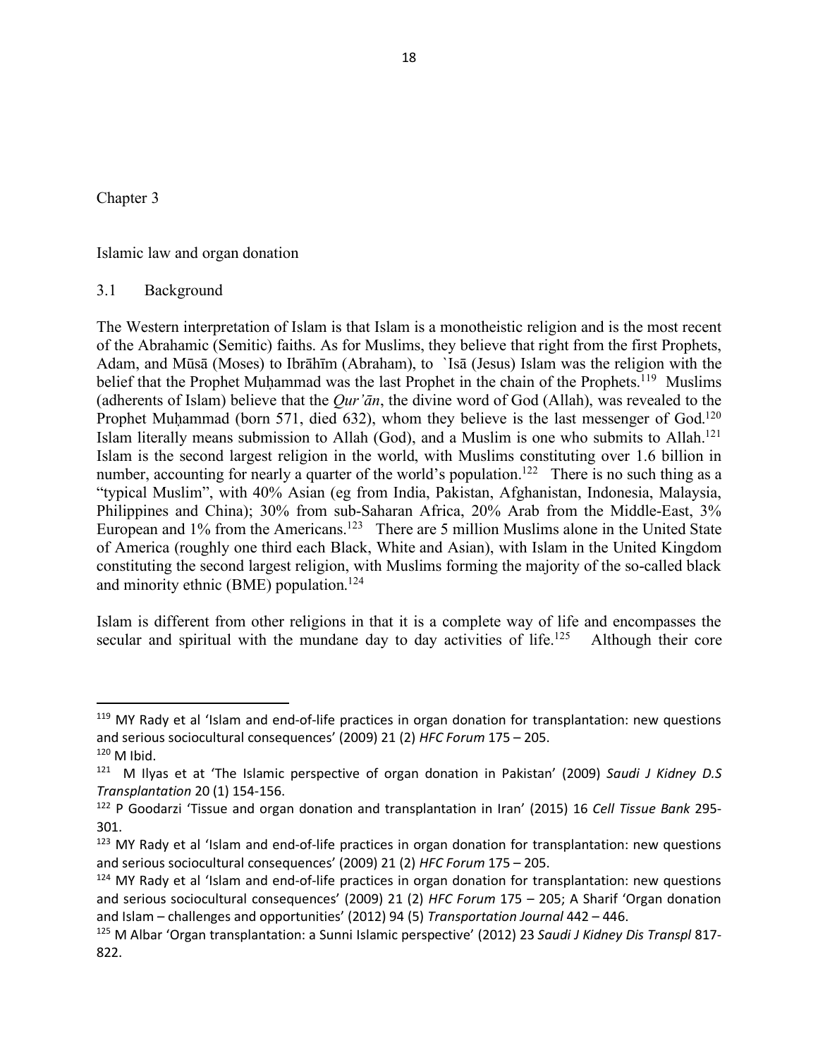# Chapter 3

## Islamic law and organ donation

### 3.1 Background

The Western interpretation of Islam is that Islam is a monotheistic religion and is the most recent of the Abrahamic (Semitic) faiths. As for Muslims, they believe that right from the first Prophets, Adam, and Mūsā (Moses) to Ibrāhīm (Abraham), to `Isā (Jesus) Islam was the religion with the belief that the Prophet Muḥammad was the last Prophet in the chain of the Prophets.[119] Muslims (adherents of Islam) believe that the *Qur'ān*, the divine word of God (Allah), was revealed to the Prophet Muḥammad (born 571, died 632), whom they believe is the last messenger of God.[120] Islam literally means submission to Allah (God), and a Muslim is one who submits to Allah.[121] Islam is the second largest religion in the world, with Muslims constituting over 1.6 billion in number, accounting for nearly a quarter of the world's population.[122] There is no such thing as a "typical Muslim", with 40% Asian (eg from India, Pakistan, Afghanistan, Indonesia, Malaysia, Philippines and China); 30% from sub-Saharan Africa, 20% Arab from the Middle-East, 3% European and 1% from the Americans.[123] There are 5 million Muslims alone in the United State of America (roughly one third each Black, White and Asian), with Islam in the United Kingdom constituting the second largest religion, with Muslims forming the majority of the so-called black and minority ethnic (BME) population.[124]

Islam is different from other religions in that it is a complete way of life and encompasses the secular and spiritual with the mundane day to day activities of life.[125] Although their core

---

[119] MY Rady et al 'Islam and end-of-life practices in organ donation for transplantation: new questions and serious sociocultural consequences' (2009) 21 (2) *HFC Forum* 175 – 205.

[120] M Ibid.

[121] M Ilyas et at 'The Islamic perspective of organ donation in Pakistan' (2009) *Saudi J Kidney D.S Transplantation* 20 (1) 154-156.

[122] P Goodarzi 'Tissue and organ donation and transplantation in Iran' (2015) 16 *Cell Tissue Bank* 295-301.

[123] MY Rady et al 'Islam and end-of-life practices in organ donation for transplantation: new questions and serious sociocultural consequences' (2009) 21 (2) *HFC Forum* 175 – 205.

[124] MY Rady et al 'Islam and end-of-life practices in organ donation for transplantation: new questions and serious sociocultural consequences' (2009) 21 (2) *HFC Forum* 175 – 205; A Sharif 'Organ donation and Islam – challenges and opportunities' (2012) 94 (5) *Transportation Journal* 442 – 446.

[125] M Albar 'Organ transplantation: a Sunni Islamic perspective' (2012) 23 *Saudi J Kidney Dis Transpl* 817-822.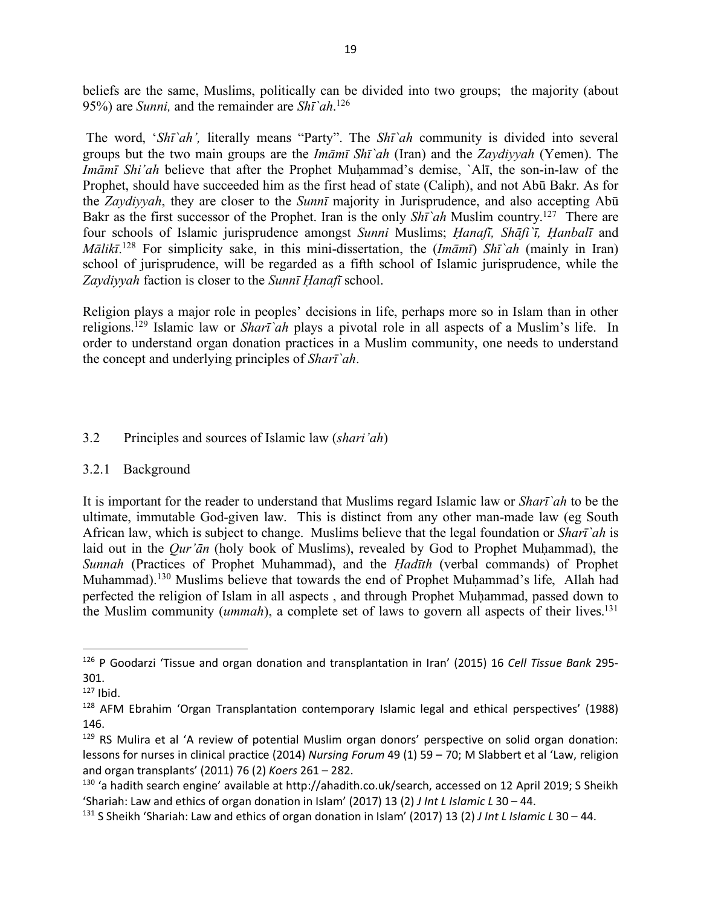beliefs are the same, Muslims, politically can be divided into two groups; the majority (about 95%) are *Sunni,* and the remainder are *Shī`ah*.[126]

The word, '*Shī`ah',* literally means "Party". The *Shī`ah* community is divided into several groups but the two main groups are the *Imāmī Shī`ah* (Iran) and the *Zaydiyyah* (Yemen). The *Imāmī Shi'ah* believe that after the Prophet Muḥammad's demise, `Alī, the son-in-law of the Prophet, should have succeeded him as the first head of state (Caliph), and not Abū Bakr. As for the *Zaydiyyah*, they are closer to the *Sunnī* majority in Jurisprudence, and also accepting Abū Bakr as the first successor of the Prophet. Iran is the only *Shī`ah* Muslim country.[127] There are four schools of Islamic jurisprudence amongst *Sunni* Muslims; *Ḥanafī, Shāfi`ī, Ḥanbalī* and *Mālikī*.[128] For simplicity sake, in this mini-dissertation, the (*Imāmī*) *Shī`ah* (mainly in Iran) school of jurisprudence, will be regarded as a fifth school of Islamic jurisprudence, while the *Zaydiyyah* faction is closer to the *Sunnī Ḥanafī* school.

Religion plays a major role in peoples' decisions in life, perhaps more so in Islam than in other religions.[129] Islamic law or *Sharī`ah* plays a pivotal role in all aspects of a Muslim's life. In order to understand organ donation practices in a Muslim community, one needs to understand the concept and underlying principles of *Sharī`ah*.

## 3.2 Principles and sources of Islamic law (*shari'ah*)

### 3.2.1 Background

It is important for the reader to understand that Muslims regard Islamic law or *Sharī`ah* to be the ultimate, immutable God-given law. This is distinct from any other man-made law (eg South African law, which is subject to change. Muslims believe that the legal foundation or *Sharī`ah* is laid out in the *Qur'ān* (holy book of Muslims), revealed by God to Prophet Muḥammad), the *Sunnah* (Practices of Prophet Muhammad), and the *Ḥadīth* (verbal commands) of Prophet Muhammad).[130] Muslims believe that towards the end of Prophet Muḥammad's life, Allah had perfected the religion of Islam in all aspects , and through Prophet Muḥammad, passed down to the Muslim community (*ummah*), a complete set of laws to govern all aspects of their lives.[131]

---

[126] P Goodarzi 'Tissue and organ donation and transplantation in Iran' (2015) 16 *Cell Tissue Bank* 295-301.

[127] Ibid.

[128] AFM Ebrahim 'Organ Transplantation contemporary Islamic legal and ethical perspectives' (1988) 146.

[129] RS Mulira et al 'A review of potential Muslim organ donors' perspective on solid organ donation: lessons for nurses in clinical practice (2014) *Nursing Forum* 49 (1) 59 – 70; M Slabbert et al 'Law, religion and organ transplants' (2011) 76 (2) *Koers* 261 – 282.

[130] 'a hadith search engine' available at http://ahadith.co.uk/search, accessed on 12 April 2019; S Sheikh 'Shariah: Law and ethics of organ donation in Islam' (2017) 13 (2) *J Int L Islamic L* 30 – 44.

[131] S Sheikh 'Shariah: Law and ethics of organ donation in Islam' (2017) 13 (2) *J Int L Islamic L* 30 – 44.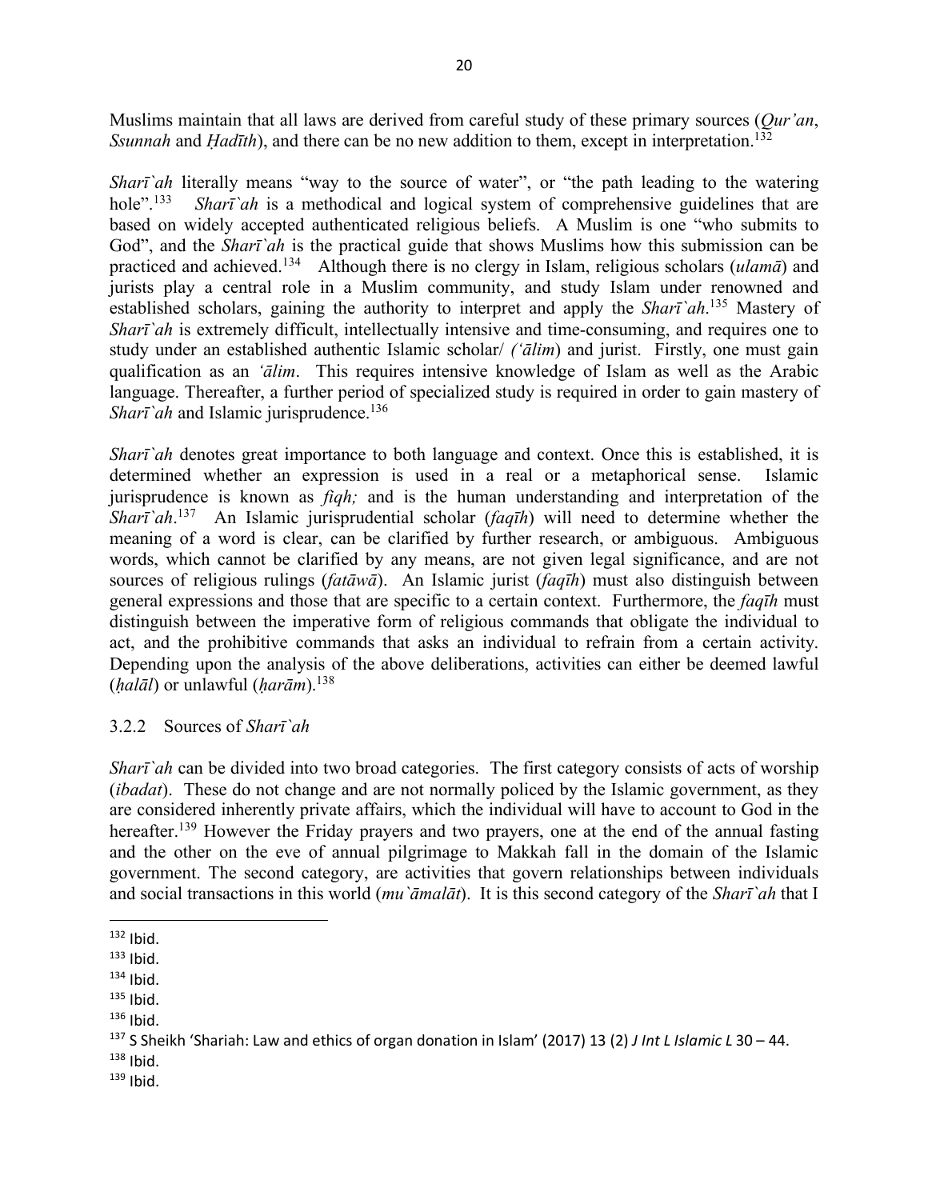Muslims maintain that all laws are derived from careful study of these primary sources (*Qur'an*, *Ssunnah* and *Ḥadīth*), and there can be no new addition to them, except in interpretation.[132]

*Sharī`ah* literally means "way to the source of water", or "the path leading to the watering hole".[133] *Sharī`ah* is a methodical and logical system of comprehensive guidelines that are based on widely accepted authenticated religious beliefs. A Muslim is one "who submits to God", and the *Sharī`ah* is the practical guide that shows Muslims how this submission can be practiced and achieved.[134] Although there is no clergy in Islam, religious scholars (*ulamā*) and jurists play a central role in a Muslim community, and study Islam under renowned and established scholars, gaining the authority to interpret and apply the *Sharī`ah*.[135] Mastery of *Sharī`ah* is extremely difficult, intellectually intensive and time-consuming, and requires one to study under an established authentic Islamic scholar/ *('ālim*) and jurist. Firstly, one must gain qualification as an *'ālim*. This requires intensive knowledge of Islam as well as the Arabic language. Thereafter, a further period of specialized study is required in order to gain mastery of *Sharī`ah* and Islamic jurisprudence.[136]

*Sharī`ah* denotes great importance to both language and context. Once this is established, it is determined whether an expression is used in a real or a metaphorical sense. Islamic jurisprudence is known as *fiqh;* and is the human understanding and interpretation of the *Sharī`ah*.[137] An Islamic jurisprudential scholar (*faqīh*) will need to determine whether the meaning of a word is clear, can be clarified by further research, or ambiguous. Ambiguous words, which cannot be clarified by any means, are not given legal significance, and are not sources of religious rulings (*fatāwā*). An Islamic jurist (*faqīh*) must also distinguish between general expressions and those that are specific to a certain context. Furthermore, the *faqīh* must distinguish between the imperative form of religious commands that obligate the individual to act, and the prohibitive commands that asks an individual to refrain from a certain activity. Depending upon the analysis of the above deliberations, activities can either be deemed lawful (*ḥalāl*) or unlawful (*ḥarām*).[138]

### 3.2.2 Sources of *Sharī`ah*

*Sharī`ah* can be divided into two broad categories. The first category consists of acts of worship (*ibadat*). These do not change and are not normally policed by the Islamic government, as they are considered inherently private affairs, which the individual will have to account to God in the hereafter.[139] However the Friday prayers and two prayers, one at the end of the annual fasting and the other on the eve of annual pilgrimage to Makkah fall in the domain of the Islamic government. The second category, are activities that govern relationships between individuals and social transactions in this world (*mu`āmalāt*). It is this second category of the *Sharī`ah* that I

---

[132] Ibid.

[133] Ibid.

[134] Ibid.

[135] Ibid.

[136] Ibid.

[137] S Sheikh 'Shariah: Law and ethics of organ donation in Islam' (2017) 13 (2) *J Int L Islamic L* 30 – 44.

[138] Ibid.

[139] Ibid.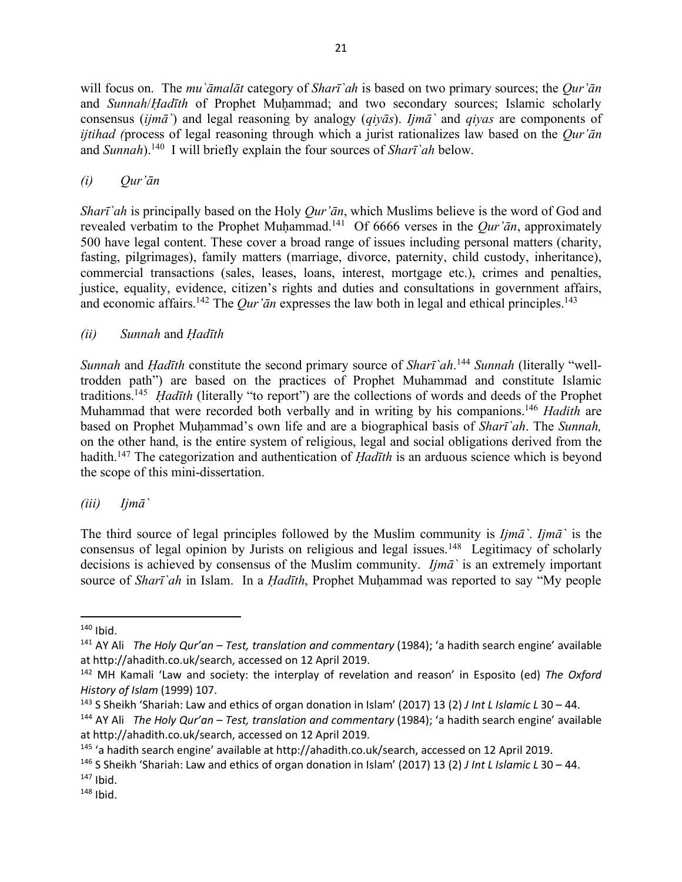will focus on. The *mu`āmalāt* category of *Sharī`ah* is based on two primary sources; the *Qur'ān* and *Sunnah*/*Ḥadīth* of Prophet Muḥammad; and two secondary sources; Islamic scholarly consensus (*ijmā`*) and legal reasoning by analogy (*qiyās*). *Ijmā`* and *qiyas* are components of *ijtihad (*process of legal reasoning through which a jurist rationalizes law based on the *Qur'ān* and *Sunnah*).[140] I will briefly explain the four sources of *Sharī`ah* below.

*(i) Qur'ān*

*Sharī`ah* is principally based on the Holy *Qur'ān*, which Muslims believe is the word of God and revealed verbatim to the Prophet Muḥammad.[141] Of 6666 verses in the *Qur'ān*, approximately 500 have legal content. These cover a broad range of issues including personal matters (charity, fasting, pilgrimages), family matters (marriage, divorce, paternity, child custody, inheritance), commercial transactions (sales, leases, loans, interest, mortgage etc.), crimes and penalties, justice, equality, evidence, citizen's rights and duties and consultations in government affairs, and economic affairs.[142] The *Qur'ān* expresses the law both in legal and ethical principles.[143]

*(ii) Sunnah* and *Ḥadīth*

*Sunnah* and *Ḥadīth* constitute the second primary source of *Sharī`ah*.[144] *Sunnah* (literally "well-trodden path") are based on the practices of Prophet Muhammad and constitute Islamic traditions.[145] *Ḥadīth* (literally "to report") are the collections of words and deeds of the Prophet Muhammad that were recorded both verbally and in writing by his companions.[146] *Hadith* are based on Prophet Muḥammad's own life and are a biographical basis of *Sharī`ah*. The *Sunnah,* on the other hand, is the entire system of religious, legal and social obligations derived from the hadith.[147] The categorization and authentication of *Ḥadīth* is an arduous science which is beyond the scope of this mini-dissertation.

*(iii) Ijmā`*

The third source of legal principles followed by the Muslim community is *Ijmā`*. *Ijmā`* is the consensus of legal opinion by Jurists on religious and legal issues.[148] Legitimacy of scholarly decisions is achieved by consensus of the Muslim community. *Ijmā`* is an extremely important source of *Sharī`ah* in Islam. In a *Ḥadīth*, Prophet Muḥammad was reported to say "My people

---

[140] Ibid.

[141] AY Ali *The Holy Qur'an – Test, translation and commentary* (1984); 'a hadith search engine' available at http://ahadith.co.uk/search, accessed on 12 April 2019.

[142] MH Kamali 'Law and society: the interplay of revelation and reason' in Esposito (ed) *The Oxford History of Islam* (1999) 107.

[143] S Sheikh 'Shariah: Law and ethics of organ donation in Islam' (2017) 13 (2) *J Int L Islamic L* 30 – 44.

[144] AY Ali *The Holy Qur'an – Test, translation and commentary* (1984); 'a hadith search engine' available at http://ahadith.co.uk/search, accessed on 12 April 2019.

[145] 'a hadith search engine' available at http://ahadith.co.uk/search, accessed on 12 April 2019.

[146] S Sheikh 'Shariah: Law and ethics of organ donation in Islam' (2017) 13 (2) *J Int L Islamic L* 30 – 44.

[147] Ibid.

[148] Ibid.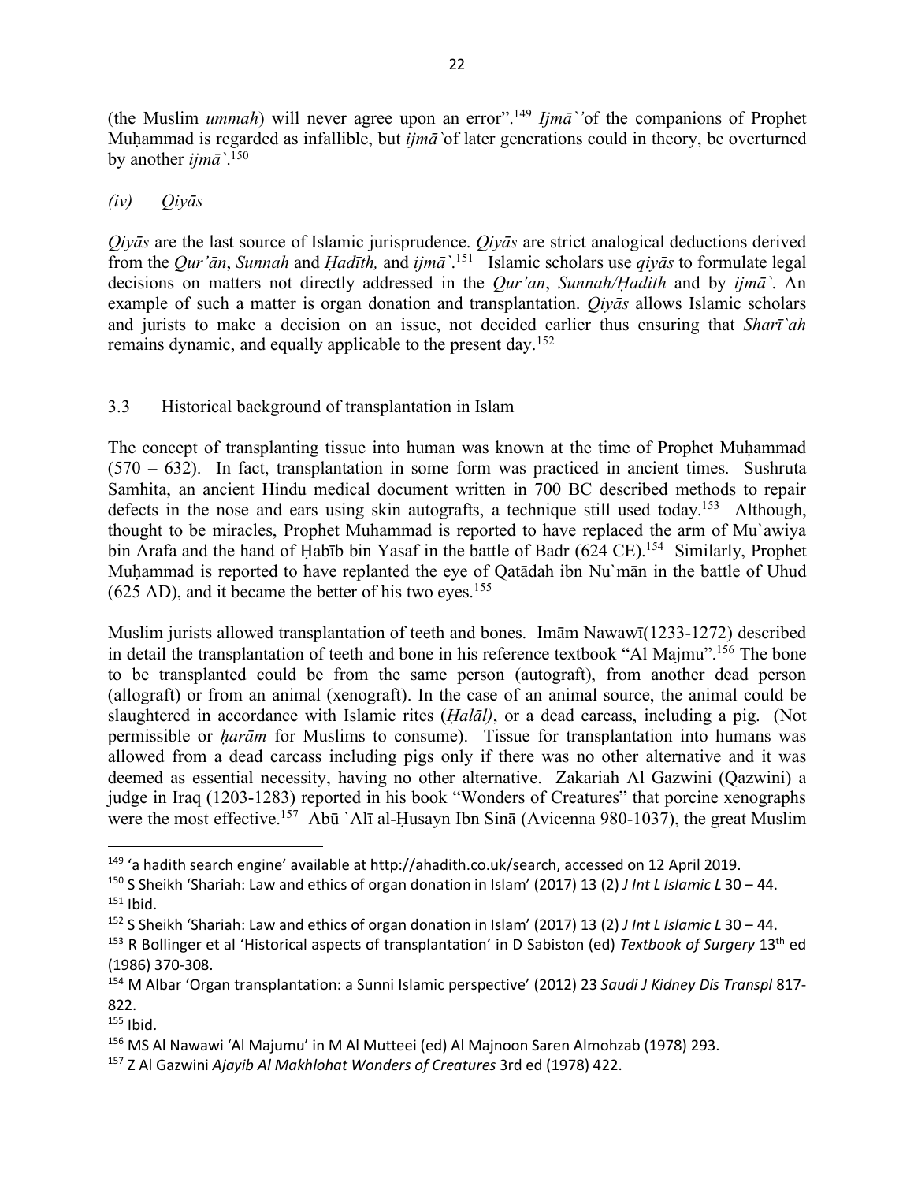(the Muslim *ummah*) will never agree upon an error".[149] *Ijmā`'*of the companions of Prophet Muḥammad is regarded as infallible, but *ijmā`*of later generations could in theory, be overturned by another *ijmā`*.[150]

### *(iv) Qiyās*

*Qiyās* are the last source of Islamic jurisprudence. *Qiyās* are strict analogical deductions derived from the *Qur'ān*, *Sunnah* and *Ḥadīth,* and *ijmā`*.[151] Islamic scholars use *qiyās* to formulate legal decisions on matters not directly addressed in the *Qur'an*, *Sunnah/Ḥadith* and by *ijmā`*. An example of such a matter is organ donation and transplantation. *Qiyās* allows Islamic scholars and jurists to make a decision on an issue, not decided earlier thus ensuring that *Sharī`ah* remains dynamic, and equally applicable to the present day.[152]

## 3.3 Historical background of transplantation in Islam

The concept of transplanting tissue into human was known at the time of Prophet Muḥammad (570 – 632). In fact, transplantation in some form was practiced in ancient times. Sushruta Samhita, an ancient Hindu medical document written in 700 BC described methods to repair defects in the nose and ears using skin autografts, a technique still used today.[153] Although, thought to be miracles, Prophet Muhammad is reported to have replaced the arm of Mu`awiya bin Arafa and the hand of Ḥabīb bin Yasaf in the battle of Badr (624 CE).[154] Similarly, Prophet Muḥammad is reported to have replanted the eye of Qatādah ibn Nu`mān in the battle of Uhud (625 AD), and it became the better of his two eyes.[155]

Muslim jurists allowed transplantation of teeth and bones. Imām Nawawī(1233-1272) described in detail the transplantation of teeth and bone in his reference textbook "Al Majmu".[156] The bone to be transplanted could be from the same person (autograft), from another dead person (allograft) or from an animal (xenograft). In the case of an animal source, the animal could be slaughtered in accordance with Islamic rites (*Ḥalāl)*, or a dead carcass, including a pig. (Not permissible or *ḥarām* for Muslims to consume). Tissue for transplantation into humans was allowed from a dead carcass including pigs only if there was no other alternative and it was deemed as essential necessity, having no other alternative. Zakariah Al Gazwini (Qazwini) a judge in Iraq (1203-1283) reported in his book "Wonders of Creatures" that porcine xenographs were the most effective.[157] Abū `Alī al-Ḥusayn Ibn Sinā (Avicenna 980-1037), the great Muslim

---

[149] 'a hadith search engine' available at http://ahadith.co.uk/search, accessed on 12 April 2019.

[150] S Sheikh 'Shariah: Law and ethics of organ donation in Islam' (2017) 13 (2) *J Int L Islamic L* 30 – 44.

[151] Ibid.

[152] S Sheikh 'Shariah: Law and ethics of organ donation in Islam' (2017) 13 (2) *J Int L Islamic L* 30 – 44.

[153] R Bollinger et al 'Historical aspects of transplantation' in D Sabiston (ed) *Textbook of Surgery* 13th ed (1986) 370-308.

[154] M Albar 'Organ transplantation: a Sunni Islamic perspective' (2012) 23 *Saudi J Kidney Dis Transpl* 817-822.

[155] Ibid.

[156] MS Al Nawawi 'Al Majumu' in M Al Mutteei (ed) Al Majnoon Saren Almohzab (1978) 293.

[157] Z Al Gazwini *Ajayib Al Makhlohat Wonders of Creatures* 3rd ed (1978) 422.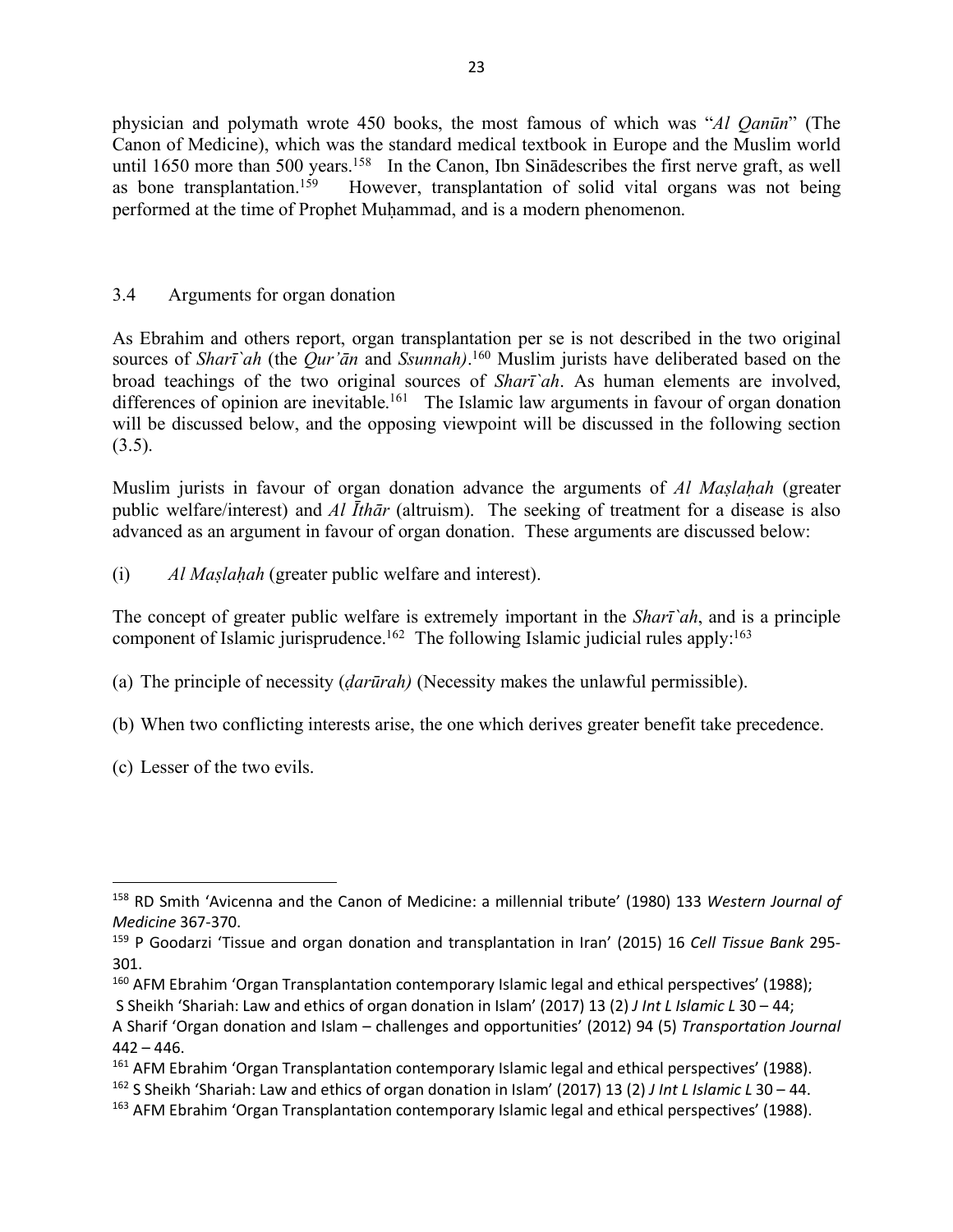physician and polymath wrote 450 books, the most famous of which was "*Al Qanūn*" (The Canon of Medicine), which was the standard medical textbook in Europe and the Muslim world until 1650 more than 500 years.[158] In the Canon, Ibn Sinādescribes the first nerve graft, as well as bone transplantation.[159] However, transplantation of solid vital organs was not being performed at the time of Prophet Muḥammad, and is a modern phenomenon.

## 3.4 Arguments for organ donation

As Ebrahim and others report, organ transplantation per se is not described in the two original sources of *Sharī`ah* (the *Qur'ān* and *Ssunnah)*.[160] Muslim jurists have deliberated based on the broad teachings of the two original sources of *Sharī`ah*. As human elements are involved, differences of opinion are inevitable.[161] The Islamic law arguments in favour of organ donation will be discussed below, and the opposing viewpoint will be discussed in the following section (3.5).

Muslim jurists in favour of organ donation advance the arguments of *Al Maṣlaḥah* (greater public welfare/interest) and *Al Īthār* (altruism). The seeking of treatment for a disease is also advanced as an argument in favour of organ donation. These arguments are discussed below:

(i) *Al Maṣlaḥah* (greater public welfare and interest).

The concept of greater public welfare is extremely important in the *Sharī`ah*, and is a principle component of Islamic jurisprudence.[162] The following Islamic judicial rules apply:[163]

(a) The principle of necessity (*ḍarūrah)* (Necessity makes the unlawful permissible).

(b) When two conflicting interests arise, the one which derives greater benefit take precedence.

(c) Lesser of the two evils.

---

[158] RD Smith 'Avicenna and the Canon of Medicine: a millennial tribute' (1980) 133 *Western Journal of Medicine* 367-370.

[159] P Goodarzi 'Tissue and organ donation and transplantation in Iran' (2015) 16 *Cell Tissue Bank* 295-301.

[160] AFM Ebrahim 'Organ Transplantation contemporary Islamic legal and ethical perspectives' (1988); S Sheikh 'Shariah: Law and ethics of organ donation in Islam' (2017) 13 (2) *J Int L Islamic L* 30 – 44; A Sharif 'Organ donation and Islam – challenges and opportunities' (2012) 94 (5) *Transportation Journal* 442 – 446.

[161] AFM Ebrahim 'Organ Transplantation contemporary Islamic legal and ethical perspectives' (1988).

[162] S Sheikh 'Shariah: Law and ethics of organ donation in Islam' (2017) 13 (2) *J Int L Islamic L* 30 – 44.

[163] AFM Ebrahim 'Organ Transplantation contemporary Islamic legal and ethical perspectives' (1988).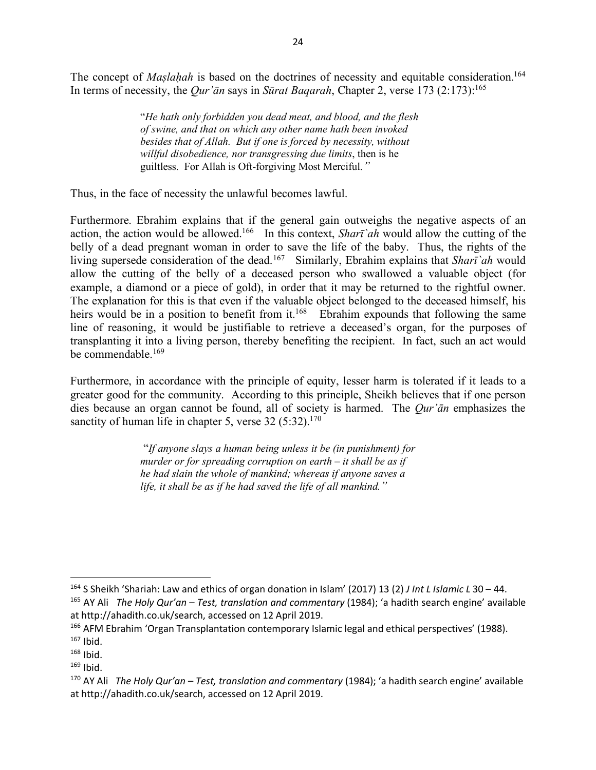The concept of *Maṣlaḥah* is based on the doctrines of necessity and equitable consideration.[164] In terms of necessity, the *Qur'ān* says in *Sūrat Baqarah*, Chapter 2, verse 173 (2:173):[165]

> "*He hath only forbidden you dead meat, and blood, and the flesh of swine, and that on which any other name hath been invoked besides that of Allah. But if one is forced by necessity, without willful disobedience, nor transgressing due limits*, then is he guiltless. For Allah is Oft-forgiving Most Merciful."

Thus, in the face of necessity the unlawful becomes lawful.

Furthermore. Ebrahim explains that if the general gain outweighs the negative aspects of an action, the action would be allowed.[166] In this context, *Sharī`ah* would allow the cutting of the belly of a dead pregnant woman in order to save the life of the baby. Thus, the rights of the living supersede consideration of the dead.[167] Similarly, Ebrahim explains that *Sharī`ah* would allow the cutting of the belly of a deceased person who swallowed a valuable object (for example, a diamond or a piece of gold), in order that it may be returned to the rightful owner. The explanation for this is that even if the valuable object belonged to the deceased himself, his heirs would be in a position to benefit from it.[168] Ebrahim expounds that following the same line of reasoning, it would be justifiable to retrieve a deceased's organ, for the purposes of transplanting it into a living person, thereby benefiting the recipient. In fact, such an act would be commendable.[169]

Furthermore, in accordance with the principle of equity, lesser harm is tolerated if it leads to a greater good for the community. According to this principle, Sheikh believes that if one person dies because an organ cannot be found, all of society is harmed. The *Qur'ān* emphasizes the sanctity of human life in chapter 5, verse 32 (5:32).[170]

> "*If anyone slays a human being unless it be (in punishment) for murder or for spreading corruption on earth – it shall be as if he had slain the whole of mankind; whereas if anyone saves a life, it shall be as if he had saved the life of all mankind.*"

---

[164] S Sheikh 'Shariah: Law and ethics of organ donation in Islam' (2017) 13 (2) *J Int L Islamic L* 30 – 44.

[165] AY Ali *The Holy Qur'an – Test, translation and commentary* (1984); 'a hadith search engine' available at http://ahadith.co.uk/search, accessed on 12 April 2019.

[166] AFM Ebrahim 'Organ Transplantation contemporary Islamic legal and ethical perspectives' (1988).

[167] Ibid.

[168] Ibid.

[169] Ibid.

[170] AY Ali *The Holy Qur'an – Test, translation and commentary* (1984); 'a hadith search engine' available at http://ahadith.co.uk/search, accessed on 12 April 2019.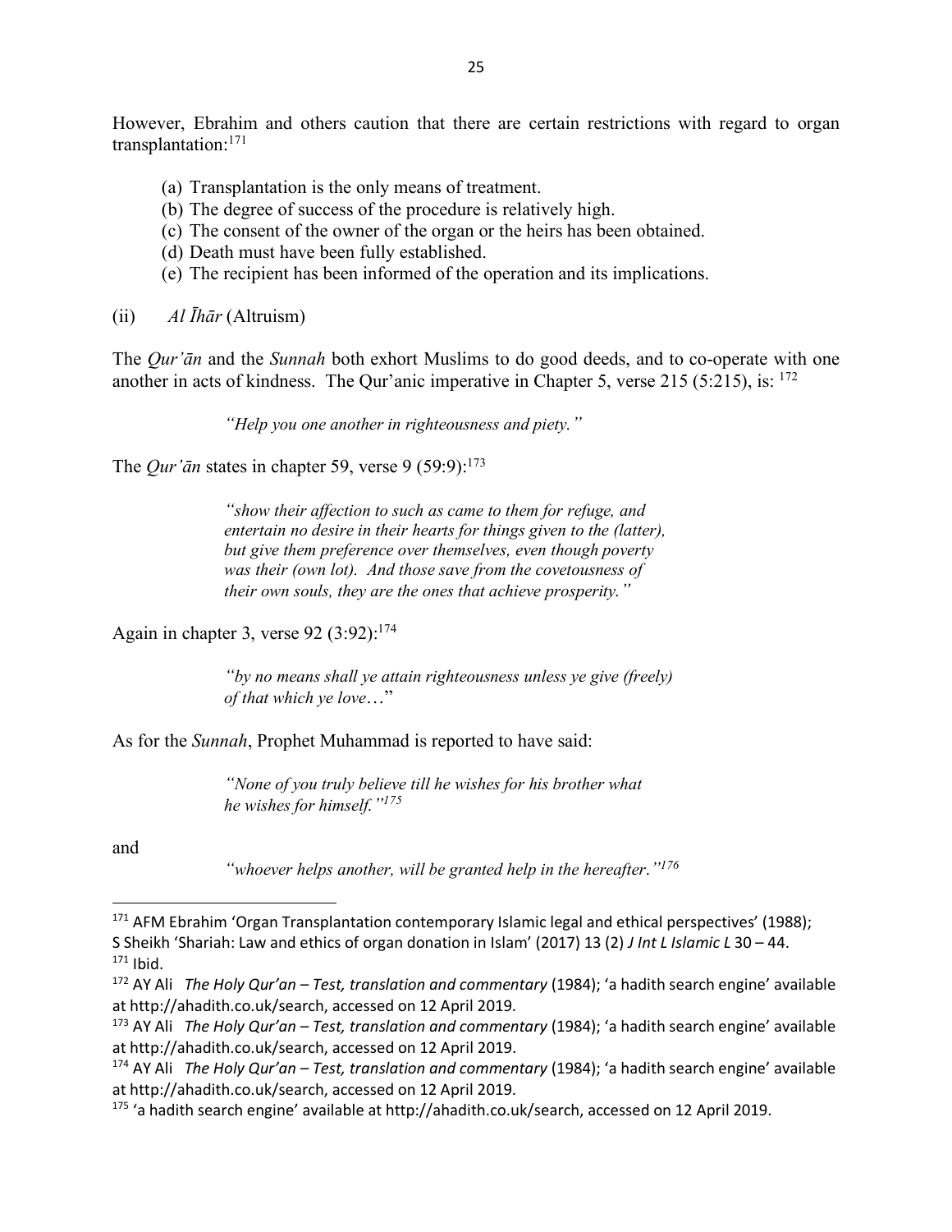However, Ebrahim and others caution that there are certain restrictions with regard to organ transplantation:[171]

(a) Transplantation is the only means of treatment.
(b) The degree of success of the procedure is relatively high.
(c) The consent of the owner of the organ or the heirs has been obtained.
(d) Death must have been fully established.
(e) The recipient has been informed of the operation and its implications.

(ii) *Al Īhār* (Altruism)

The *Qur'ān* and the *Sunnah* both exhort Muslims to do good deeds, and to co-operate with one another in acts of kindness. The Qur'anic imperative in Chapter 5, verse 215 (5:215), is: [172]

> *"Help you one another in righteousness and piety."*

The *Qur'ān* states in chapter 59, verse 9 (59:9):[173]

> *"show their affection to such as came to them for refuge, and entertain no desire in their hearts for things given to the (latter), but give them preference over themselves, even though poverty was their (own lot). And those save from the covetousness of their own souls, they are the ones that achieve prosperity."*

Again in chapter 3, verse 92 (3:92):[174]

> *"by no means shall ye attain righteousness unless ye give (freely) of that which ye love*…"

As for the *Sunnah*, Prophet Muhammad is reported to have said:

> *"None of you truly believe till he wishes for his brother what he wishes for himself."*[175]

and

> *"whoever helps another, will be granted help in the hereafter."*[176]

---

[171] AFM Ebrahim 'Organ Transplantation contemporary Islamic legal and ethical perspectives' (1988); S Sheikh 'Shariah: Law and ethics of organ donation in Islam' (2017) 13 (2) *J Int L Islamic L* 30 – 44.
[171] Ibid.
[172] AY Ali *The Holy Qur'an – Test, translation and commentary* (1984); 'a hadith search engine' available at http://ahadith.co.uk/search, accessed on 12 April 2019.
[173] AY Ali *The Holy Qur'an – Test, translation and commentary* (1984); 'a hadith search engine' available at http://ahadith.co.uk/search, accessed on 12 April 2019.
[174] AY Ali *The Holy Qur'an – Test, translation and commentary* (1984); 'a hadith search engine' available at http://ahadith.co.uk/search, accessed on 12 April 2019.
[175] 'a hadith search engine' available at http://ahadith.co.uk/search, accessed on 12 April 2019.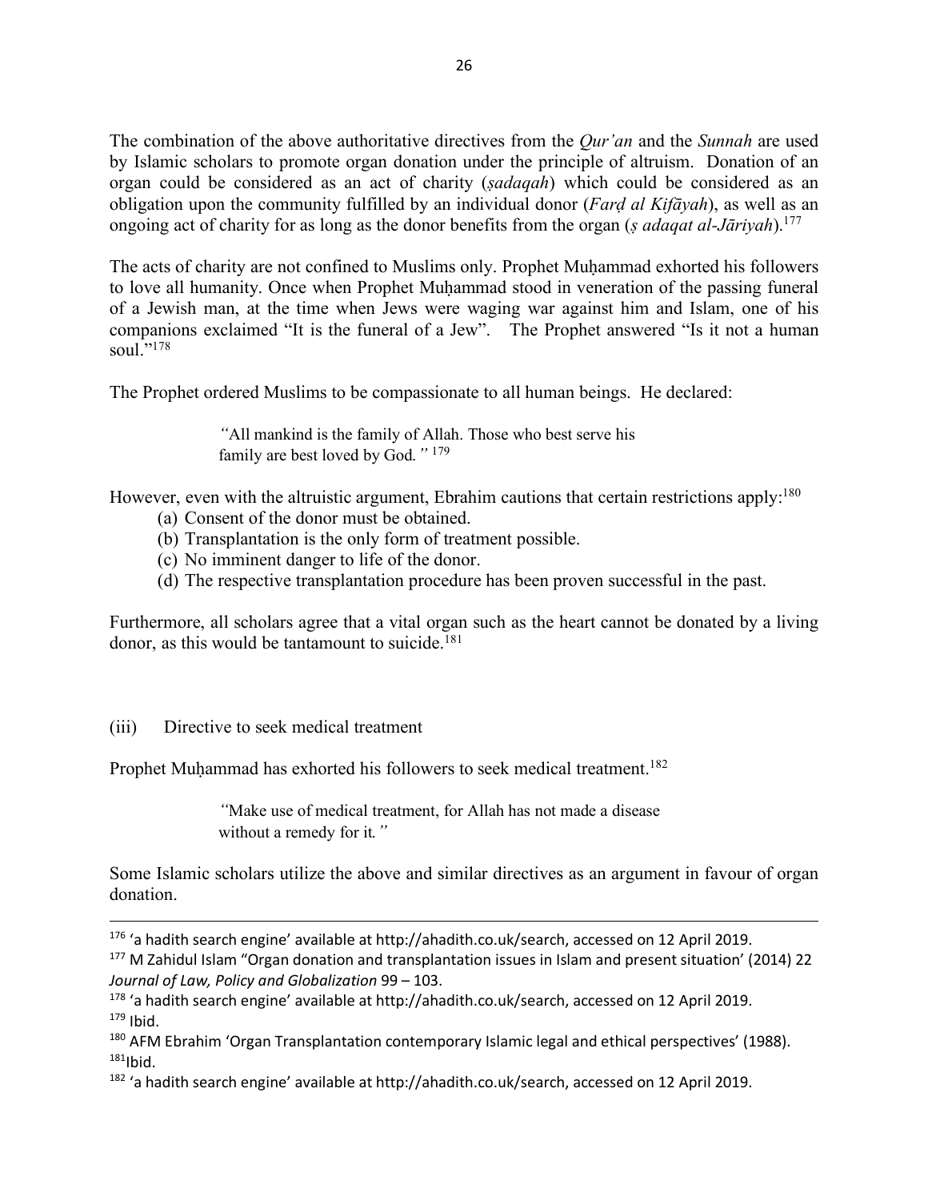The combination of the above authoritative directives from the *Qur'an* and the *Sunnah* are used by Islamic scholars to promote organ donation under the principle of altruism. Donation of an organ could be considered as an act of charity (*ṣadaqah*) which could be considered as an obligation upon the community fulfilled by an individual donor (*Farḍ al Kifāyah*), as well as an ongoing act of charity for as long as the donor benefits from the organ (*ṣ adaqat al-Jāriyah*).[177]

The acts of charity are not confined to Muslims only. Prophet Muḥammad exhorted his followers to love all humanity. Once when Prophet Muḥammad stood in veneration of the passing funeral of a Jewish man, at the time when Jews were waging war against him and Islam, one of his companions exclaimed "It is the funeral of a Jew". The Prophet answered "Is it not a human soul."[178]

The Prophet ordered Muslims to be compassionate to all human beings. He declared:

> *"*All mankind is the family of Allah. Those who best serve his family are best loved by God*."* [179]

However, even with the altruistic argument, Ebrahim cautions that certain restrictions apply:[180]

(a) Consent of the donor must be obtained.
(b) Transplantation is the only form of treatment possible.
(c) No imminent danger to life of the donor.
(d) The respective transplantation procedure has been proven successful in the past.

Furthermore, all scholars agree that a vital organ such as the heart cannot be donated by a living donor, as this would be tantamount to suicide.[181]

(iii) Directive to seek medical treatment

Prophet Muḥammad has exhorted his followers to seek medical treatment.[182]

> *"*Make use of medical treatment, for Allah has not made a disease without a remedy for it*."*

Some Islamic scholars utilize the above and similar directives as an argument in favour of organ donation.

---

[176] 'a hadith search engine' available at http://ahadith.co.uk/search, accessed on 12 April 2019.
[177] M Zahidul Islam "Organ donation and transplantation issues in Islam and present situation' (2014) 22 *Journal of Law, Policy and Globalization* 99 – 103.
[178] 'a hadith search engine' available at http://ahadith.co.uk/search, accessed on 12 April 2019.
[179] Ibid.
[180] AFM Ebrahim 'Organ Transplantation contemporary Islamic legal and ethical perspectives' (1988).
[181] Ibid.
[182] 'a hadith search engine' available at http://ahadith.co.uk/search, accessed on 12 April 2019.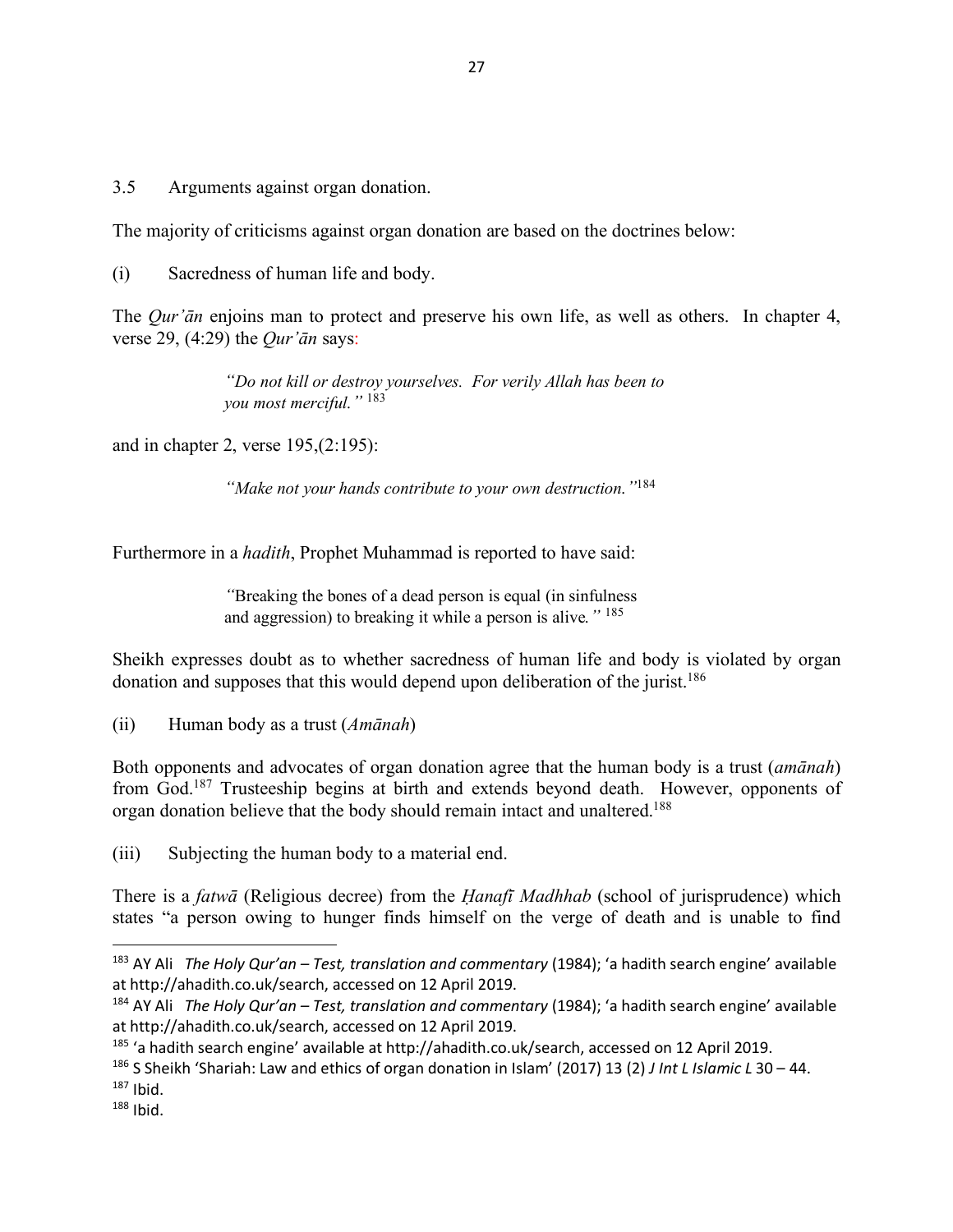### 3.5 Arguments against organ donation.

The majority of criticisms against organ donation are based on the doctrines below:

(i) Sacredness of human life and body.

The *Qur'ān* enjoins man to protect and preserve his own life, as well as others. In chapter 4, verse 29, (4:29) the *Qur'ān* says:

> *"Do not kill or destroy yourselves. For verily Allah has been to you most merciful."* [183]

and in chapter 2, verse 195,(2:195):

> *"Make not your hands contribute to your own destruction."*[184]

Furthermore in a *hadith*, Prophet Muhammad is reported to have said:

> "Breaking the bones of a dead person is equal (in sinfulness and aggression) to breaking it while a person is alive*."* [185]

Sheikh expresses doubt as to whether sacredness of human life and body is violated by organ donation and supposes that this would depend upon deliberation of the jurist.[186]

(ii) Human body as a trust (*Amānah*)

Both opponents and advocates of organ donation agree that the human body is a trust (*amānah*) from God.[187] Trusteeship begins at birth and extends beyond death. However, opponents of organ donation believe that the body should remain intact and unaltered.[188]

(iii) Subjecting the human body to a material end.

There is a *fatwā* (Religious decree) from the *Ḥanafī Madhhab* (school of jurisprudence) which states "a person owing to hunger finds himself on the verge of death and is unable to find

---

[183] AY Ali *The Holy Qur'an – Test, translation and commentary* (1984); 'a hadith search engine' available at http://ahadith.co.uk/search, accessed on 12 April 2019.

[184] AY Ali *The Holy Qur'an – Test, translation and commentary* (1984); 'a hadith search engine' available at http://ahadith.co.uk/search, accessed on 12 April 2019.

[185] 'a hadith search engine' available at http://ahadith.co.uk/search, accessed on 12 April 2019.

[186] S Sheikh 'Shariah: Law and ethics of organ donation in Islam' (2017) 13 (2) *J Int L Islamic L* 30 – 44.

[187] Ibid.

[188] Ibid.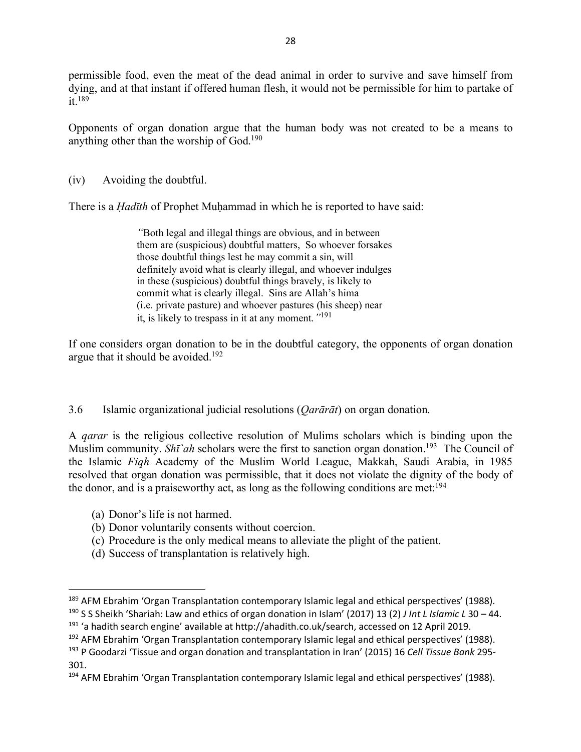permissible food, even the meat of the dead animal in order to survive and save himself from dying, and at that instant if offered human flesh, it would not be permissible for him to partake of it.[189]

Opponents of organ donation argue that the human body was not created to be a means to anything other than the worship of God.[190]

(iv) Avoiding the doubtful.

There is a *Ḥadīth* of Prophet Muḥammad in which he is reported to have said:

> *"*Both legal and illegal things are obvious, and in between them are (suspicious) doubtful matters, So whoever forsakes those doubtful things lest he may commit a sin, will definitely avoid what is clearly illegal, and whoever indulges in these (suspicious) doubtful things bravely, is likely to commit what is clearly illegal. Sins are Allah's hima (i.e. private pasture) and whoever pastures (his sheep) near it, is likely to trespass in it at any moment.*"*[191]

If one considers organ donation to be in the doubtful category, the opponents of organ donation argue that it should be avoided.[192]

3.6 Islamic organizational judicial resolutions (*Qarārāt*) on organ donation.

A *qarar* is the religious collective resolution of Mulims scholars which is binding upon the Muslim community. *Shī`ah* scholars were the first to sanction organ donation.[193] The Council of the Islamic *Fiqh* Academy of the Muslim World League, Makkah, Saudi Arabia, in 1985 resolved that organ donation was permissible, that it does not violate the dignity of the body of the donor, and is a praiseworthy act, as long as the following conditions are met:[194]

(a) Donor's life is not harmed.
(b) Donor voluntarily consents without coercion.
(c) Procedure is the only medical means to alleviate the plight of the patient.
(d) Success of transplantation is relatively high.

---

[189] AFM Ebrahim 'Organ Transplantation contemporary Islamic legal and ethical perspectives' (1988).

[190] S S Sheikh 'Shariah: Law and ethics of organ donation in Islam' (2017) 13 (2) *J Int L Islamic L* 30 – 44.

[191] 'a hadith search engine' available at http://ahadith.co.uk/search, accessed on 12 April 2019.

[192] AFM Ebrahim 'Organ Transplantation contemporary Islamic legal and ethical perspectives' (1988).

[193] P Goodarzi 'Tissue and organ donation and transplantation in Iran' (2015) 16 *Cell Tissue Bank* 295-301.

[194] AFM Ebrahim 'Organ Transplantation contemporary Islamic legal and ethical perspectives' (1988).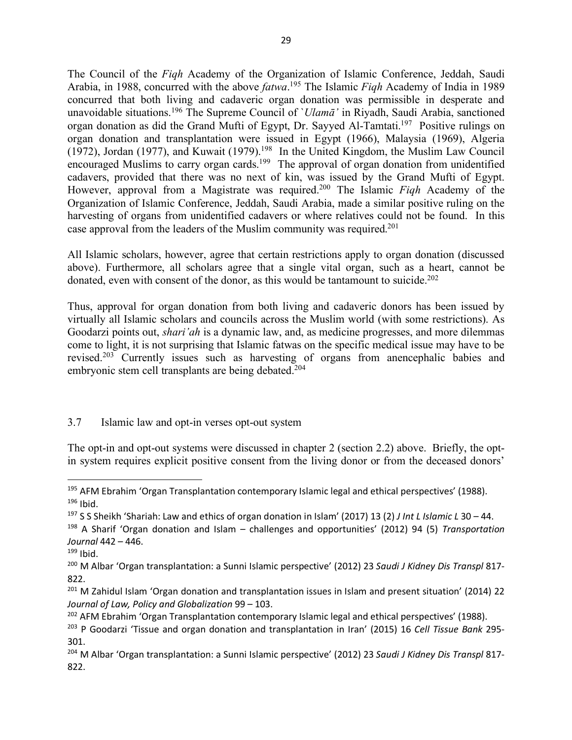The Council of the *Fiqh* Academy of the Organization of Islamic Conference, Jeddah, Saudi Arabia, in 1988, concurred with the above *fatwa*.[195] The Islamic *Fiqh* Academy of India in 1989 concurred that both living and cadaveric organ donation was permissible in desperate and unavoidable situations.[196] The Supreme Council of *`Ulamā'* in Riyadh, Saudi Arabia, sanctioned organ donation as did the Grand Mufti of Egypt, Dr. Sayyed Al-Tamtati.[197] Positive rulings on organ donation and transplantation were issued in Egypt (1966), Malaysia (1969), Algeria (1972), Jordan (1977), and Kuwait (1979).[198] In the United Kingdom, the Muslim Law Council encouraged Muslims to carry organ cards.[199] The approval of organ donation from unidentified cadavers, provided that there was no next of kin, was issued by the Grand Mufti of Egypt. However, approval from a Magistrate was required.[200] The Islamic *Fiqh* Academy of the Organization of Islamic Conference, Jeddah, Saudi Arabia, made a similar positive ruling on the harvesting of organs from unidentified cadavers or where relatives could not be found. In this case approval from the leaders of the Muslim community was required.[201]

All Islamic scholars, however, agree that certain restrictions apply to organ donation (discussed above). Furthermore, all scholars agree that a single vital organ, such as a heart, cannot be donated, even with consent of the donor, as this would be tantamount to suicide.[202]

Thus, approval for organ donation from both living and cadaveric donors has been issued by virtually all Islamic scholars and councils across the Muslim world (with some restrictions). As Goodarzi points out, *shari'ah* is a dynamic law, and, as medicine progresses, and more dilemmas come to light, it is not surprising that Islamic fatwas on the specific medical issue may have to be revised.[203] Currently issues such as harvesting of organs from anencephalic babies and embryonic stem cell transplants are being debated.[204]

### 3.7 Islamic law and opt-in verses opt-out system

The opt-in and opt-out systems were discussed in chapter 2 (section 2.2) above. Briefly, the opt-in system requires explicit positive consent from the living donor or from the deceased donors'

---

[195] AFM Ebrahim 'Organ Transplantation contemporary Islamic legal and ethical perspectives' (1988).

[196] Ibid.

[197] S S Sheikh 'Shariah: Law and ethics of organ donation in Islam' (2017) 13 (2) *J Int L Islamic L* 30 – 44.

[198] A Sharif 'Organ donation and Islam – challenges and opportunities' (2012) 94 (5) *Transportation Journal* 442 – 446.

[199] Ibid.

[200] M Albar 'Organ transplantation: a Sunni Islamic perspective' (2012) 23 *Saudi J Kidney Dis Transpl* 817-822.

[201] M Zahidul Islam 'Organ donation and transplantation issues in Islam and present situation' (2014) 22 *Journal of Law, Policy and Globalization* 99 – 103.

[202] AFM Ebrahim 'Organ Transplantation contemporary Islamic legal and ethical perspectives' (1988).

[203] P Goodarzi 'Tissue and organ donation and transplantation in Iran' (2015) 16 *Cell Tissue Bank* 295-301.

[204] M Albar 'Organ transplantation: a Sunni Islamic perspective' (2012) 23 *Saudi J Kidney Dis Transpl* 817-822.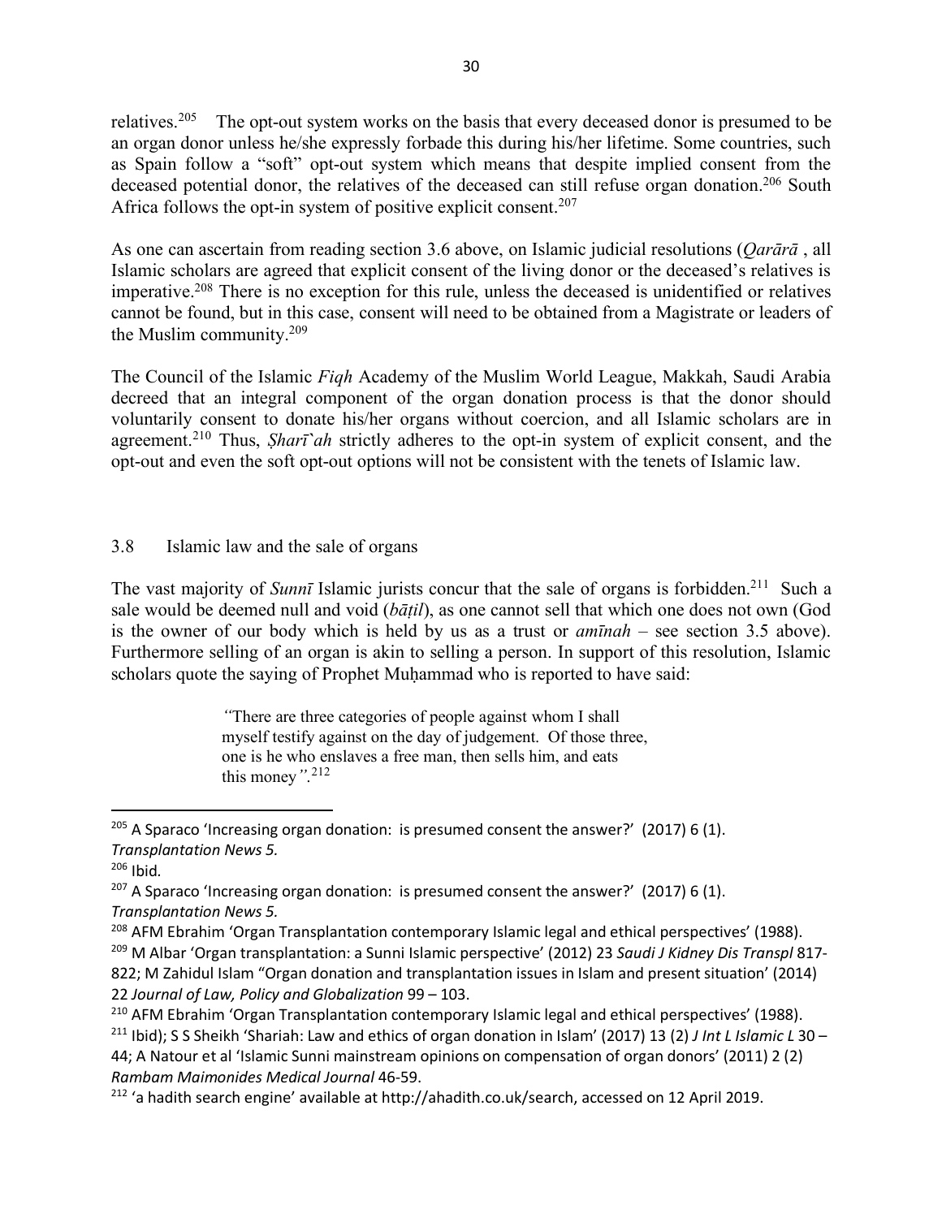relatives.[205] The opt-out system works on the basis that every deceased donor is presumed to be an organ donor unless he/she expressly forbade this during his/her lifetime. Some countries, such as Spain follow a "soft" opt-out system which means that despite implied consent from the deceased potential donor, the relatives of the deceased can still refuse organ donation.[206] South Africa follows the opt-in system of positive explicit consent.[207]

As one can ascertain from reading section 3.6 above, on Islamic judicial resolutions (*Qarārā* , all Islamic scholars are agreed that explicit consent of the living donor or the deceased's relatives is imperative.[208] There is no exception for this rule, unless the deceased is unidentified or relatives cannot be found, but in this case, consent will need to be obtained from a Magistrate or leaders of the Muslim community.[209]

The Council of the Islamic *Fiqh* Academy of the Muslim World League, Makkah, Saudi Arabia decreed that an integral component of the organ donation process is that the donor should voluntarily consent to donate his/her organs without coercion, and all Islamic scholars are in agreement.[210] Thus, *Ṣharī`ah* strictly adheres to the opt-in system of explicit consent, and the opt-out and even the soft opt-out options will not be consistent with the tenets of Islamic law.

## 3.8 Islamic law and the sale of organs

The vast majority of *Sunnī* Islamic jurists concur that the sale of organs is forbidden.[211] Such a sale would be deemed null and void (*bāṭil*), as one cannot sell that which one does not own (God is the owner of our body which is held by us as a trust or *amīnah* – see section 3.5 above). Furthermore selling of an organ is akin to selling a person. In support of this resolution, Islamic scholars quote the saying of Prophet Muḥammad who is reported to have said:

> *"There are three categories of people against whom I shall myself testify against on the day of judgement. Of those three, one is he who enslaves a free man, then sells him, and eats this money".*[212]

---

[205] A Sparaco 'Increasing organ donation: is presumed consent the answer?' (2017) 6 (1). *Transplantation News 5.*

[206] Ibid.

[207] A Sparaco 'Increasing organ donation: is presumed consent the answer?' (2017) 6 (1). *Transplantation News 5.*

[208] AFM Ebrahim 'Organ Transplantation contemporary Islamic legal and ethical perspectives' (1988).

[209] M Albar 'Organ transplantation: a Sunni Islamic perspective' (2012) 23 *Saudi J Kidney Dis Transpl* 817-822; M Zahidul Islam "Organ donation and transplantation issues in Islam and present situation' (2014) 22 *Journal of Law, Policy and Globalization* 99 – 103.

[210] AFM Ebrahim 'Organ Transplantation contemporary Islamic legal and ethical perspectives' (1988).

[211] Ibid); S S Sheikh 'Shariah: Law and ethics of organ donation in Islam' (2017) 13 (2) *J Int L Islamic L* 30 – 44; A Natour et al 'Islamic Sunni mainstream opinions on compensation of organ donors' (2011) 2 (2) *Rambam Maimonides Medical Journal* 46-59.

[212] 'a hadith search engine' available at http://ahadith.co.uk/search, accessed on 12 April 2019.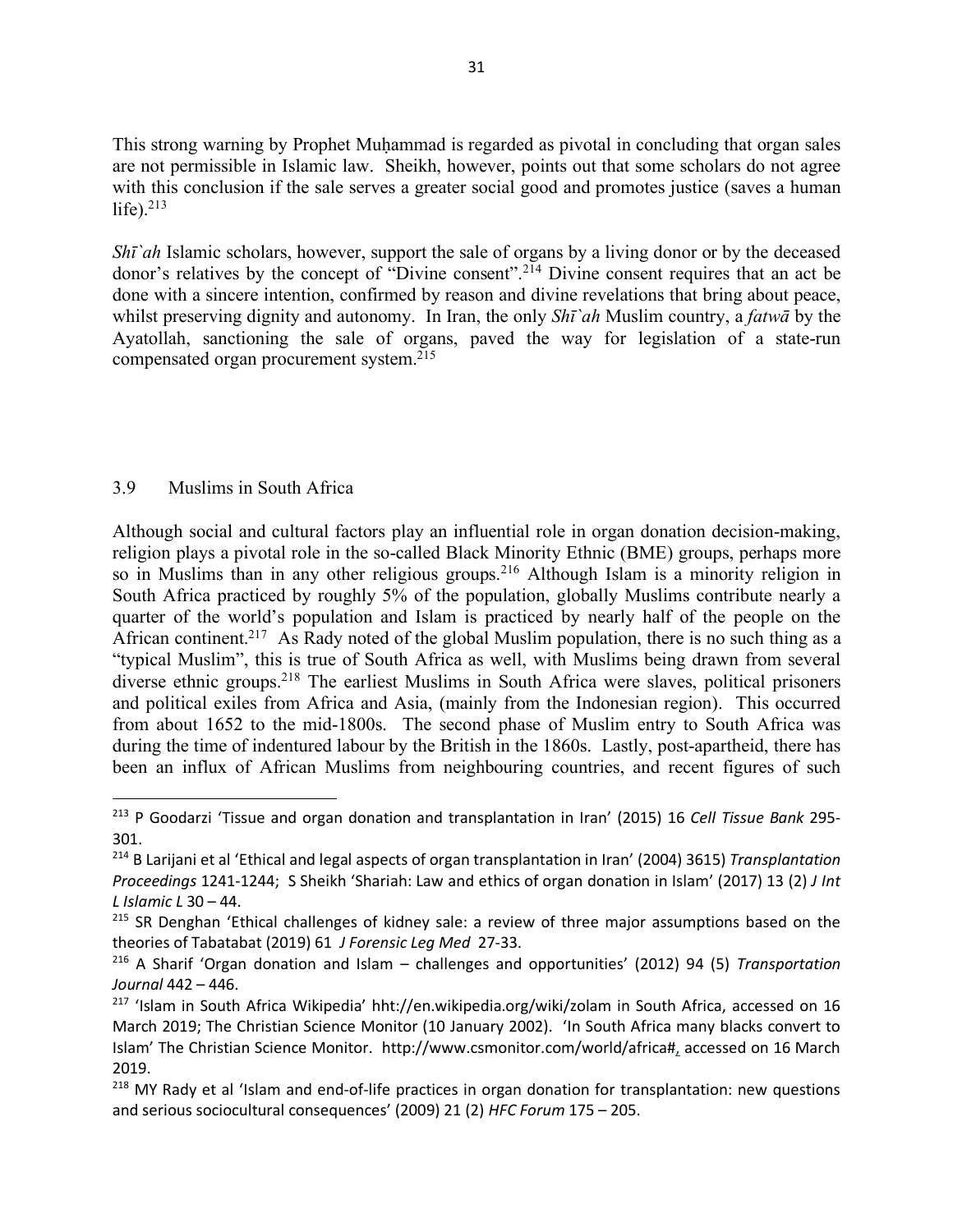This strong warning by Prophet Muḥammad is regarded as pivotal in concluding that organ sales are not permissible in Islamic law. Sheikh, however, points out that some scholars do not agree with this conclusion if the sale serves a greater social good and promotes justice (saves a human life).[213]

*Shī`ah* Islamic scholars, however, support the sale of organs by a living donor or by the deceased donor's relatives by the concept of "Divine consent".[214] Divine consent requires that an act be done with a sincere intention, confirmed by reason and divine revelations that bring about peace, whilst preserving dignity and autonomy. In Iran, the only *Shī`ah* Muslim country, a *fatwā* by the Ayatollah, sanctioning the sale of organs, paved the way for legislation of a state-run compensated organ procurement system.[215]

## 3.9 Muslims in South Africa

Although social and cultural factors play an influential role in organ donation decision-making, religion plays a pivotal role in the so-called Black Minority Ethnic (BME) groups, perhaps more so in Muslims than in any other religious groups.[216] Although Islam is a minority religion in South Africa practiced by roughly 5% of the population, globally Muslims contribute nearly a quarter of the world's population and Islam is practiced by nearly half of the people on the African continent.[217] As Rady noted of the global Muslim population, there is no such thing as a "typical Muslim", this is true of South Africa as well, with Muslims being drawn from several diverse ethnic groups.[218] The earliest Muslims in South Africa were slaves, political prisoners and political exiles from Africa and Asia, (mainly from the Indonesian region). This occurred from about 1652 to the mid-1800s. The second phase of Muslim entry to South Africa was during the time of indentured labour by the British in the 1860s. Lastly, post-apartheid, there has been an influx of African Muslims from neighbouring countries, and recent figures of such

---

[213] P Goodarzi 'Tissue and organ donation and transplantation in Iran' (2015) 16 *Cell Tissue Bank* 295-301.

[214] B Larijani et al 'Ethical and legal aspects of organ transplantation in Iran' (2004) 3615) *Transplantation Proceedings* 1241-1244; S Sheikh 'Shariah: Law and ethics of organ donation in Islam' (2017) 13 (2) *J Int L Islamic L* 30 – 44.

[215] SR Denghan 'Ethical challenges of kidney sale: a review of three major assumptions based on the theories of Tabatabat (2019) 61 *J Forensic Leg Med* 27-33.

[216] A Sharif 'Organ donation and Islam – challenges and opportunities' (2012) 94 (5) *Transportation Journal* 442 – 446.

[217] 'Islam in South Africa Wikipedia' hht://en.wikipedia.org/wiki/zolam in South Africa, accessed on 16 March 2019; The Christian Science Monitor (10 January 2002). 'In South Africa many blacks convert to Islam' The Christian Science Monitor. http://www.csmonitor.com/world/africa#, accessed on 16 March 2019.

[218] MY Rady et al 'Islam and end-of-life practices in organ donation for transplantation: new questions and serious sociocultural consequences' (2009) 21 (2) *HFC Forum* 175 – 205.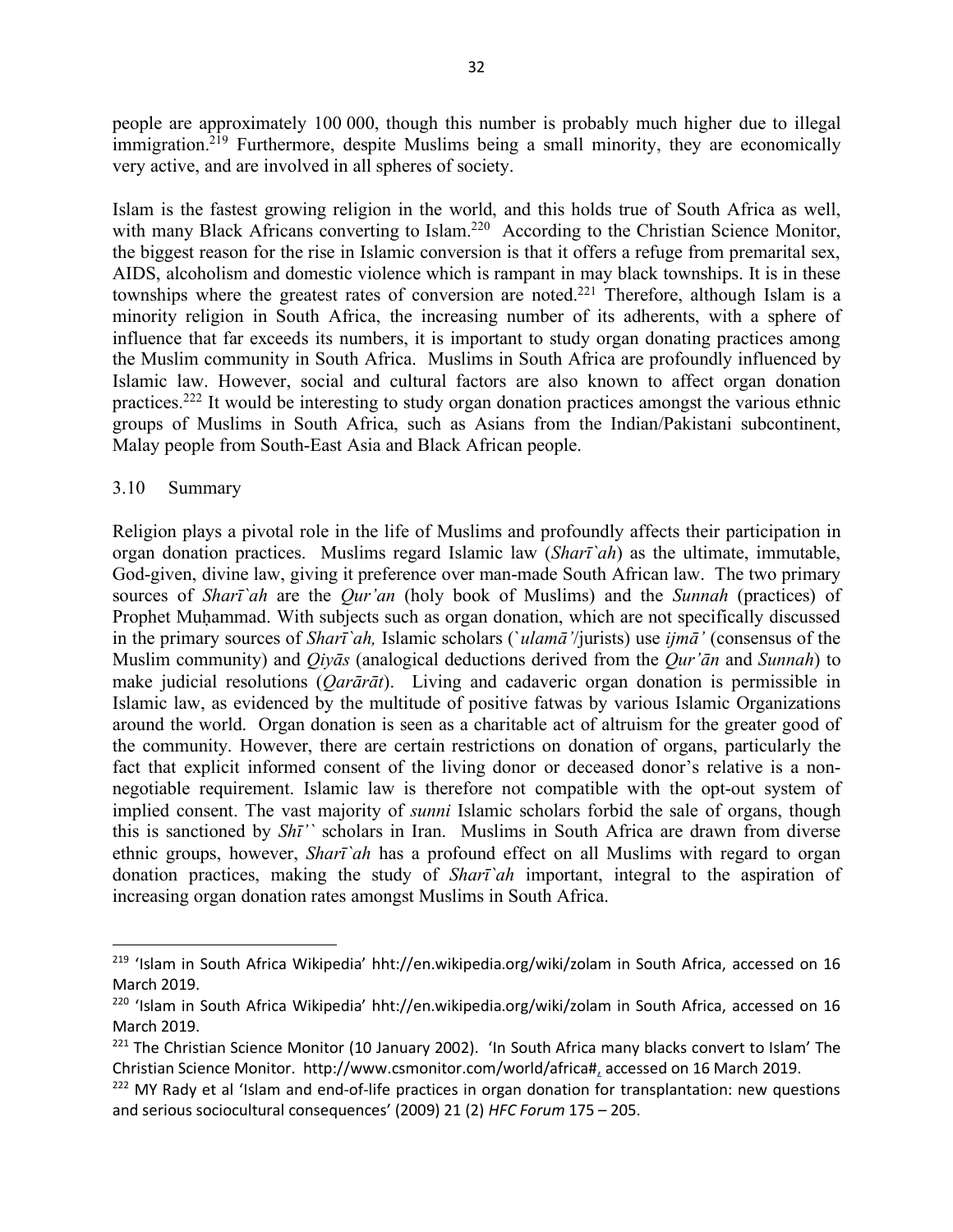people are approximately 100 000, though this number is probably much higher due to illegal immigration.[219] Furthermore, despite Muslims being a small minority, they are economically very active, and are involved in all spheres of society.

Islam is the fastest growing religion in the world, and this holds true of South Africa as well, with many Black Africans converting to Islam.[220] According to the Christian Science Monitor, the biggest reason for the rise in Islamic conversion is that it offers a refuge from premarital sex, AIDS, alcoholism and domestic violence which is rampant in may black townships. It is in these townships where the greatest rates of conversion are noted.[221] Therefore, although Islam is a minority religion in South Africa, the increasing number of its adherents, with a sphere of influence that far exceeds its numbers, it is important to study organ donating practices among the Muslim community in South Africa. Muslims in South Africa are profoundly influenced by Islamic law. However, social and cultural factors are also known to affect organ donation practices.[222] It would be interesting to study organ donation practices amongst the various ethnic groups of Muslims in South Africa, such as Asians from the Indian/Pakistani subcontinent, Malay people from South-East Asia and Black African people.

### 3.10 Summary

Religion plays a pivotal role in the life of Muslims and profoundly affects their participation in organ donation practices. Muslims regard Islamic law (*Sharī`ah*) as the ultimate, immutable, God-given, divine law, giving it preference over man-made South African law. The two primary sources of *Sharī`ah* are the *Qur'an* (holy book of Muslims) and the *Sunnah* (practices) of Prophet Muḥammad. With subjects such as organ donation, which are not specifically discussed in the primary sources of *Sharī`ah,* Islamic scholars (*`ulamā'*/jurists) use *ijmā'* (consensus of the Muslim community) and *Qiyās* (analogical deductions derived from the *Qur'ān* and *Sunnah*) to make judicial resolutions (*Qarārāt*). Living and cadaveric organ donation is permissible in Islamic law, as evidenced by the multitude of positive fatwas by various Islamic Organizations around the world. Organ donation is seen as a charitable act of altruism for the greater good of the community. However, there are certain restrictions on donation of organs, particularly the fact that explicit informed consent of the living donor or deceased donor's relative is a non-negotiable requirement. Islamic law is therefore not compatible with the opt-out system of implied consent. The vast majority of *sunni* Islamic scholars forbid the sale of organs, though this is sanctioned by *Shī'*` scholars in Iran. Muslims in South Africa are drawn from diverse ethnic groups, however, *Sharī`ah* has a profound effect on all Muslims with regard to organ donation practices, making the study of *Sharī`ah* important, integral to the aspiration of increasing organ donation rates amongst Muslims in South Africa.

---

[219] 'Islam in South Africa Wikipedia' hht://en.wikipedia.org/wiki/zolam in South Africa, accessed on 16 March 2019.

[220] 'Islam in South Africa Wikipedia' hht://en.wikipedia.org/wiki/zolam in South Africa, accessed on 16 March 2019.

[221] The Christian Science Monitor (10 January 2002). 'In South Africa many blacks convert to Islam' The Christian Science Monitor. http://www.csmonitor.com/world/africa#, accessed on 16 March 2019.

[222] MY Rady et al 'Islam and end-of-life practices in organ donation for transplantation: new questions and serious sociocultural consequences' (2009) 21 (2) *HFC Forum* 175 – 205.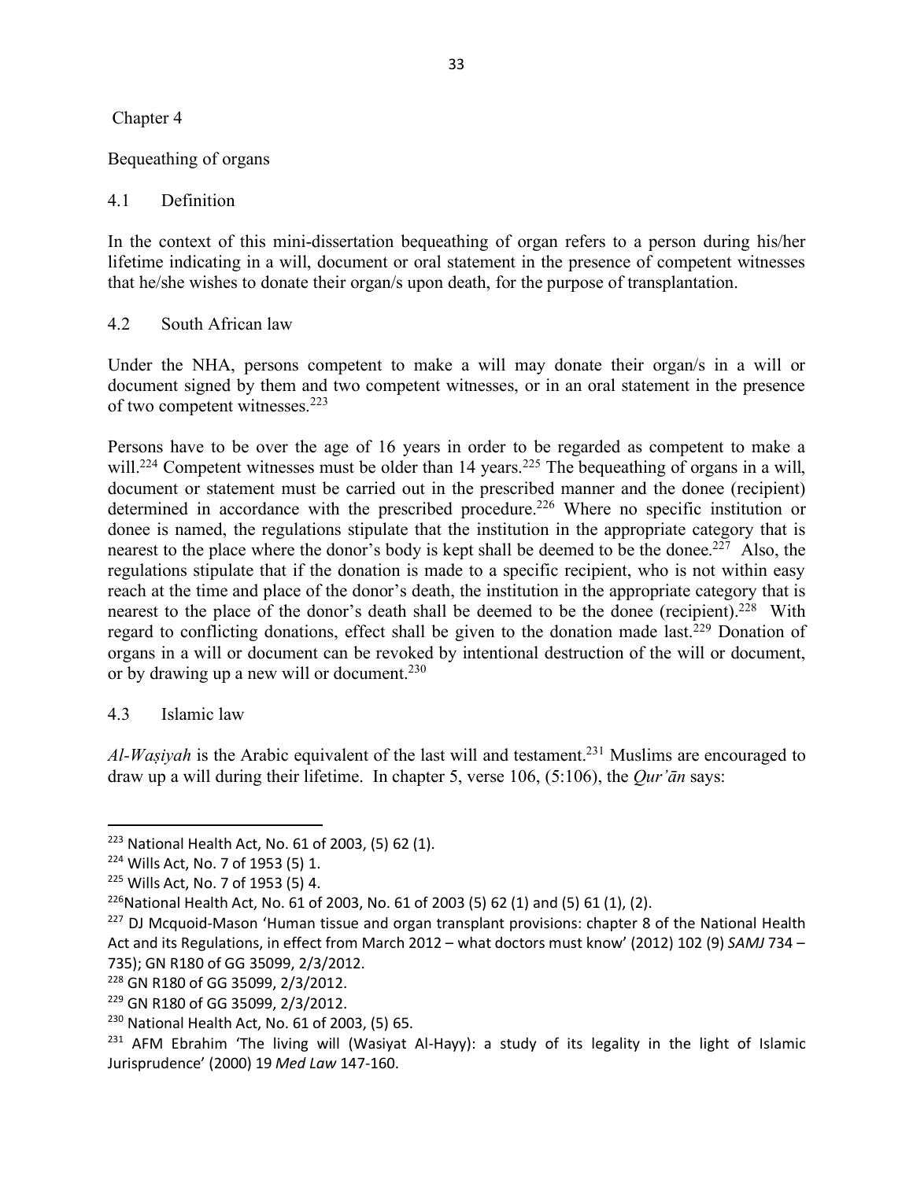Chapter 4

Bequeathing of organs

4.1 Definition

In the context of this mini-dissertation bequeathing of organ refers to a person during his/her lifetime indicating in a will, document or oral statement in the presence of competent witnesses that he/she wishes to donate their organ/s upon death, for the purpose of transplantation.

4.2 South African law

Under the NHA, persons competent to make a will may donate their organ/s in a will or document signed by them and two competent witnesses, or in an oral statement in the presence of two competent witnesses.[223]

Persons have to be over the age of 16 years in order to be regarded as competent to make a will.[224] Competent witnesses must be older than 14 years.[225] The bequeathing of organs in a will, document or statement must be carried out in the prescribed manner and the donee (recipient) determined in accordance with the prescribed procedure.[226] Where no specific institution or donee is named, the regulations stipulate that the institution in the appropriate category that is nearest to the place where the donor's body is kept shall be deemed to be the donee.[227] Also, the regulations stipulate that if the donation is made to a specific recipient, who is not within easy reach at the time and place of the donor's death, the institution in the appropriate category that is nearest to the place of the donor's death shall be deemed to be the donee (recipient).[228] With regard to conflicting donations, effect shall be given to the donation made last.[229] Donation of organs in a will or document can be revoked by intentional destruction of the will or document, or by drawing up a new will or document.[230]

4.3 Islamic law

*Al-Waṣiyah* is the Arabic equivalent of the last will and testament.[231] Muslims are encouraged to draw up a will during their lifetime. In chapter 5, verse 106, (5:106), the *Qur'ān* says:

---

[223] National Health Act, No. 61 of 2003, (5) 62 (1).

[224] Wills Act, No. 7 of 1953 (5) 1.

[225] Wills Act, No. 7 of 1953 (5) 4.

[226] National Health Act, No. 61 of 2003, No. 61 of 2003 (5) 62 (1) and (5) 61 (1), (2).

[227] DJ Mcquoid-Mason 'Human tissue and organ transplant provisions: chapter 8 of the National Health Act and its Regulations, in effect from March 2012 – what doctors must know' (2012) 102 (9) *SAMJ* 734 – 735); GN R180 of GG 35099, 2/3/2012.

[228] GN R180 of GG 35099, 2/3/2012.

[229] GN R180 of GG 35099, 2/3/2012.

[230] National Health Act, No. 61 of 2003, (5) 65.

[231] AFM Ebrahim 'The living will (Wasiyat Al-Hayy): a study of its legality in the light of Islamic Jurisprudence' (2000) 19 *Med Law* 147-160.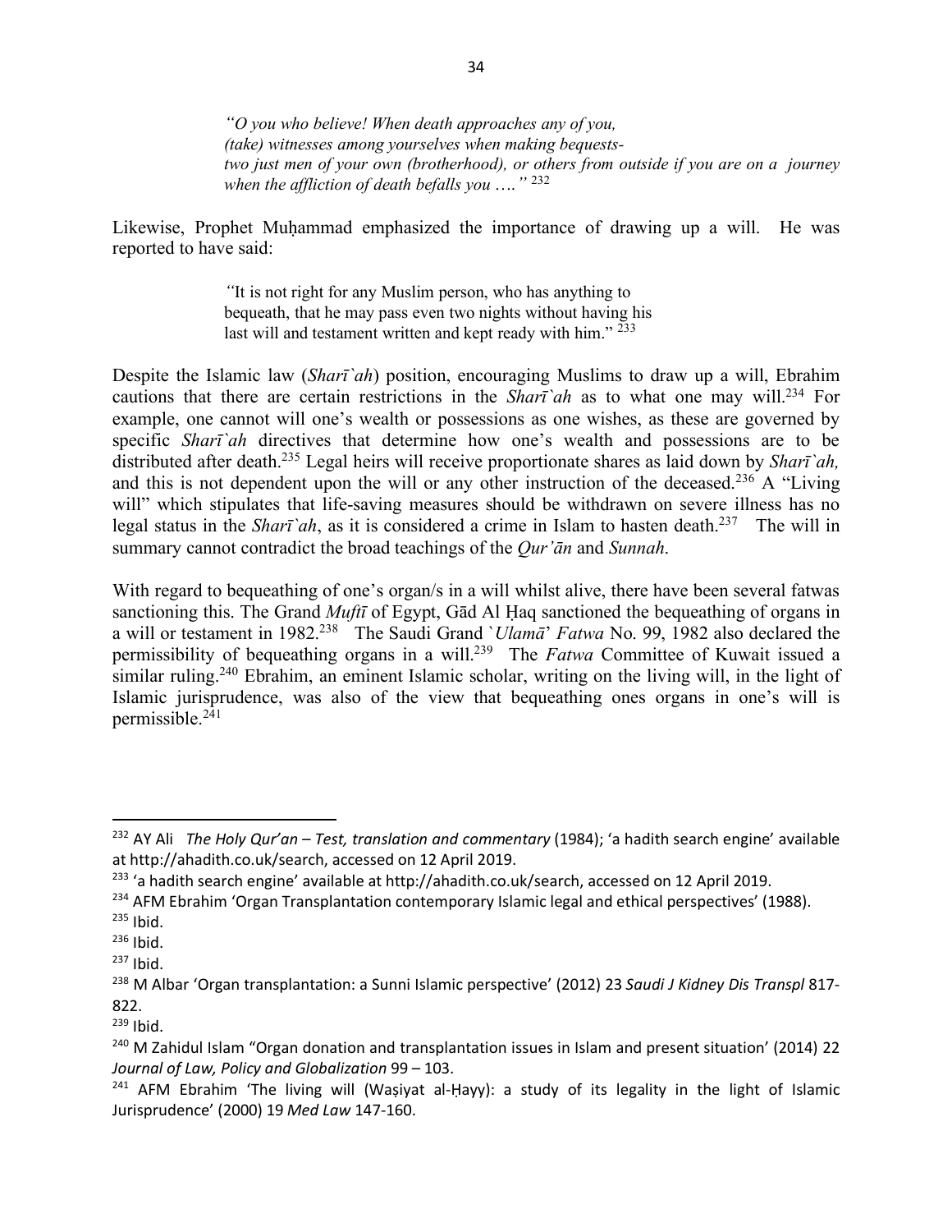> *"O you who believe! When death approaches any of you,*
> *(take) witnesses among yourselves when making bequests-*
> *two just men of your own (brotherhood), or others from outside if you are on a journey when the affliction of death befalls you …."* [232]

Likewise, Prophet Muḥammad emphasized the importance of drawing up a will. He was reported to have said:

> "It is not right for any Muslim person, who has anything to bequeath, that he may pass even two nights without having his last will and testament written and kept ready with him." [233]

Despite the Islamic law (*Sharī`ah*) position, encouraging Muslims to draw up a will, Ebrahim cautions that there are certain restrictions in the *Sharī`ah* as to what one may will.[234] For example, one cannot will one's wealth or possessions as one wishes, as these are governed by specific *Sharī`ah* directives that determine how one's wealth and possessions are to be distributed after death.[235] Legal heirs will receive proportionate shares as laid down by *Sharī`ah,* and this is not dependent upon the will or any other instruction of the deceased.[236] A "Living will" which stipulates that life-saving measures should be withdrawn on severe illness has no legal status in the *Sharī`ah*, as it is considered a crime in Islam to hasten death.[237] The will in summary cannot contradict the broad teachings of the *Qur'ān* and *Sunnah*.

With regard to bequeathing of one's organ/s in a will whilst alive, there have been several fatwas sanctioning this. The Grand *Muftī* of Egypt, Gād Al Ḥaq sanctioned the bequeathing of organs in a will or testament in 1982.[238] The Saudi Grand `*Ulamā*' *Fatwa* No. 99, 1982 also declared the permissibility of bequeathing organs in a will.[239] The *Fatwa* Committee of Kuwait issued a similar ruling.[240] Ebrahim, an eminent Islamic scholar, writing on the living will, in the light of Islamic jurisprudence, was also of the view that bequeathing ones organs in one's will is permissible.[241]

---

[232] AY Ali *The Holy Qur'an – Test, translation and commentary* (1984); 'a hadith search engine' available at http://ahadith.co.uk/search, accessed on 12 April 2019.

[233] 'a hadith search engine' available at http://ahadith.co.uk/search, accessed on 12 April 2019.

[234] AFM Ebrahim 'Organ Transplantation contemporary Islamic legal and ethical perspectives' (1988).

[235] Ibid.

[236] Ibid.

[237] Ibid.

[238] M Albar 'Organ transplantation: a Sunni Islamic perspective' (2012) 23 *Saudi J Kidney Dis Transpl* 817-822.

[239] Ibid.

[240] M Zahidul Islam "Organ donation and transplantation issues in Islam and present situation' (2014) 22 *Journal of Law, Policy and Globalization* 99 – 103.

[241] AFM Ebrahim 'The living will (Waṣiyat al-Ḥayy): a study of its legality in the light of Islamic Jurisprudence' (2000) 19 *Med Law* 147-160.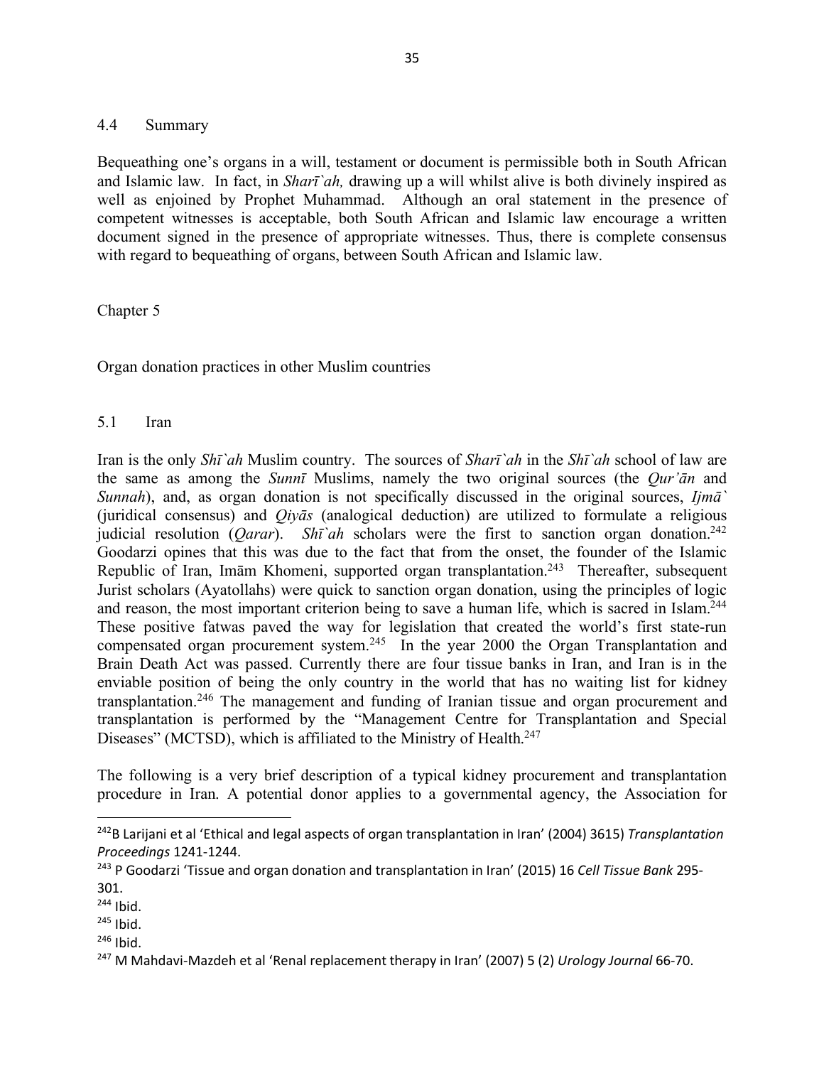### 4.4 Summary

Bequeathing one's organs in a will, testament or document is permissible both in South African and Islamic law. In fact, in *Sharī`ah,* drawing up a will whilst alive is both divinely inspired as well as enjoined by Prophet Muhammad. Although an oral statement in the presence of competent witnesses is acceptable, both South African and Islamic law encourage a written document signed in the presence of appropriate witnesses. Thus, there is complete consensus with regard to bequeathing of organs, between South African and Islamic law.

## Chapter 5

## Organ donation practices in other Muslim countries

### 5.1 Iran

Iran is the only *Shī`ah* Muslim country. The sources of *Sharī`ah* in the *Shī`ah* school of law are the same as among the *Sunnī* Muslims, namely the two original sources (the *Qur'ān* and *Sunnah*), and, as organ donation is not specifically discussed in the original sources, *Ijmā`* (juridical consensus) and *Qiyās* (analogical deduction) are utilized to formulate a religious judicial resolution (*Qarar*). *Shī`ah* scholars were the first to sanction organ donation.[242] Goodarzi opines that this was due to the fact that from the onset, the founder of the Islamic Republic of Iran, Imām Khomeni, supported organ transplantation.[243] Thereafter, subsequent Jurist scholars (Ayatollahs) were quick to sanction organ donation, using the principles of logic and reason, the most important criterion being to save a human life, which is sacred in Islam.[244] These positive fatwas paved the way for legislation that created the world's first state-run compensated organ procurement system.[245] In the year 2000 the Organ Transplantation and Brain Death Act was passed. Currently there are four tissue banks in Iran, and Iran is in the enviable position of being the only country in the world that has no waiting list for kidney transplantation.[246] The management and funding of Iranian tissue and organ procurement and transplantation is performed by the "Management Centre for Transplantation and Special Diseases" (MCTSD), which is affiliated to the Ministry of Health.[247]

The following is a very brief description of a typical kidney procurement and transplantation procedure in Iran. A potential donor applies to a governmental agency, the Association for

---

[242] B Larijani et al 'Ethical and legal aspects of organ transplantation in Iran' (2004) 3615) *Transplantation Proceedings* 1241-1244.

[243] P Goodarzi 'Tissue and organ donation and transplantation in Iran' (2015) 16 *Cell Tissue Bank* 295-301.

[244] Ibid.

[245] Ibid.

[246] Ibid.

[247] M Mahdavi-Mazdeh et al 'Renal replacement therapy in Iran' (2007) 5 (2) *Urology Journal* 66-70.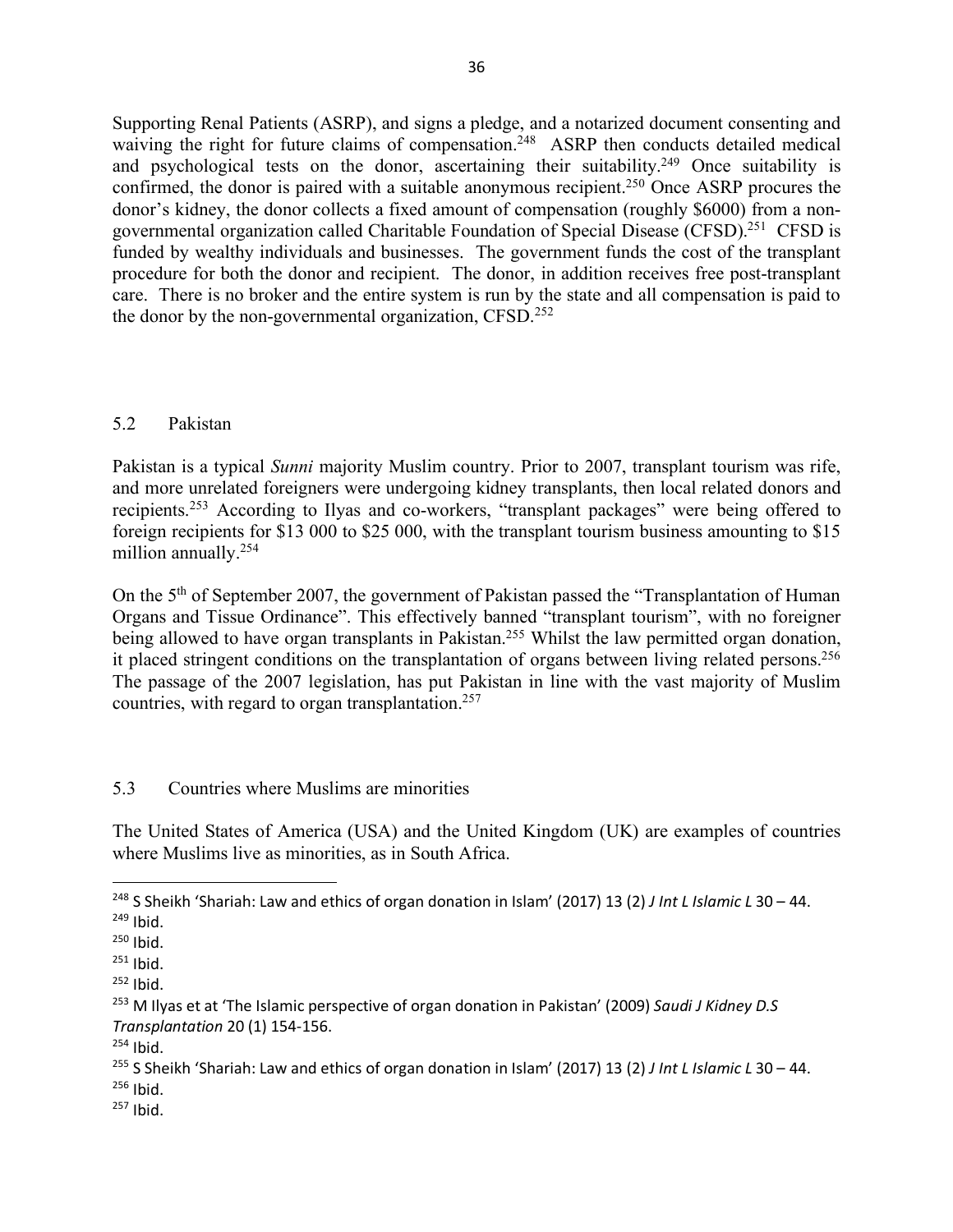Supporting Renal Patients (ASRP), and signs a pledge, and a notarized document consenting and waiving the right for future claims of compensation.[248] ASRP then conducts detailed medical and psychological tests on the donor, ascertaining their suitability.[249] Once suitability is confirmed, the donor is paired with a suitable anonymous recipient.[250] Once ASRP procures the donor's kidney, the donor collects a fixed amount of compensation (roughly $6000) from a non-governmental organization called Charitable Foundation of Special Disease (CFSD).[251] CFSD is funded by wealthy individuals and businesses. The government funds the cost of the transplant procedure for both the donor and recipient. The donor, in addition receives free post-transplant care. There is no broker and the entire system is run by the state and all compensation is paid to the donor by the non-governmental organization, CFSD.[252]

## 5.2 Pakistan

Pakistan is a typical *Sunni* majority Muslim country. Prior to 2007, transplant tourism was rife, and more unrelated foreigners were undergoing kidney transplants, then local related donors and recipients.[253] According to Ilyas and co-workers, "transplant packages" were being offered to foreign recipients for $13 000 to $25 000, with the transplant tourism business amounting to $15 million annually.[254]

On the 5th of September 2007, the government of Pakistan passed the "Transplantation of Human Organs and Tissue Ordinance". This effectively banned "transplant tourism", with no foreigner being allowed to have organ transplants in Pakistan.[255] Whilst the law permitted organ donation, it placed stringent conditions on the transplantation of organs between living related persons.[256] The passage of the 2007 legislation, has put Pakistan in line with the vast majority of Muslim countries, with regard to organ transplantation.[257]

## 5.3 Countries where Muslims are minorities

The United States of America (USA) and the United Kingdom (UK) are examples of countries where Muslims live as minorities, as in South Africa.

---

[248] S Sheikh 'Shariah: Law and ethics of organ donation in Islam' (2017) 13 (2) *J Int L Islamic L* 30 – 44.
[249] Ibid.
[250] Ibid.
[251] Ibid.
[252] Ibid.
[253] M Ilyas et at 'The Islamic perspective of organ donation in Pakistan' (2009) *Saudi J Kidney D.S Transplantation* 20 (1) 154-156.
[254] Ibid.
[255] S Sheikh 'Shariah: Law and ethics of organ donation in Islam' (2017) 13 (2) *J Int L Islamic L* 30 – 44.
[256] Ibid.
[257] Ibid.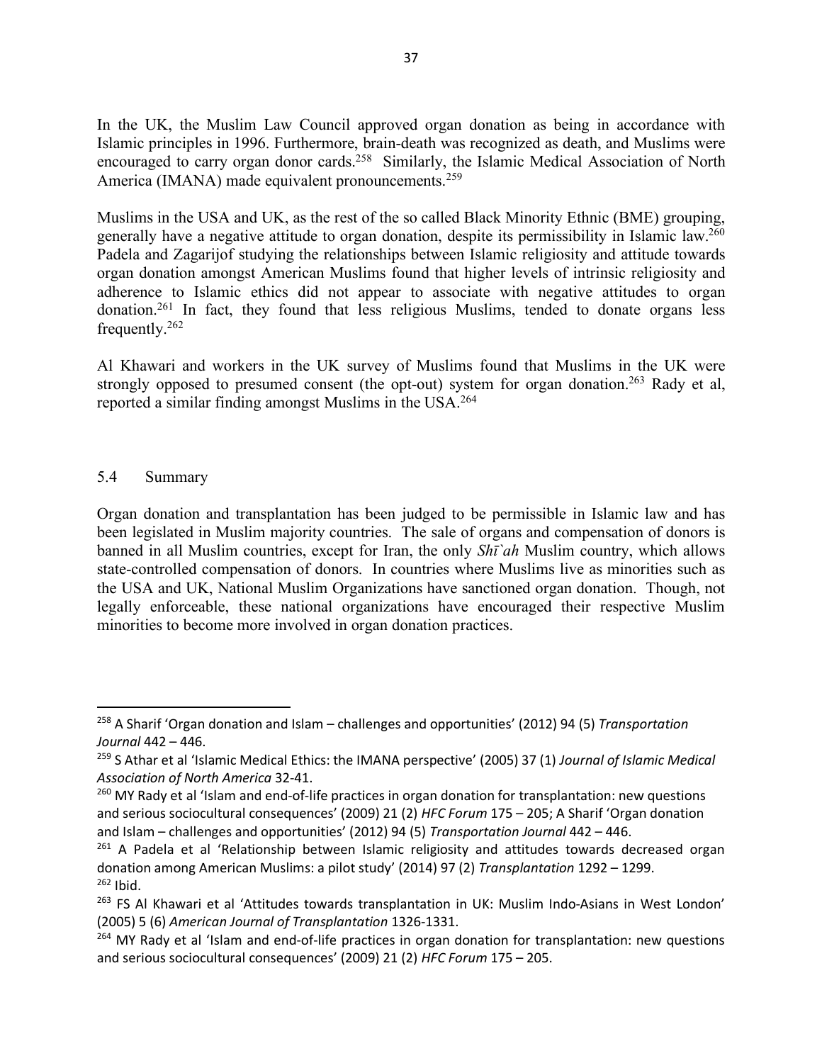In the UK, the Muslim Law Council approved organ donation as being in accordance with Islamic principles in 1996. Furthermore, brain-death was recognized as death, and Muslims were encouraged to carry organ donor cards.[258] Similarly, the Islamic Medical Association of North America (IMANA) made equivalent pronouncements.[259]

Muslims in the USA and UK, as the rest of the so called Black Minority Ethnic (BME) grouping, generally have a negative attitude to organ donation, despite its permissibility in Islamic law.[260] Padela and Zagarijof studying the relationships between Islamic religiosity and attitude towards organ donation amongst American Muslims found that higher levels of intrinsic religiosity and adherence to Islamic ethics did not appear to associate with negative attitudes to organ donation.[261] In fact, they found that less religious Muslims, tended to donate organs less frequently.[262]

Al Khawari and workers in the UK survey of Muslims found that Muslims in the UK were strongly opposed to presumed consent (the opt-out) system for organ donation.[263] Rady et al, reported a similar finding amongst Muslims in the USA.[264]

## 5.4 Summary

Organ donation and transplantation has been judged to be permissible in Islamic law and has been legislated in Muslim majority countries. The sale of organs and compensation of donors is banned in all Muslim countries, except for Iran, the only *Shī`ah* Muslim country, which allows state-controlled compensation of donors. In countries where Muslims live as minorities such as the USA and UK, National Muslim Organizations have sanctioned organ donation. Though, not legally enforceable, these national organizations have encouraged their respective Muslim minorities to become more involved in organ donation practices.

---

[258] A Sharif 'Organ donation and Islam – challenges and opportunities' (2012) 94 (5) *Transportation Journal* 442 – 446.

[259] S Athar et al 'Islamic Medical Ethics: the IMANA perspective' (2005) 37 (1) *Journal of Islamic Medical Association of North America* 32-41.

[260] MY Rady et al 'Islam and end-of-life practices in organ donation for transplantation: new questions and serious sociocultural consequences' (2009) 21 (2) *HFC Forum* 175 – 205; A Sharif 'Organ donation and Islam – challenges and opportunities' (2012) 94 (5) *Transportation Journal* 442 – 446.

[261] A Padela et al 'Relationship between Islamic religiosity and attitudes towards decreased organ donation among American Muslims: a pilot study' (2014) 97 (2) *Transplantation* 1292 – 1299.

[262] Ibid.

[263] FS Al Khawari et al 'Attitudes towards transplantation in UK: Muslim Indo-Asians in West London' (2005) 5 (6) *American Journal of Transplantation* 1326-1331.

[264] MY Rady et al 'Islam and end-of-life practices in organ donation for transplantation: new questions and serious sociocultural consequences' (2009) 21 (2) *HFC Forum* 175 – 205.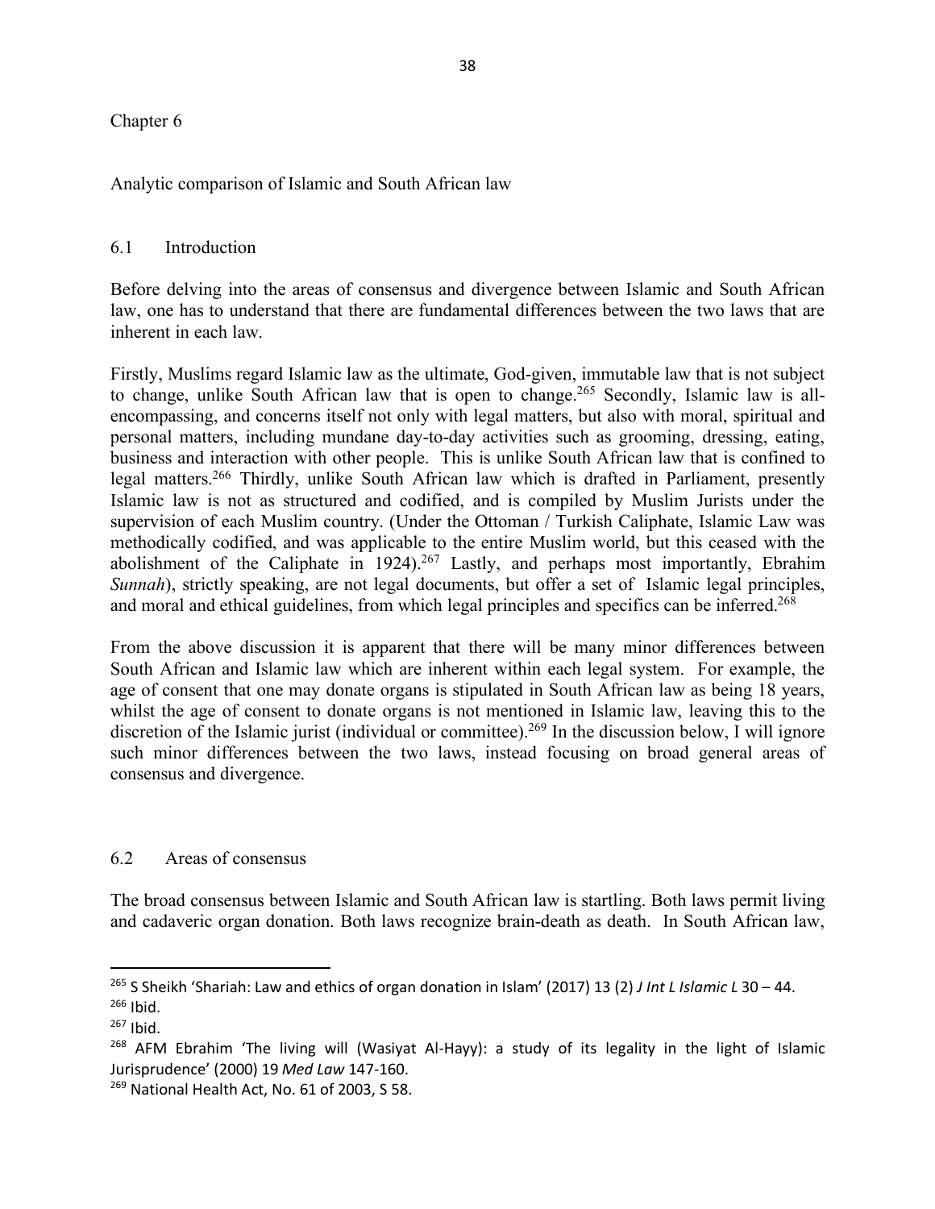Chapter 6

# Analytic comparison of Islamic and South African law

## 6.1 Introduction

Before delving into the areas of consensus and divergence between Islamic and South African law, one has to understand that there are fundamental differences between the two laws that are inherent in each law.

Firstly, Muslims regard Islamic law as the ultimate, God-given, immutable law that is not subject to change, unlike South African law that is open to change.[265] Secondly, Islamic law is all-encompassing, and concerns itself not only with legal matters, but also with moral, spiritual and personal matters, including mundane day-to-day activities such as grooming, dressing, eating, business and interaction with other people. This is unlike South African law that is confined to legal matters.[266] Thirdly, unlike South African law which is drafted in Parliament, presently Islamic law is not as structured and codified, and is compiled by Muslim Jurists under the supervision of each Muslim country. (Under the Ottoman / Turkish Caliphate, Islamic Law was methodically codified, and was applicable to the entire Muslim world, but this ceased with the abolishment of the Caliphate in 1924).[267] Lastly, and perhaps most importantly, Ebrahim *Sunnah*), strictly speaking, are not legal documents, but offer a set of Islamic legal principles, and moral and ethical guidelines, from which legal principles and specifics can be inferred.[268]

From the above discussion it is apparent that there will be many minor differences between South African and Islamic law which are inherent within each legal system. For example, the age of consent that one may donate organs is stipulated in South African law as being 18 years, whilst the age of consent to donate organs is not mentioned in Islamic law, leaving this to the discretion of the Islamic jurist (individual or committee).[269] In the discussion below, I will ignore such minor differences between the two laws, instead focusing on broad general areas of consensus and divergence.

## 6.2 Areas of consensus

The broad consensus between Islamic and South African law is startling. Both laws permit living and cadaveric organ donation. Both laws recognize brain-death as death. In South African law,

---

[265] S Sheikh 'Shariah: Law and ethics of organ donation in Islam' (2017) 13 (2) *J Int L Islamic L* 30 – 44.

[266] Ibid.

[267] Ibid.

[268] AFM Ebrahim 'The living will (Wasiyat Al-Hayy): a study of its legality in the light of Islamic Jurisprudence' (2000) 19 *Med Law* 147-160.

[269] National Health Act, No. 61 of 2003, S 58.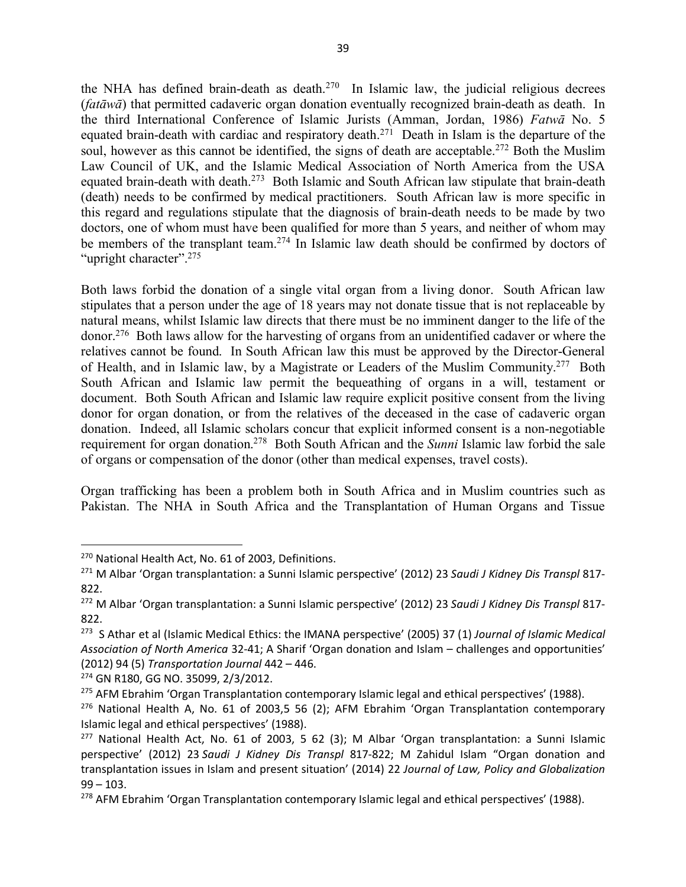the NHA has defined brain-death as death.[270] In Islamic law, the judicial religious decrees (*fatāwā*) that permitted cadaveric organ donation eventually recognized brain-death as death. In the third International Conference of Islamic Jurists (Amman, Jordan, 1986) *Fatwā* No. 5 equated brain-death with cardiac and respiratory death.[271] Death in Islam is the departure of the soul, however as this cannot be identified, the signs of death are acceptable.[272] Both the Muslim Law Council of UK, and the Islamic Medical Association of North America from the USA equated brain-death with death.[273] Both Islamic and South African law stipulate that brain-death (death) needs to be confirmed by medical practitioners. South African law is more specific in this regard and regulations stipulate that the diagnosis of brain-death needs to be made by two doctors, one of whom must have been qualified for more than 5 years, and neither of whom may be members of the transplant team.[274] In Islamic law death should be confirmed by doctors of "upright character".[275]

Both laws forbid the donation of a single vital organ from a living donor. South African law stipulates that a person under the age of 18 years may not donate tissue that is not replaceable by natural means, whilst Islamic law directs that there must be no imminent danger to the life of the donor.[276] Both laws allow for the harvesting of organs from an unidentified cadaver or where the relatives cannot be found. In South African law this must be approved by the Director-General of Health, and in Islamic law, by a Magistrate or Leaders of the Muslim Community.[277] Both South African and Islamic law permit the bequeathing of organs in a will, testament or document. Both South African and Islamic law require explicit positive consent from the living donor for organ donation, or from the relatives of the deceased in the case of cadaveric organ donation. Indeed, all Islamic scholars concur that explicit informed consent is a non-negotiable requirement for organ donation.[278] Both South African and the *Sunni* Islamic law forbid the sale of organs or compensation of the donor (other than medical expenses, travel costs).

Organ trafficking has been a problem both in South Africa and in Muslim countries such as Pakistan. The NHA in South Africa and the Transplantation of Human Organs and Tissue

---

[270] National Health Act, No. 61 of 2003, Definitions.

[271] M Albar 'Organ transplantation: a Sunni Islamic perspective' (2012) 23 *Saudi J Kidney Dis Transpl* 817-822.

[272] M Albar 'Organ transplantation: a Sunni Islamic perspective' (2012) 23 *Saudi J Kidney Dis Transpl* 817-822.

[273] S Athar et al (Islamic Medical Ethics: the IMANA perspective' (2005) 37 (1) *Journal of Islamic Medical Association of North America* 32-41; A Sharif 'Organ donation and Islam – challenges and opportunities' (2012) 94 (5) *Transportation Journal* 442 – 446.

[274] GN R180, GG NO. 35099, 2/3/2012.

[275] AFM Ebrahim 'Organ Transplantation contemporary Islamic legal and ethical perspectives' (1988).

[276] National Health A, No. 61 of 2003,5 56 (2); AFM Ebrahim 'Organ Transplantation contemporary Islamic legal and ethical perspectives' (1988).

[277] National Health Act, No. 61 of 2003, 5 62 (3); M Albar 'Organ transplantation: a Sunni Islamic perspective' (2012) 23 *Saudi J Kidney Dis Transpl* 817-822; M Zahidul Islam "Organ donation and transplantation issues in Islam and present situation' (2014) 22 *Journal of Law, Policy and Globalization* 99 – 103.

[278] AFM Ebrahim 'Organ Transplantation contemporary Islamic legal and ethical perspectives' (1988).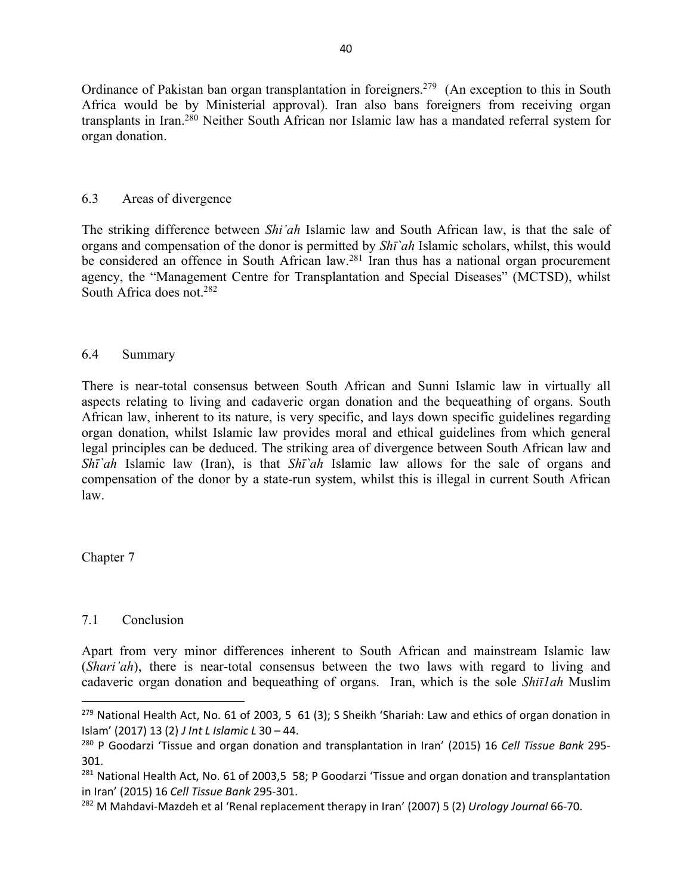Ordinance of Pakistan ban organ transplantation in foreigners.[279] (An exception to this in South Africa would be by Ministerial approval). Iran also bans foreigners from receiving organ transplants in Iran.[280] Neither South African nor Islamic law has a mandated referral system for organ donation.

## 6.3 Areas of divergence

The striking difference between *Shi'ah* Islamic law and South African law, is that the sale of organs and compensation of the donor is permitted by *Shī`ah* Islamic scholars, whilst, this would be considered an offence in South African law.[281] Iran thus has a national organ procurement agency, the "Management Centre for Transplantation and Special Diseases" (MCTSD), whilst South Africa does not.[282]

## 6.4 Summary

There is near-total consensus between South African and Sunni Islamic law in virtually all aspects relating to living and cadaveric organ donation and the bequeathing of organs. South African law, inherent to its nature, is very specific, and lays down specific guidelines regarding organ donation, whilst Islamic law provides moral and ethical guidelines from which general legal principles can be deduced. The striking area of divergence between South African law and *Shī`ah* Islamic law (Iran), is that *Shī`ah* Islamic law allows for the sale of organs and compensation of the donor by a state-run system, whilst this is illegal in current South African law.

# Chapter 7

## 7.1 Conclusion

Apart from very minor differences inherent to South African and mainstream Islamic law (*Shari'ah*), there is near-total consensus between the two laws with regard to living and cadaveric organ donation and bequeathing of organs. Iran, which is the sole *Shiī1ah* Muslim

---

[279] National Health Act, No. 61 of 2003, 5 61 (3); S Sheikh 'Shariah: Law and ethics of organ donation in Islam' (2017) 13 (2) *J Int L Islamic L* 30 – 44.

[280] P Goodarzi 'Tissue and organ donation and transplantation in Iran' (2015) 16 *Cell Tissue Bank* 295-301.

[281] National Health Act, No. 61 of 2003,5 58; P Goodarzi 'Tissue and organ donation and transplantation in Iran' (2015) 16 *Cell Tissue Bank* 295-301.

[282] M Mahdavi-Mazdeh et al 'Renal replacement therapy in Iran' (2007) 5 (2) *Urology Journal* 66-70.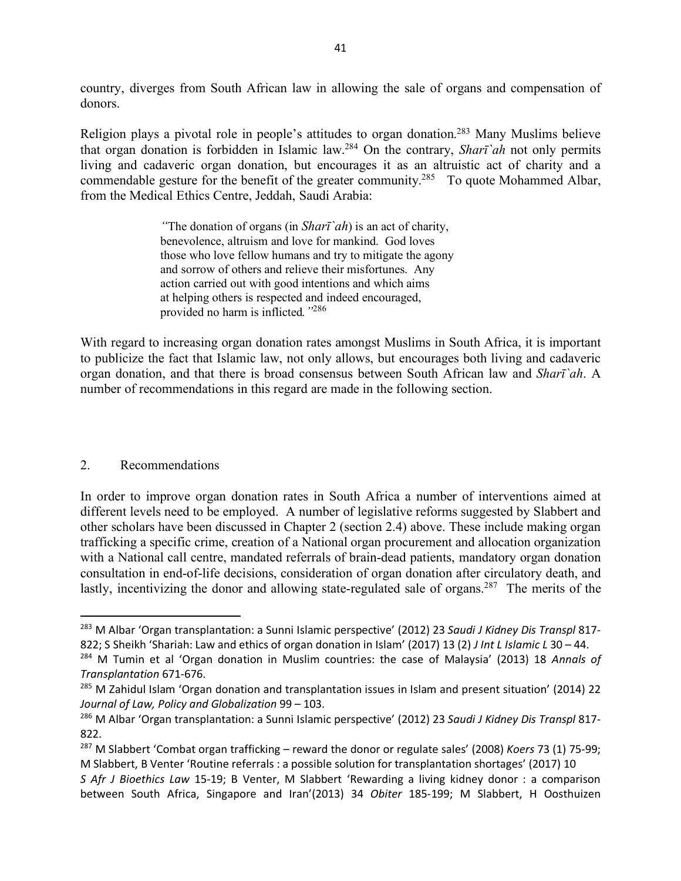country, diverges from South African law in allowing the sale of organs and compensation of donors.

Religion plays a pivotal role in people's attitudes to organ donation.[283] Many Muslims believe that organ donation is forbidden in Islamic law.[284] On the contrary, *Sharī`ah* not only permits living and cadaveric organ donation, but encourages it as an altruistic act of charity and a commendable gesture for the benefit of the greater community.[285] To quote Mohammed Albar, from the Medical Ethics Centre, Jeddah, Saudi Arabia:

> "The donation of organs (in *Sharī`ah*) is an act of charity, benevolence, altruism and love for mankind. God loves those who love fellow humans and try to mitigate the agony and sorrow of others and relieve their misfortunes. Any action carried out with good intentions and which aims at helping others is respected and indeed encouraged, provided no harm is inflicted*."*[286]

With regard to increasing organ donation rates amongst Muslims in South Africa, it is important to publicize the fact that Islamic law, not only allows, but encourages both living and cadaveric organ donation, and that there is broad consensus between South African law and *Sharī`ah*. A number of recommendations in this regard are made in the following section.

## 2. Recommendations

In order to improve organ donation rates in South Africa a number of interventions aimed at different levels need to be employed. A number of legislative reforms suggested by Slabbert and other scholars have been discussed in Chapter 2 (section 2.4) above. These include making organ trafficking a specific crime, creation of a National organ procurement and allocation organization with a National call centre, mandated referrals of brain-dead patients, mandatory organ donation consultation in end-of-life decisions, consideration of organ donation after circulatory death, and lastly, incentivizing the donor and allowing state-regulated sale of organs.[287] The merits of the

---

[283] M Albar 'Organ transplantation: a Sunni Islamic perspective' (2012) 23 *Saudi J Kidney Dis Transpl* 817-822; S Sheikh 'Shariah: Law and ethics of organ donation in Islam' (2017) 13 (2) *J Int L Islamic L* 30 – 44.

[284] M Tumin et al 'Organ donation in Muslim countries: the case of Malaysia' (2013) 18 *Annals of Transplantation* 671-676.

[285] M Zahidul Islam 'Organ donation and transplantation issues in Islam and present situation' (2014) 22 *Journal of Law, Policy and Globalization* 99 – 103.

[286] M Albar 'Organ transplantation: a Sunni Islamic perspective' (2012) 23 *Saudi J Kidney Dis Transpl* 817-822.

[287] M Slabbert 'Combat organ trafficking – reward the donor or regulate sales' (2008) *Koers* 73 (1) 75-99; M Slabbert, B Venter 'Routine referrals : a possible solution for transplantation shortages' (2017) 10 *S Afr J Bioethics Law* 15-19; B Venter, M Slabbert 'Rewarding a living kidney donor : a comparison between South Africa, Singapore and Iran'(2013) 34 *Obiter* 185-199; M Slabbert, H Oosthuizen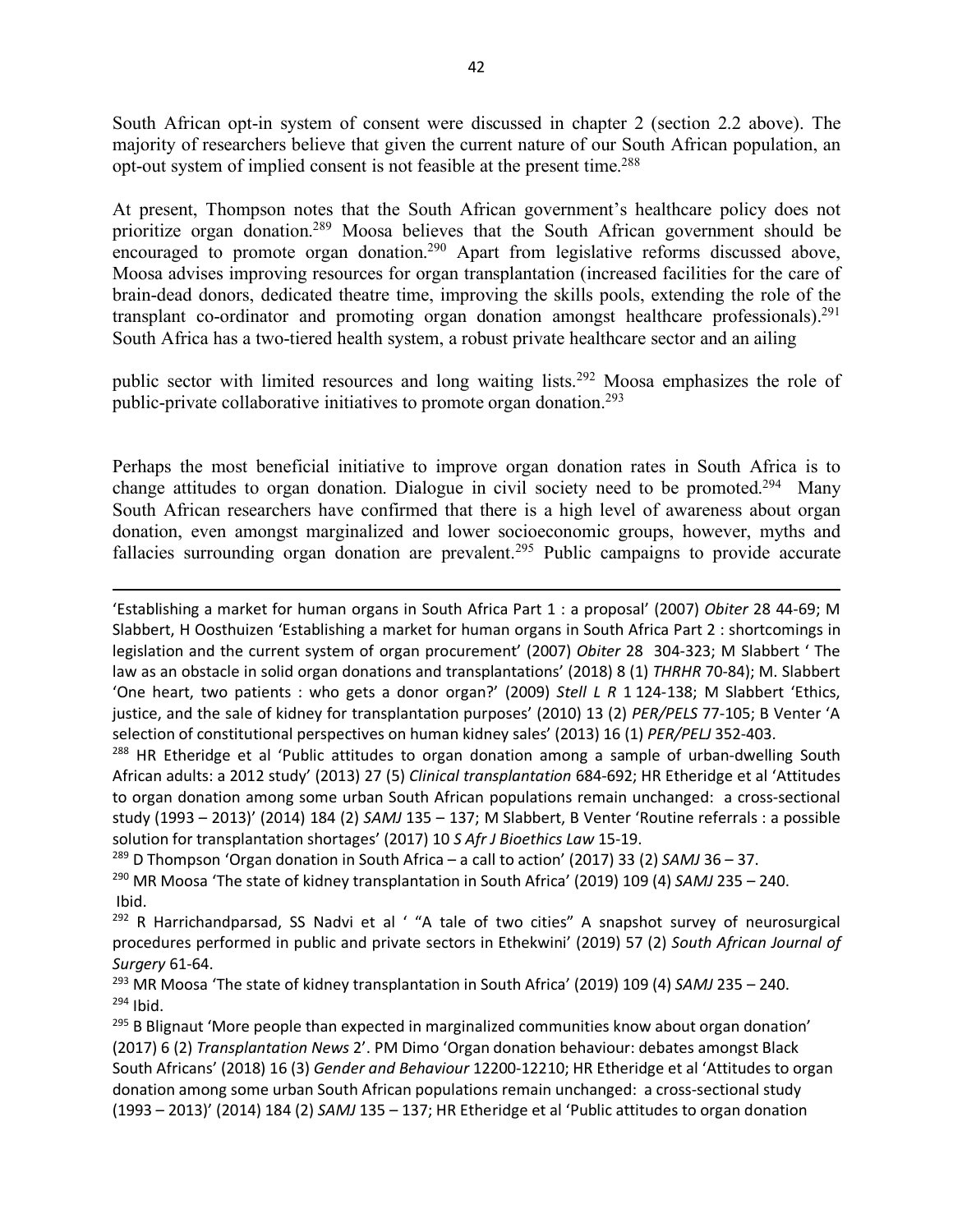South African opt-in system of consent were discussed in chapter 2 (section 2.2 above). The majority of researchers believe that given the current nature of our South African population, an opt-out system of implied consent is not feasible at the present time.[288]

At present, Thompson notes that the South African government's healthcare policy does not prioritize organ donation.[289] Moosa believes that the South African government should be encouraged to promote organ donation.[290] Apart from legislative reforms discussed above, Moosa advises improving resources for organ transplantation (increased facilities for the care of brain-dead donors, dedicated theatre time, improving the skills pools, extending the role of the transplant co-ordinator and promoting organ donation amongst healthcare professionals).[291] South Africa has a two-tiered health system, a robust private healthcare sector and an ailing

public sector with limited resources and long waiting lists.[292] Moosa emphasizes the role of public-private collaborative initiatives to promote organ donation.[293]

Perhaps the most beneficial initiative to improve organ donation rates in South Africa is to change attitudes to organ donation. Dialogue in civil society need to be promoted.[294] Many South African researchers have confirmed that there is a high level of awareness about organ donation, even amongst marginalized and lower socioeconomic groups, however, myths and fallacies surrounding organ donation are prevalent.[295] Public campaigns to provide accurate

---

'Establishing a market for human organs in South Africa Part 1 : a proposal' (2007) *Obiter* 28 44-69; M Slabbert, H Oosthuizen 'Establishing a market for human organs in South Africa Part 2 : shortcomings in legislation and the current system of organ procurement' (2007) *Obiter* 28 304-323; M Slabbert ' The law as an obstacle in solid organ donations and transplantations' (2018) 8 (1) *THRHR* 70-84); M. Slabbert 'One heart, two patients : who gets a donor organ?' (2009) *Stell L R* 1 124-138; M Slabbert 'Ethics, justice, and the sale of kidney for transplantation purposes' (2010) 13 (2) *PER/PELS* 77-105; B Venter 'A selection of constitutional perspectives on human kidney sales' (2013) 16 (1) *PER/PELJ* 352-403.

[288] HR Etheridge et al 'Public attitudes to organ donation among a sample of urban-dwelling South African adults: a 2012 study' (2013) 27 (5) *Clinical transplantation* 684-692; HR Etheridge et al 'Attitudes to organ donation among some urban South African populations remain unchanged: a cross-sectional study (1993 – 2013)' (2014) 184 (2) *SAMJ* 135 – 137; M Slabbert, B Venter 'Routine referrals : a possible solution for transplantation shortages' (2017) 10 *S Afr J Bioethics Law* 15-19.

[289] D Thompson 'Organ donation in South Africa – a call to action' (2017) 33 (2) *SAMJ* 36 – 37.

[290] MR Moosa 'The state of kidney transplantation in South Africa' (2019) 109 (4) *SAMJ* 235 – 240.

Ibid.

[292] R Harrichandparsad, SS Nadvi et al ' "A tale of two cities" A snapshot survey of neurosurgical procedures performed in public and private sectors in Ethekwini' (2019) 57 (2) *South African Journal of Surgery* 61-64.

[293] MR Moosa 'The state of kidney transplantation in South Africa' (2019) 109 (4) *SAMJ* 235 – 240.

[294] Ibid.

[295] B Blignaut 'More people than expected in marginalized communities know about organ donation' (2017) 6 (2) *Transplantation News* 2'. PM Dimo 'Organ donation behaviour: debates amongst Black South Africans' (2018) 16 (3) *Gender and Behaviour* 12200-12210; HR Etheridge et al 'Attitudes to organ donation among some urban South African populations remain unchanged: a cross-sectional study (1993 – 2013)' (2014) 184 (2) *SAMJ* 135 – 137; HR Etheridge et al 'Public attitudes to organ donation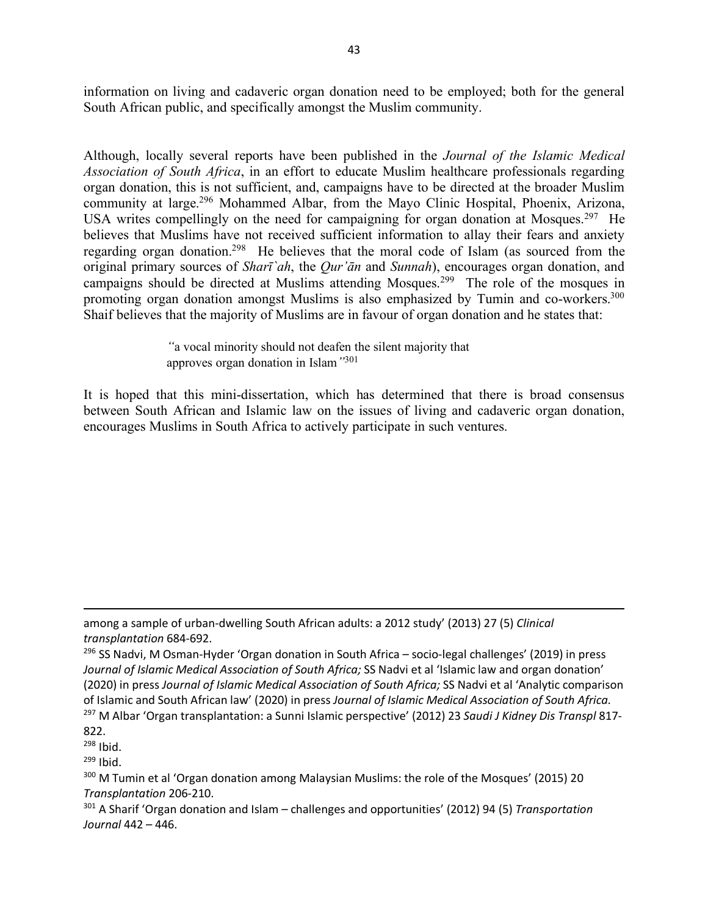information on living and cadaveric organ donation need to be employed; both for the general South African public, and specifically amongst the Muslim community.

Although, locally several reports have been published in the *Journal of the Islamic Medical Association of South Africa*, in an effort to educate Muslim healthcare professionals regarding organ donation, this is not sufficient, and, campaigns have to be directed at the broader Muslim community at large.[296] Mohammed Albar, from the Mayo Clinic Hospital, Phoenix, Arizona, USA writes compellingly on the need for campaigning for organ donation at Mosques.[297] He believes that Muslims have not received sufficient information to allay their fears and anxiety regarding organ donation.[298] He believes that the moral code of Islam (as sourced from the original primary sources of *Sharī`ah*, the *Qur'ān* and *Sunnah*), encourages organ donation, and campaigns should be directed at Muslims attending Mosques.[299] The role of the mosques in promoting organ donation amongst Muslims is also emphasized by Tumin and co-workers.[300] Shaif believes that the majority of Muslims are in favour of organ donation and he states that:

> *"*a vocal minority should not deafen the silent majority that approves organ donation in Islam*"*[301]

It is hoped that this mini-dissertation, which has determined that there is broad consensus between South African and Islamic law on the issues of living and cadaveric organ donation, encourages Muslims in South Africa to actively participate in such ventures.

---

among a sample of urban-dwelling South African adults: a 2012 study' (2013) 27 (5) *Clinical transplantation* 684-692.

[296] SS Nadvi, M Osman-Hyder 'Organ donation in South Africa – socio-legal challenges' (2019) in press *Journal of Islamic Medical Association of South Africa;* SS Nadvi et al 'Islamic law and organ donation' (2020) in press *Journal of Islamic Medical Association of South Africa;* SS Nadvi et al 'Analytic comparison of Islamic and South African law' (2020) in press *Journal of Islamic Medical Association of South Africa.*

[297] M Albar 'Organ transplantation: a Sunni Islamic perspective' (2012) 23 *Saudi J Kidney Dis Transpl* 817-822.

[298] Ibid.

[299] Ibid.

[300] M Tumin et al 'Organ donation among Malaysian Muslims: the role of the Mosques' (2015) 20 *Transplantation* 206-210.

[301] A Sharif 'Organ donation and Islam – challenges and opportunities' (2012) 94 (5) *Transportation Journal* 442 – 446.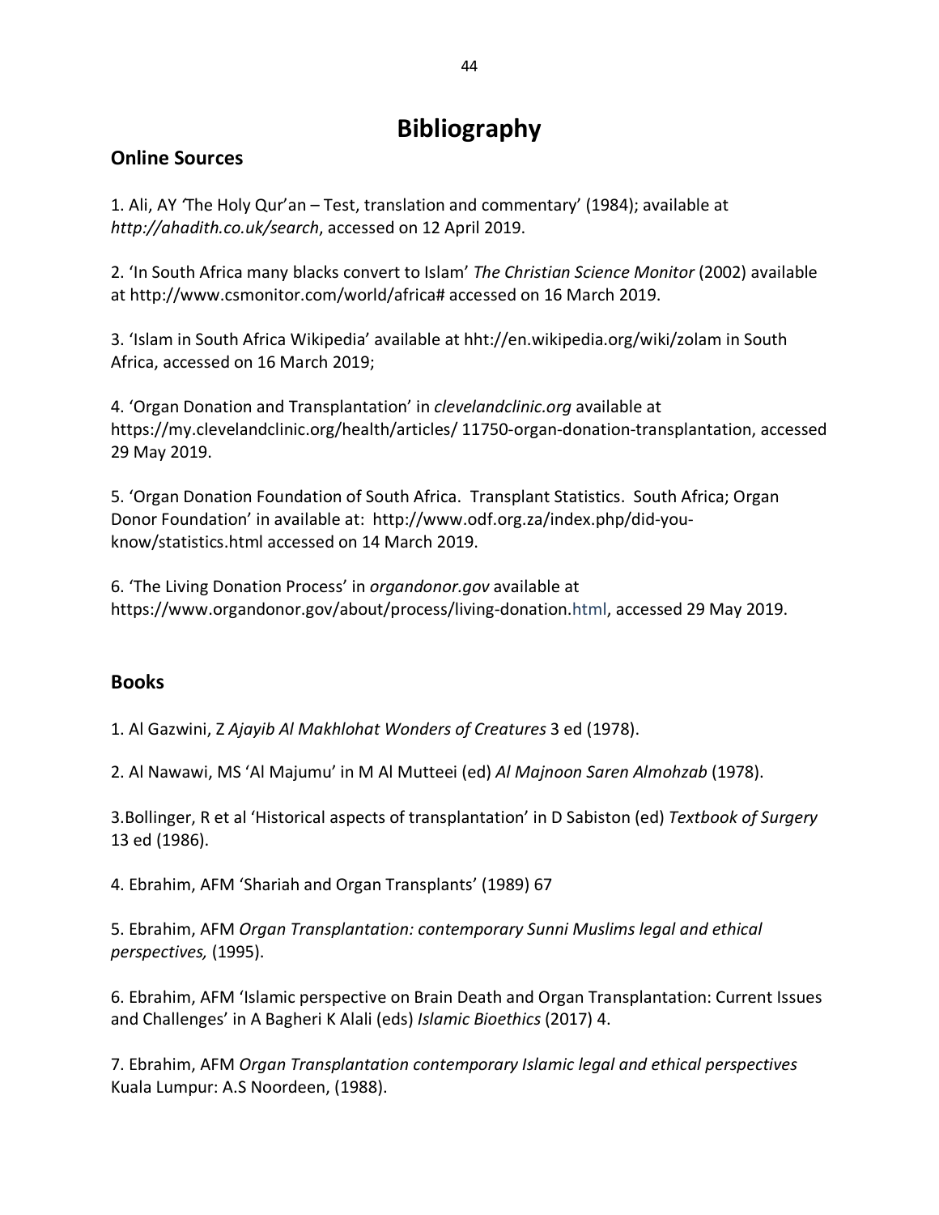# Bibliography

## Online Sources

1. Ali, AY *'The Holy Qur'an – Test, translation and commentary'* (1984); available at *http://ahadith.co.uk/search*, accessed on 12 April 2019.

2. 'In South Africa many blacks convert to Islam' *The Christian Science Monitor* (2002) available at http://www.csmonitor.com/world/africa# accessed on 16 March 2019.

3. 'Islam in South Africa Wikipedia' available at hht://en.wikipedia.org/wiki/zolam in South Africa, accessed on 16 March 2019;

4. 'Organ Donation and Transplantation' in *clevelandclinic.org* available at https://my.clevelandclinic.org/health/articles/ 11750-organ-donation-transplantation, accessed 29 May 2019.

5. 'Organ Donation Foundation of South Africa. Transplant Statistics. South Africa; Organ Donor Foundation' in available at: http://www.odf.org.za/index.php/did-you-know/statistics.html accessed on 14 March 2019.

6. 'The Living Donation Process' in *organdonor.gov* available at https://www.organdonor.gov/about/process/living-donation.html, accessed 29 May 2019.

## Books

1. Al Gazwini, Z *Ajayib Al Makhlohat Wonders of Creatures* 3 ed (1978).

2. Al Nawawi, MS 'Al Majumu' in M Al Mutteei (ed) *Al Majnoon Saren Almohzab* (1978).

3.Bollinger, R et al 'Historical aspects of transplantation' in D Sabiston (ed) *Textbook of Surgery* 13 ed (1986).

4. Ebrahim, AFM 'Shariah and Organ Transplants' (1989) 67

5. Ebrahim, AFM *Organ Transplantation: contemporary Sunni Muslims legal and ethical perspectives,* (1995).

6. Ebrahim, AFM 'Islamic perspective on Brain Death and Organ Transplantation: Current Issues and Challenges' in A Bagheri K Alali (eds) *Islamic Bioethics* (2017) 4.

7. Ebrahim, AFM *Organ Transplantation contemporary Islamic legal and ethical perspectives* Kuala Lumpur: A.S Noordeen, (1988).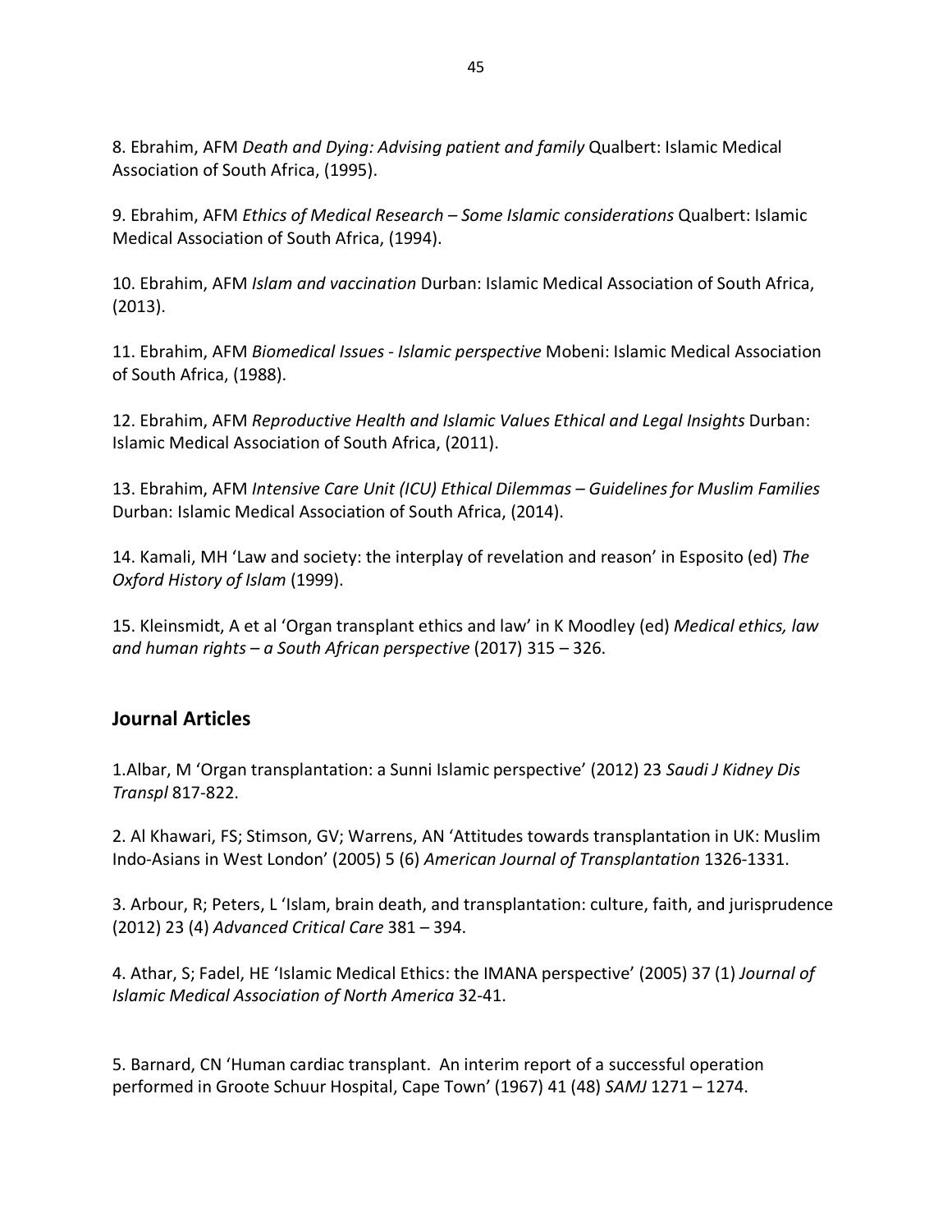8. Ebrahim, AFM *Death and Dying: Advising patient and family* Qualbert: Islamic Medical Association of South Africa, (1995).

9. Ebrahim, AFM *Ethics of Medical Research – Some Islamic considerations* Qualbert: Islamic Medical Association of South Africa, (1994).

10. Ebrahim, AFM *Islam and vaccination* Durban: Islamic Medical Association of South Africa, (2013).

11. Ebrahim, AFM *Biomedical Issues - Islamic perspective* Mobeni: Islamic Medical Association of South Africa, (1988).

12. Ebrahim, AFM *Reproductive Health and Islamic Values Ethical and Legal Insights* Durban: Islamic Medical Association of South Africa, (2011).

13. Ebrahim, AFM *Intensive Care Unit (ICU) Ethical Dilemmas – Guidelines for Muslim Families* Durban: Islamic Medical Association of South Africa, (2014).

14. Kamali, MH 'Law and society: the interplay of revelation and reason' in Esposito (ed) *The Oxford History of Islam* (1999).

15. Kleinsmidt, A et al 'Organ transplant ethics and law' in K Moodley (ed) *Medical ethics, law and human rights – a South African perspective* (2017) 315 – 326.

## Journal Articles

1.Albar, M 'Organ transplantation: a Sunni Islamic perspective' (2012) 23 *Saudi J Kidney Dis Transpl* 817-822.

2. Al Khawari, FS; Stimson, GV; Warrens, AN 'Attitudes towards transplantation in UK: Muslim Indo-Asians in West London' (2005) 5 (6) *American Journal of Transplantation* 1326-1331.

3. Arbour, R; Peters, L 'Islam, brain death, and transplantation: culture, faith, and jurisprudence (2012) 23 (4) *Advanced Critical Care* 381 – 394.

4. Athar, S; Fadel, HE 'Islamic Medical Ethics: the IMANA perspective' (2005) 37 (1) *Journal of Islamic Medical Association of North America* 32-41.

5. Barnard, CN 'Human cardiac transplant. An interim report of a successful operation performed in Groote Schuur Hospital, Cape Town' (1967) 41 (48) *SAMJ* 1271 – 1274.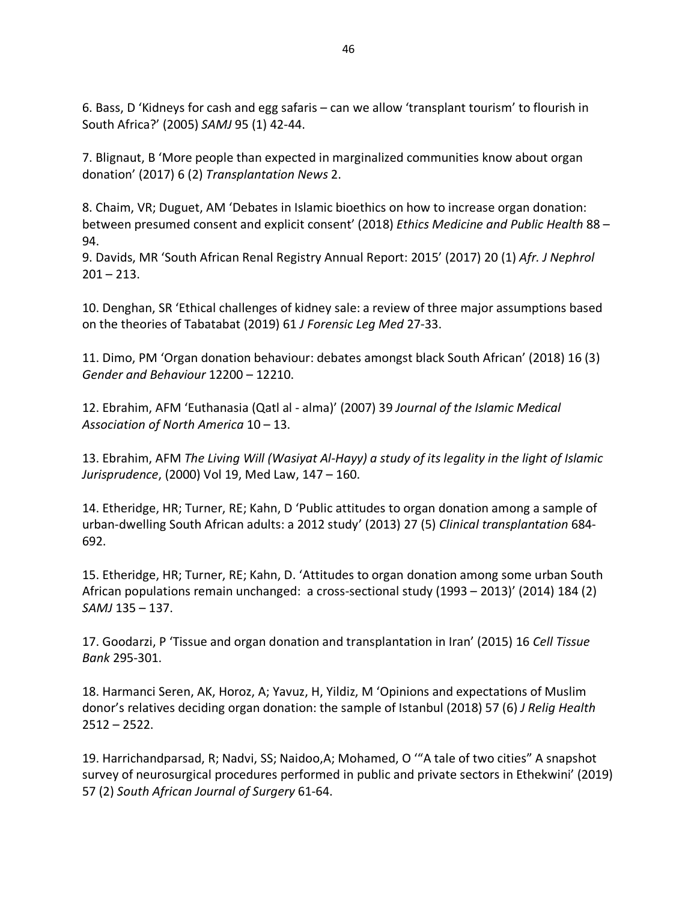6. Bass, D 'Kidneys for cash and egg safaris – can we allow 'transplant tourism' to flourish in South Africa?' (2005) *SAMJ* 95 (1) 42-44.

7. Blignaut, B 'More people than expected in marginalized communities know about organ donation' (2017) 6 (2) *Transplantation News* 2.

8. Chaim, VR; Duguet, AM 'Debates in Islamic bioethics on how to increase organ donation: between presumed consent and explicit consent' (2018) *Ethics Medicine and Public Health* 88 – 94.

9. Davids, MR 'South African Renal Registry Annual Report: 2015' (2017) 20 (1) *Afr. J Nephrol* 201 – 213.

10. Denghan, SR 'Ethical challenges of kidney sale: a review of three major assumptions based on the theories of Tabatabat (2019) 61 *J Forensic Leg Med* 27-33.

11. Dimo, PM 'Organ donation behaviour: debates amongst black South African' (2018) 16 (3) *Gender and Behaviour* 12200 – 12210.

12. Ebrahim, AFM 'Euthanasia (Qatl al - alma)' (2007) 39 *Journal of the Islamic Medical Association of North America* 10 – 13.

13. Ebrahim, AFM *The Living Will (Wasiyat Al-Hayy) a study of its legality in the light of Islamic Jurisprudence*, (2000) Vol 19, Med Law, 147 – 160.

14. Etheridge, HR; Turner, RE; Kahn, D 'Public attitudes to organ donation among a sample of urban-dwelling South African adults: a 2012 study' (2013) 27 (5) *Clinical transplantation* 684-692.

15. Etheridge, HR; Turner, RE; Kahn, D. 'Attitudes to organ donation among some urban South African populations remain unchanged: a cross-sectional study (1993 – 2013)' (2014) 184 (2) *SAMJ* 135 – 137.

17. Goodarzi, P 'Tissue and organ donation and transplantation in Iran' (2015) 16 *Cell Tissue Bank* 295-301.

18. Harmanci Seren, AK, Horoz, A; Yavuz, H, Yildiz, M 'Opinions and expectations of Muslim donor's relatives deciding organ donation: the sample of Istanbul (2018) 57 (6) *J Relig Health* 2512 – 2522.

19. Harrichandparsad, R; Nadvi, SS; Naidoo,A; Mohamed, O '"A tale of two cities" A snapshot survey of neurosurgical procedures performed in public and private sectors in Ethekwini' (2019) 57 (2) *South African Journal of Surgery* 61-64.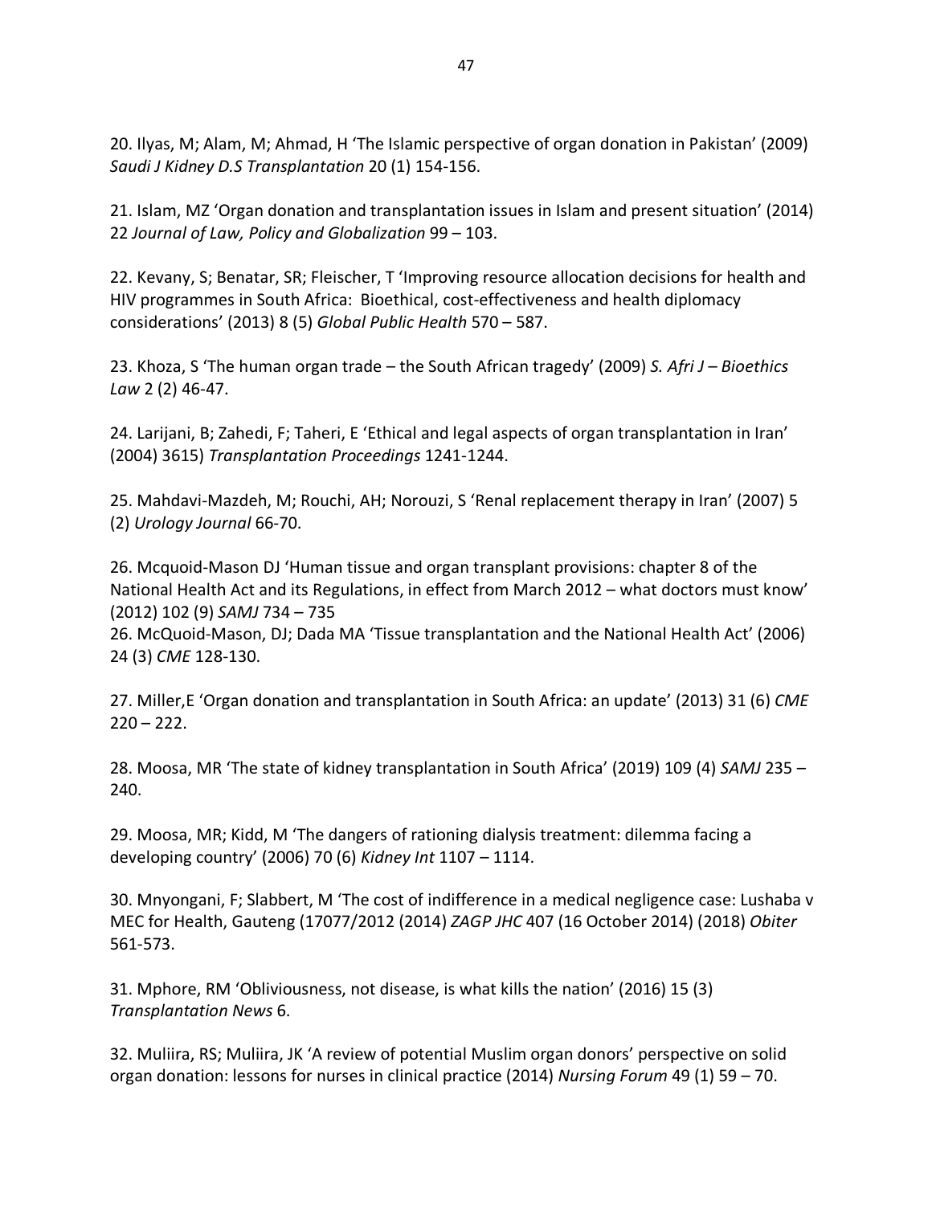20. Ilyas, M; Alam, M; Ahmad, H 'The Islamic perspective of organ donation in Pakistan' (2009) *Saudi J Kidney D.S Transplantation* 20 (1) 154-156.

21. Islam, MZ 'Organ donation and transplantation issues in Islam and present situation' (2014) 22 *Journal of Law, Policy and Globalization* 99 – 103.

22. Kevany, S; Benatar, SR; Fleischer, T 'Improving resource allocation decisions for health and HIV programmes in South Africa: Bioethical, cost-effectiveness and health diplomacy considerations' (2013) 8 (5) *Global Public Health* 570 – 587.

23. Khoza, S 'The human organ trade – the South African tragedy' (2009) *S. Afri J – Bioethics Law* 2 (2) 46-47.

24. Larijani, B; Zahedi, F; Taheri, E 'Ethical and legal aspects of organ transplantation in Iran' (2004) 3615) *Transplantation Proceedings* 1241-1244.

25. Mahdavi-Mazdeh, M; Rouchi, AH; Norouzi, S 'Renal replacement therapy in Iran' (2007) 5 (2) *Urology Journal* 66-70.

26. Mcquoid-Mason DJ 'Human tissue and organ transplant provisions: chapter 8 of the National Health Act and its Regulations, in effect from March 2012 – what doctors must know' (2012) 102 (9) *SAMJ* 734 – 735

26. McQuoid-Mason, DJ; Dada MA 'Tissue transplantation and the National Health Act' (2006) 24 (3) *CME* 128-130.

27. Miller,E 'Organ donation and transplantation in South Africa: an update' (2013) 31 (6) *CME* 220 – 222.

28. Moosa, MR 'The state of kidney transplantation in South Africa' (2019) 109 (4) *SAMJ* 235 – 240.

29. Moosa, MR; Kidd, M 'The dangers of rationing dialysis treatment: dilemma facing a developing country' (2006) 70 (6) *Kidney Int* 1107 – 1114.

30. Mnyongani, F; Slabbert, M 'The cost of indifference in a medical negligence case: Lushaba v MEC for Health, Gauteng (17077/2012 (2014) *ZAGP JHC* 407 (16 October 2014) (2018) *Obiter* 561-573.

31. Mphore, RM 'Obliviousness, not disease, is what kills the nation' (2016) 15 (3) *Transplantation News* 6.

32. Muliira, RS; Muliira, JK 'A review of potential Muslim organ donors' perspective on solid organ donation: lessons for nurses in clinical practice (2014) *Nursing Forum* 49 (1) 59 – 70.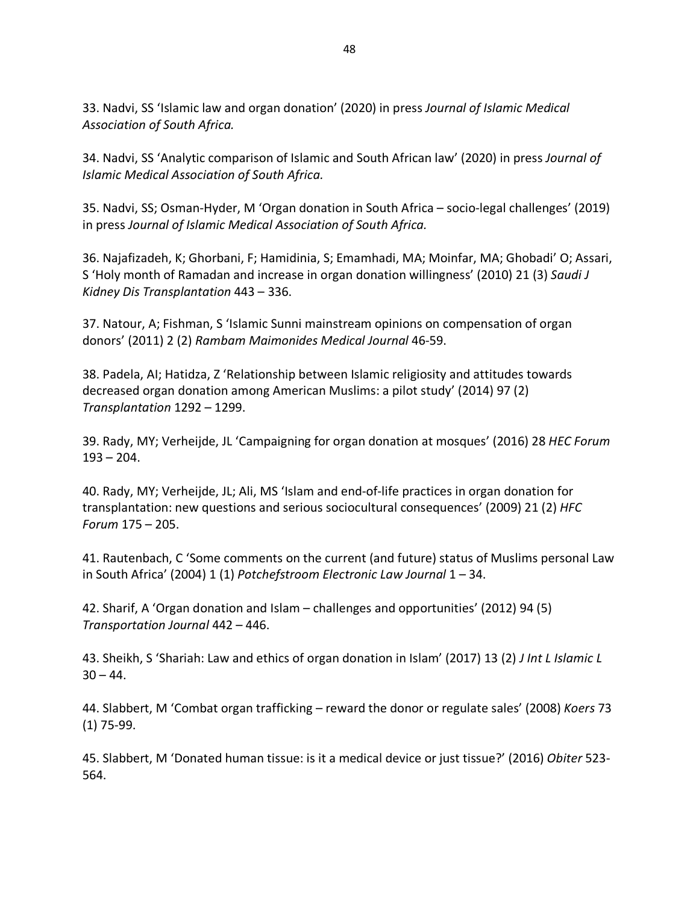33. Nadvi, SS 'Islamic law and organ donation' (2020) in press *Journal of Islamic Medical Association of South Africa.*

34. Nadvi, SS 'Analytic comparison of Islamic and South African law' (2020) in press *Journal of Islamic Medical Association of South Africa.*

35. Nadvi, SS; Osman-Hyder, M 'Organ donation in South Africa – socio-legal challenges' (2019) in press *Journal of Islamic Medical Association of South Africa.*

36. Najafizadeh, K; Ghorbani, F; Hamidinia, S; Emamhadi, MA; Moinfar, MA; Ghobadi' O; Assari, S 'Holy month of Ramadan and increase in organ donation willingness' (2010) 21 (3) *Saudi J Kidney Dis Transplantation* 443 – 336.

37. Natour, A; Fishman, S 'Islamic Sunni mainstream opinions on compensation of organ donors' (2011) 2 (2) *Rambam Maimonides Medical Journal* 46-59.

38. Padela, AI; Hatidza, Z 'Relationship between Islamic religiosity and attitudes towards decreased organ donation among American Muslims: a pilot study' (2014) 97 (2) *Transplantation* 1292 – 1299.

39. Rady, MY; Verheijde, JL 'Campaigning for organ donation at mosques' (2016) 28 *HEC Forum* 193 – 204.

40. Rady, MY; Verheijde, JL; Ali, MS 'Islam and end-of-life practices in organ donation for transplantation: new questions and serious sociocultural consequences' (2009) 21 (2) *HFC Forum* 175 – 205.

41. Rautenbach, C 'Some comments on the current (and future) status of Muslims personal Law in South Africa' (2004) 1 (1) *Potchefstroom Electronic Law Journal* 1 – 34.

42. Sharif, A 'Organ donation and Islam – challenges and opportunities' (2012) 94 (5) *Transportation Journal* 442 – 446.

43. Sheikh, S 'Shariah: Law and ethics of organ donation in Islam' (2017) 13 (2) *J Int L Islamic L* 30 – 44.

44. Slabbert, M 'Combat organ trafficking – reward the donor or regulate sales' (2008) *Koers* 73 (1) 75-99.

45. Slabbert, M 'Donated human tissue: is it a medical device or just tissue?' (2016) *Obiter* 523-564.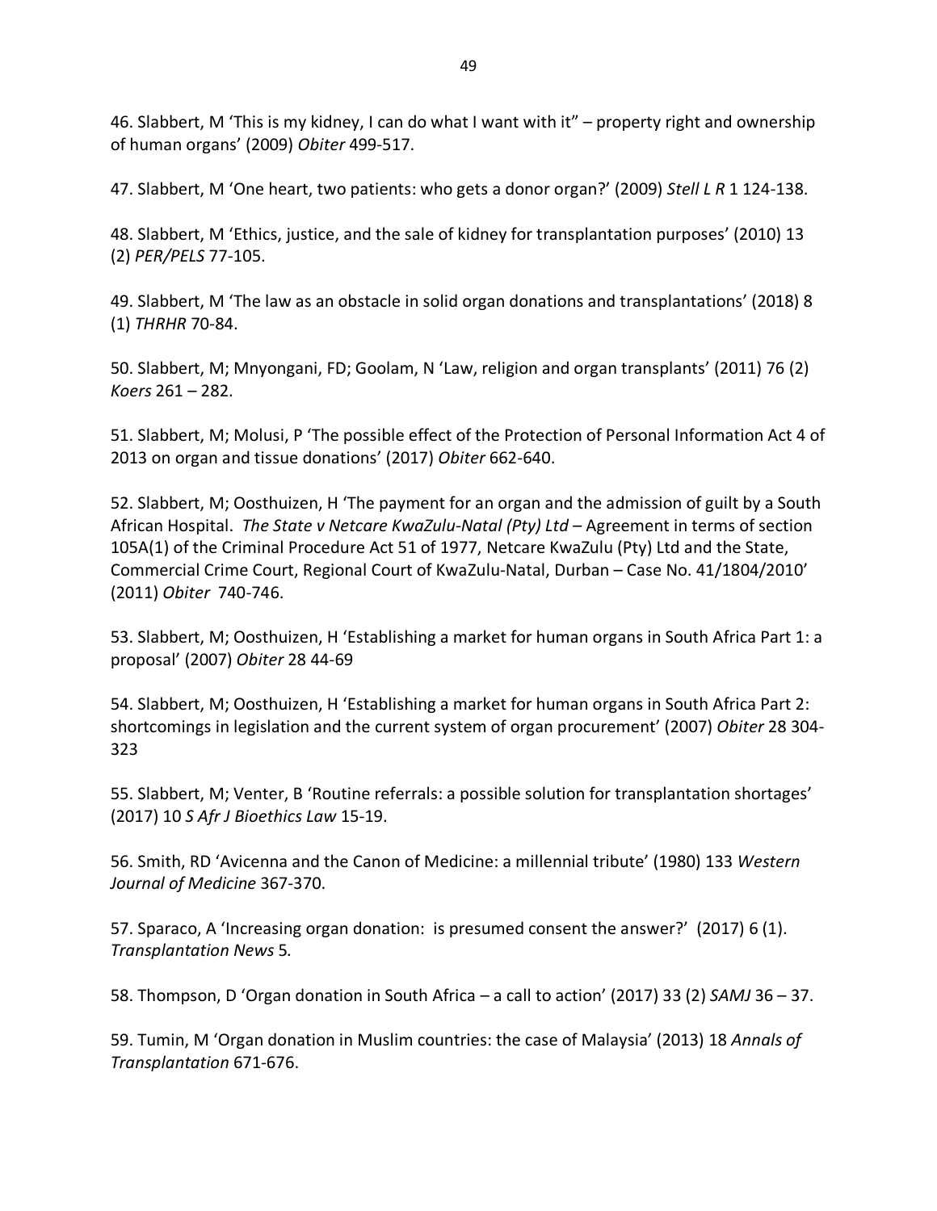46. Slabbert, M 'This is my kidney, I can do what I want with it" – property right and ownership of human organs' (2009) *Obiter* 499-517.

47. Slabbert, M 'One heart, two patients: who gets a donor organ?' (2009) *Stell L R* 1 124-138.

48. Slabbert, M 'Ethics, justice, and the sale of kidney for transplantation purposes' (2010) 13 (2) *PER/PELS* 77-105.

49. Slabbert, M 'The law as an obstacle in solid organ donations and transplantations' (2018) 8 (1) *THRHR* 70-84.

50. Slabbert, M; Mnyongani, FD; Goolam, N 'Law, religion and organ transplants' (2011) 76 (2) *Koers* 261 – 282.

51. Slabbert, M; Molusi, P 'The possible effect of the Protection of Personal Information Act 4 of 2013 on organ and tissue donations' (2017) *Obiter* 662-640.

52. Slabbert, M; Oosthuizen, H 'The payment for an organ and the admission of guilt by a South African Hospital. *The State v Netcare KwaZulu-Natal (Pty) Ltd* – Agreement in terms of section 105A(1) of the Criminal Procedure Act 51 of 1977, Netcare KwaZulu (Pty) Ltd and the State, Commercial Crime Court, Regional Court of KwaZulu-Natal, Durban – Case No. 41/1804/2010' (2011) *Obiter* 740-746.

53. Slabbert, M; Oosthuizen, H 'Establishing a market for human organs in South Africa Part 1: a proposal' (2007) *Obiter* 28 44-69

54. Slabbert, M; Oosthuizen, H 'Establishing a market for human organs in South Africa Part 2: shortcomings in legislation and the current system of organ procurement' (2007) *Obiter* 28 304-323

55. Slabbert, M; Venter, B 'Routine referrals: a possible solution for transplantation shortages' (2017) 10 *S Afr J Bioethics Law* 15-19.

56. Smith, RD 'Avicenna and the Canon of Medicine: a millennial tribute' (1980) 133 *Western Journal of Medicine* 367-370.

57. Sparaco, A 'Increasing organ donation: is presumed consent the answer?' (2017) 6 (1). *Transplantation News* 5.

58. Thompson, D 'Organ donation in South Africa – a call to action' (2017) 33 (2) *SAMJ* 36 – 37.

59. Tumin, M 'Organ donation in Muslim countries: the case of Malaysia' (2013) 18 *Annals of Transplantation* 671-676.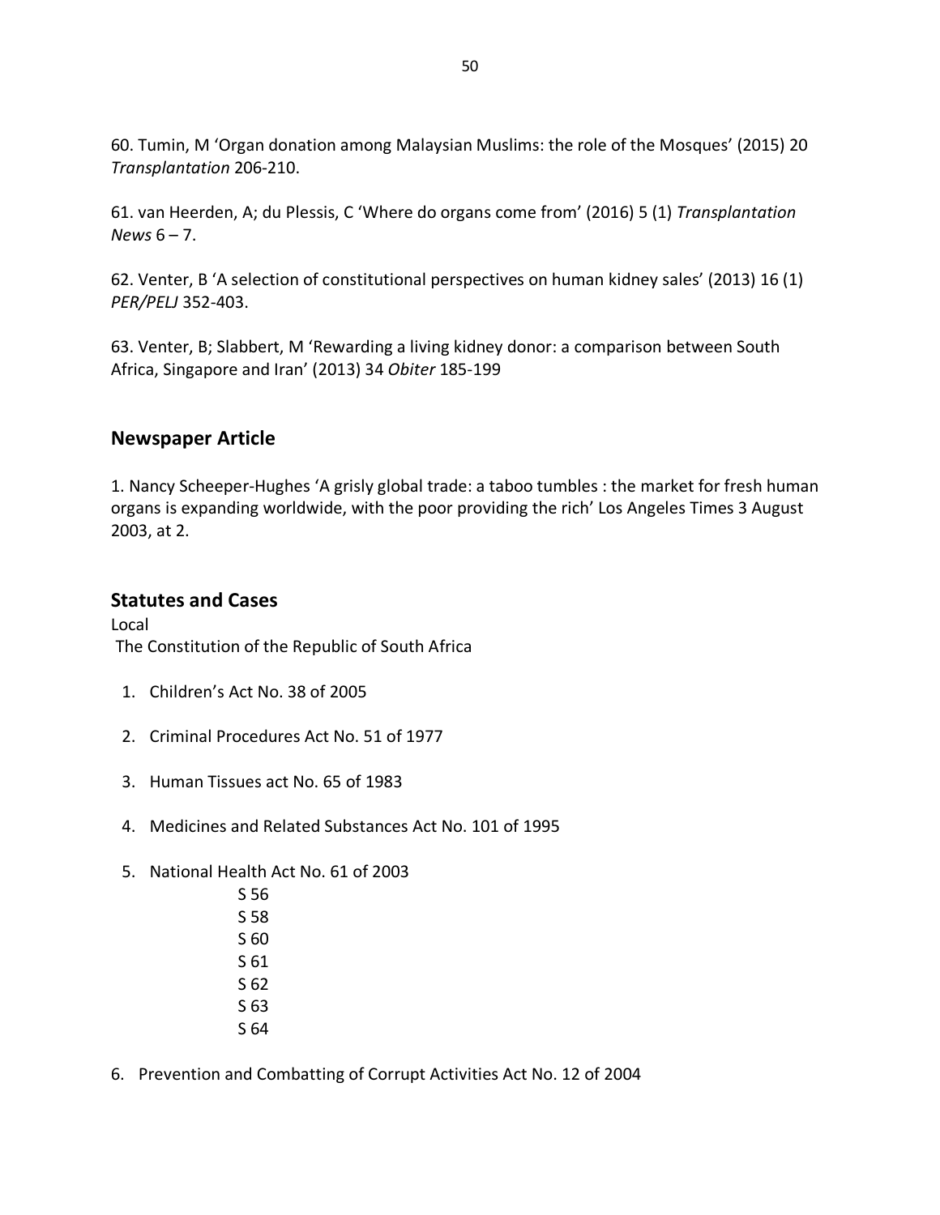60. Tumin, M ‘Organ donation among Malaysian Muslims: the role of the Mosques’ (2015) 20 *Transplantation* 206-210.

61. van Heerden, A; du Plessis, C ‘Where do organs come from’ (2016) 5 (1) *Transplantation News* 6 – 7.

62. Venter, B ‘A selection of constitutional perspectives on human kidney sales’ (2013) 16 (1) *PER/PELJ* 352-403.

63. Venter, B; Slabbert, M ‘Rewarding a living kidney donor: a comparison between South Africa, Singapore and Iran’ (2013) 34 *Obiter* 185-199

## Newspaper Article

1. Nancy Scheeper-Hughes ‘A grisly global trade: a taboo tumbles : the market for fresh human organs is expanding worldwide, with the poor providing the rich’ Los Angeles Times 3 August 2003, at 2.

## Statutes and Cases

Local

The Constitution of the Republic of South Africa

1. Children’s Act No. 38 of 2005
2. Criminal Procedures Act No. 51 of 1977
3. Human Tissues act No. 65 of 1983
4. Medicines and Related Substances Act No. 101 of 1995
5. National Health Act No. 61 of 2003
   - S 56
   - S 58
   - S 60
   - S 61
   - S 62
   - S 63
   - S 64
6. Prevention and Combatting of Corrupt Activities Act No. 12 of 2004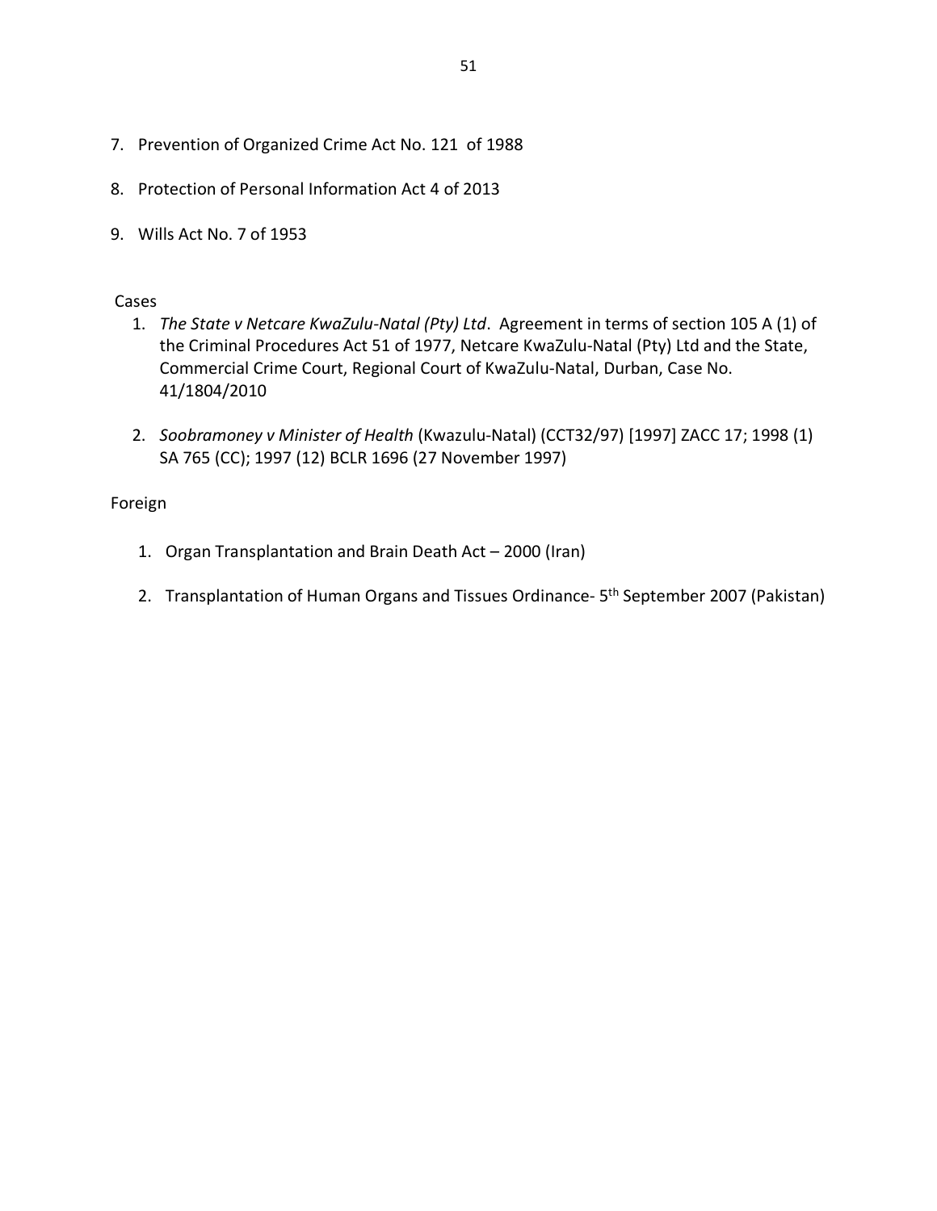7. Prevention of Organized Crime Act No. 121 of 1988

8. Protection of Personal Information Act 4 of 2013

9. Wills Act No. 7 of 1953

Cases

1. *The State v Netcare KwaZulu-Natal (Pty) Ltd*. Agreement in terms of section 105 A (1) of the Criminal Procedures Act 51 of 1977, Netcare KwaZulu-Natal (Pty) Ltd and the State, Commercial Crime Court, Regional Court of KwaZulu-Natal, Durban, Case No. 41/1804/2010

2. *Soobramoney v Minister of Health* (Kwazulu-Natal) (CCT32/97) [1997] ZACC 17; 1998 (1) SA 765 (CC); 1997 (12) BCLR 1696 (27 November 1997)

Foreign

1. Organ Transplantation and Brain Death Act – 2000 (Iran)

2. Transplantation of Human Organs and Tissues Ordinance- 5th September 2007 (Pakistan)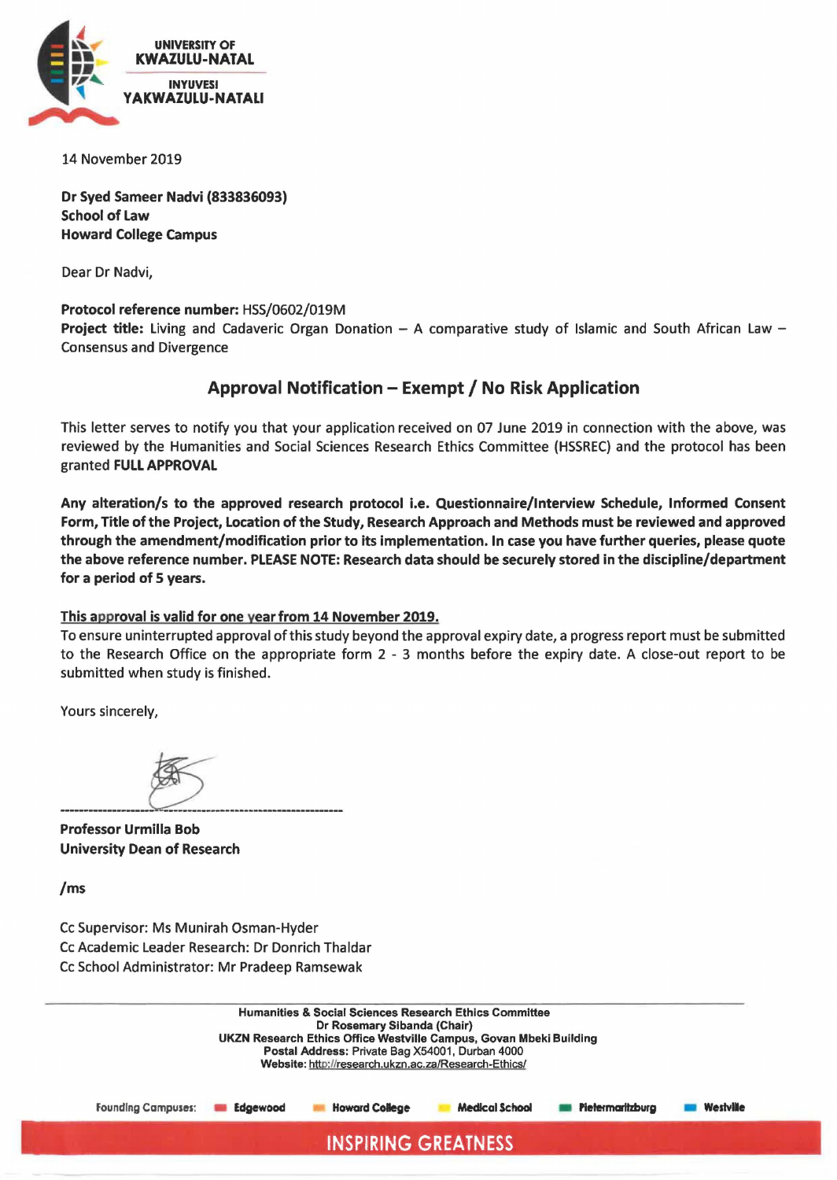**UNIVERSITY OF KWAZULU-NATAL**

**INYUVESI YAKWAZULU-NATALI**

14 November 2019

**Dr Syed Sameer Nadvi (833836093)**
**School of Law**
**Howard College Campus**

Dear Dr Nadvi,

**Protocol reference number:** HSS/0602/019M
**Project title:** Living and Cadaveric Organ Donation – A comparative study of Islamic and South African Law – Consensus and Divergence

## Approval Notification – Exempt / No Risk Application

This letter serves to notify you that your application received on 07 June 2019 in connection with the above, was reviewed by the Humanities and Social Sciences Research Ethics Committee (HSSREC) and the protocol has been granted **FULL APPROVAL**

**Any alteration/s to the approved research protocol i.e. Questionnaire/Interview Schedule, Informed Consent Form, Title of the Project, Location of the Study, Research Approach and Methods must be reviewed and approved through the amendment/modification prior to its implementation. In case you have further queries, please quote the above reference number. PLEASE NOTE: Research data should be securely stored in the discipline/department for a period of 5 years.**

**This approval is valid for one year from 14 November 2019.**
To ensure uninterrupted approval of this study beyond the approval expiry date, a progress report must be submitted to the Research Office on the appropriate form 2 - 3 months before the expiry date. A close-out report to be submitted when study is finished.

Yours sincerely,

**Professor Urmilla Bob**
**University Dean of Research**

/ms

Cc Supervisor: Ms Munirah Osman-Hyder
Cc Academic Leader Research: Dr Donrich Thaldar
Cc School Administrator: Mr Pradeep Ramsewak

**Humanities & Social Sciences Research Ethics Committee**
**Dr Rosemary Sibanda (Chair)**
**UKZN Research Ethics Office Westville Campus, Govan Mbeki Building**
**Postal Address:** Private Bag X54001, Durban 4000
**Website:** http://research.ukzn.ac.za/Research-Ethics/

Founding Campuses: Edgewood | Howard College | Medical School | Pietermaritzburg | Westville

INSPIRING GREATNESS